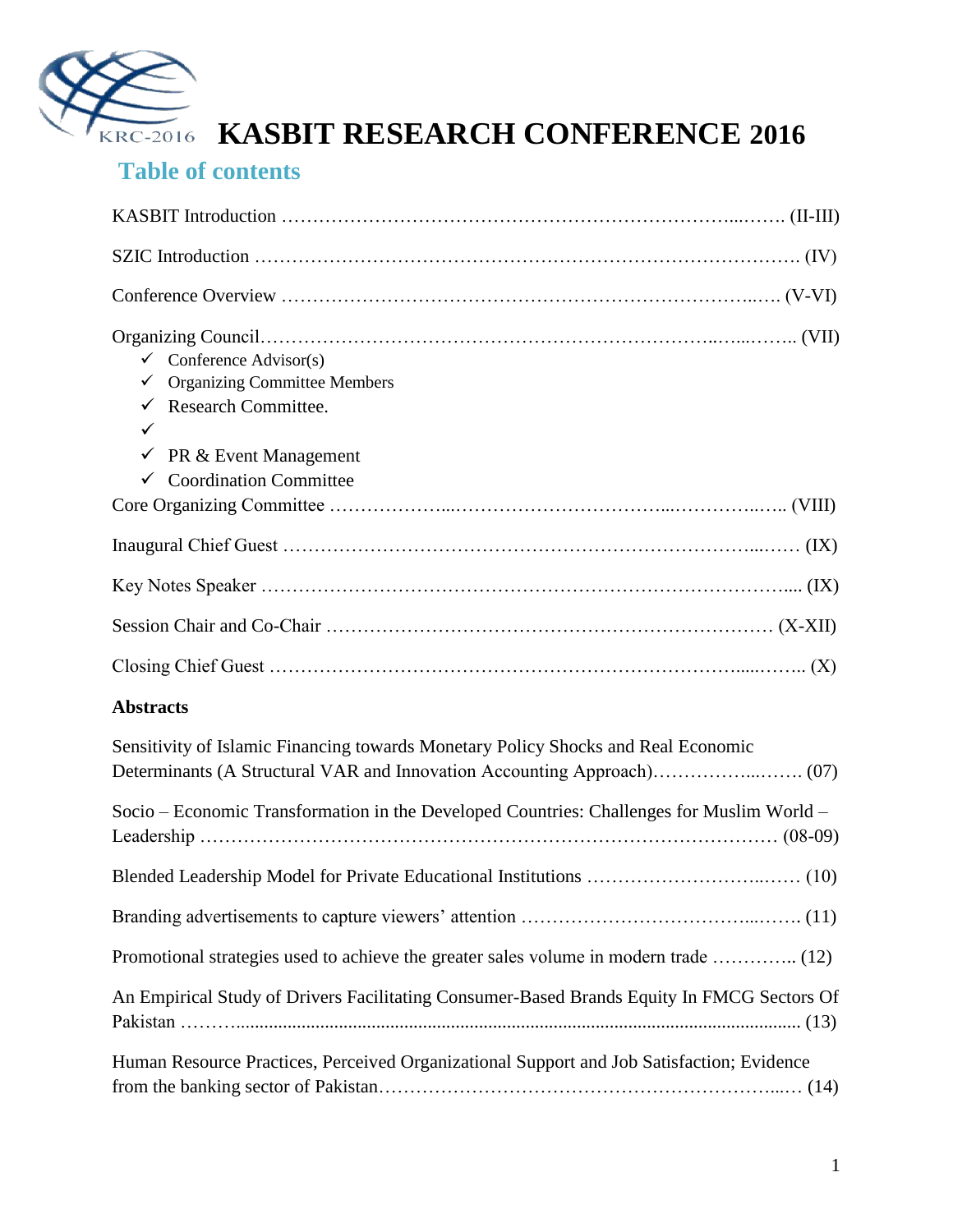# KASBIT RESEARCH CONFERENCE 2016

## Table of contents

KASBIT Introduction ………………………………………………………………...……. (II-III)

SZIC Introduction …………………………………………………………………………. (IV)

Conference Overview ……………………………………………………………..…. (V-VI)

Organizing Council……………………………………………………………..…...…….. (VII)

- ✓ Conference Advisor(s)
- ✓ Organizing Committee Members
- ✓ Research Committee.
- ✓
- ✓ PR & Event Management
- ✓ Coordination Committee

Core Organizing Committee ………………...……………………………...…………..….. (VIII)

Inaugural Chief Guest ……………………………………………………………...…… (IX)

Key Notes Speaker ……………………………………………………………………..... (IX)

Session Chair and Co-Chair …………………………………………………………… (X-XII)

Closing Chief Guest ………………………………………………………………......…….. (X)

**Abstracts**

Sensitivity of Islamic Financing towards Monetary Policy Shocks and Real Economic Determinants (A Structural VAR and Innovation Accounting Approach)……………...……. (07)

Socio – Economic Transformation in the Developed Countries: Challenges for Muslim World – Leadership ……………………………………………………………………………… (08-09)

Blended Leadership Model for Private Educational Institutions …………………………..…… (10)

Branding advertisements to capture viewers' attention ……………………………….....…….. (11)

Promotional strategies used to achieve the greater sales volume in modern trade ………….. (12)

An Empirical Study of Drivers Facilitating Consumer-Based Brands Equity In FMCG Sectors Of Pakistan ………................................................................................................................ (13)

Human Resource Practices, Perceived Organizational Support and Job Satisfaction; Evidence from the banking sector of Pakistan……………………………………………………...… (14)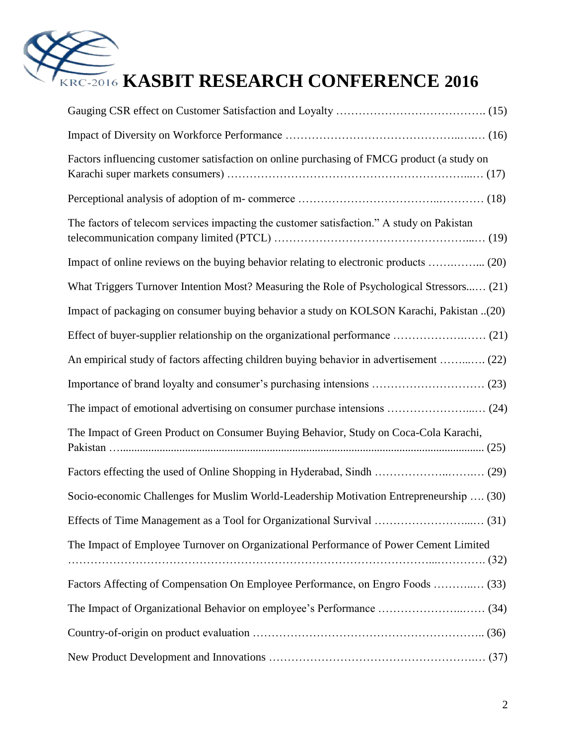Gauging CSR effect on Customer Satisfaction and Loyalty …………………………………. (15)

Impact of Diversity on Workforce Performance ……………………………………..…..… (16)

Factors influencing customer satisfaction on online purchasing of FMCG product (a study on Karachi super markets consumers) ……………………………………………………...… (17)

Perceptional analysis of adoption of m- commerce ……………………………..………… (18)

The factors of telecom services impacting the customer satisfaction." A study on Pakistan telecommunication company limited (PTCL) …………………………………………...… (19)

Impact of online reviews on the buying behavior relating to electronic products …….……... (20)

What Triggers Turnover Intention Most? Measuring the Role of Psychological Stressors...… (21)

Impact of packaging on consumer buying behavior a study on KOLSON Karachi, Pakistan ..(20)

Effect of buyer-supplier relationship on the organizational performance ………………..…… (21)

An empirical study of factors affecting children buying behavior in advertisement ……...…. (22)

Importance of brand loyalty and consumer's purchasing intensions ………………………… (23)

The impact of emotional advertising on consumer purchase intensions …………………...… (24)

The Impact of Green Product on Consumer Buying Behavior, Study on Coca-Cola Karachi, Pakistan …................................................................................................................... (25)

Factors effecting the used of Online Shopping in Hyderabad, Sindh ……………..…….… (29)

Socio-economic Challenges for Muslim World-Leadership Motivation Entrepreneurship …. (30)

Effects of Time Management as a Tool for Organizational Survival ……………………...… (31)

The Impact of Employee Turnover on Organizational Performance of Power Cement Limited ……………………………………………………………………………...…………. (32)

Factors Affecting of Compensation On Employee Performance, on Engro Foods ………..… (33)

The Impact of Organizational Behavior on employee's Performance …………………..…… (34)

Country-of-origin on product evaluation …………………………………………………….. (36)

New Product Development and Innovations …………………………………………….… (37)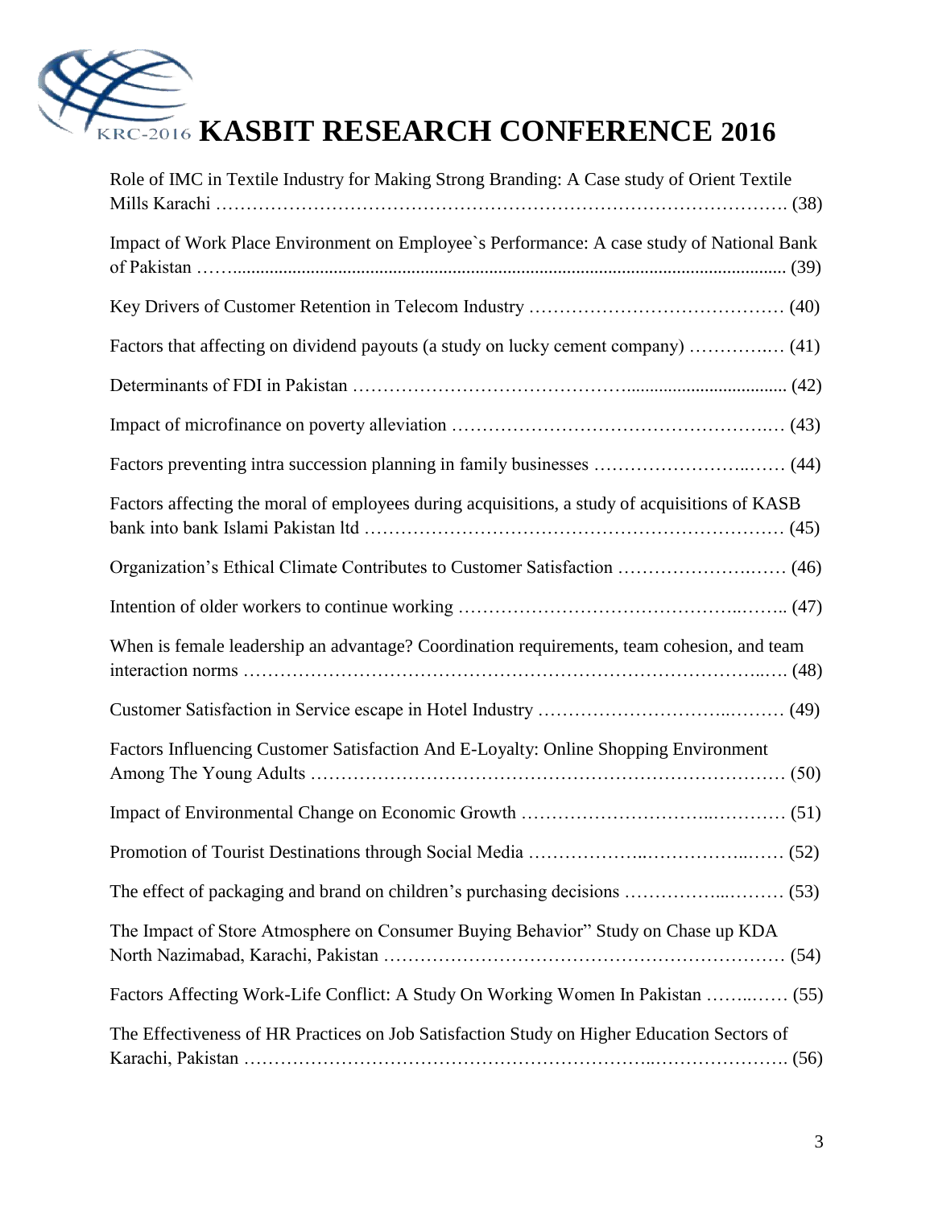Role of IMC in Textile Industry for Making Strong Branding: A Case study of Orient Textile Mills Karachi ………………………………………………………………………………. (38)

Impact of Work Place Environment on Employee`s Performance: A case study of National Bank of Pakistan …….................................................................................................................... (39)

Key Drivers of Customer Retention in Telecom Industry …………………………………… (40)

Factors that affecting on dividend payouts (a study on lucky cement company) …………..… (41)

Determinants of FDI in Pakistan ……………………………………................................... (42)

Impact of microfinance on poverty alleviation …………………………………………….… (43)

Factors preventing intra succession planning in family businesses ……………………..…… (44)

Factors affecting the moral of employees during acquisitions, a study of acquisitions of KASB bank into bank Islami Pakistan ltd ………………………………………………………… (45)

Organization's Ethical Climate Contributes to Customer Satisfaction ……………….……… (46)

Intention of older workers to continue working ……………………………………..…….. (47)

When is female leadership an advantage? Coordination requirements, team cohesion, and team interaction norms ……………………………………………………………………..…. (48)

Customer Satisfaction in Service escape in Hotel Industry ………………………..………. (49)

Factors Influencing Customer Satisfaction And E-Loyalty: Online Shopping Environment Among The Young Adults ……………………………………………………………………. (50)

Impact of Environmental Change on Economic Growth ………………………..………… (51)

Promotion of Tourist Destinations through Social Media ………………..……………..…… (52)

The effect of packaging and brand on children's purchasing decisions ……………...……… (53)

The Impact of Store Atmosphere on Consumer Buying Behavior" Study on Chase up KDA North Nazimabad, Karachi, Pakistan ………………………………………………………… (54)

Factors Affecting Work-Life Conflict: A Study On Working Women In Pakistan ……..…… (55)

The Effectiveness of HR Practices on Job Satisfaction Study on Higher Education Sectors of Karachi, Pakistan ……………………………………………………..…………………. (56)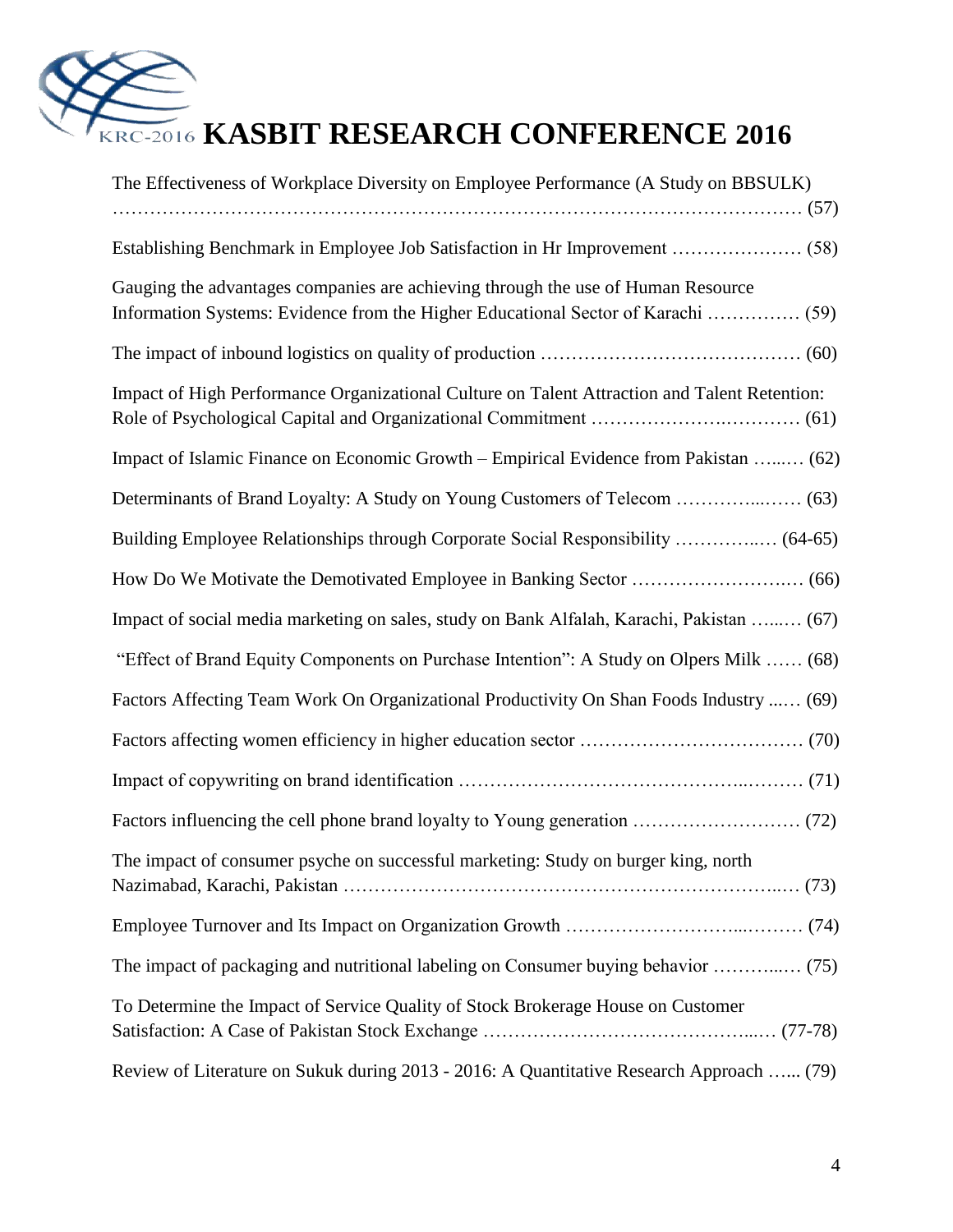The Effectiveness of Workplace Diversity on Employee Performance (A Study on BBSULK) ………………………………………………………………………………………………… (57)

Establishing Benchmark in Employee Job Satisfaction in Hr Improvement ………………… (58)

Gauging the advantages companies are achieving through the use of Human Resource Information Systems: Evidence from the Higher Educational Sector of Karachi …………… (59)

The impact of inbound logistics on quality of production …………………………………… (60)

Impact of High Performance Organizational Culture on Talent Attraction and Talent Retention: Role of Psychological Capital and Organizational Commitment ……………….………… (61)

Impact of Islamic Finance on Economic Growth – Empirical Evidence from Pakistan …...… (62)

Determinants of Brand Loyalty: A Study on Young Customers of Telecom …………...…… (63)

Building Employee Relationships through Corporate Social Responsibility …………..… (64-65)

How Do We Motivate the Demotivated Employee in Banking Sector ……………………..… (66)

Impact of social media marketing on sales, study on Bank Alfalah, Karachi, Pakistan …...… (67)

"Effect of Brand Equity Components on Purchase Intention": A Study on Olpers Milk …… (68)

Factors Affecting Team Work On Organizational Productivity On Shan Foods Industry ...… (69)

Factors affecting women efficiency in higher education sector ……………………………… (70)

Impact of copywriting on brand identification ……………………………………...……… (71)

Factors influencing the cell phone brand loyalty to Young generation ……………………… (72)

The impact of consumer psyche on successful marketing: Study on burger king, north Nazimabad, Karachi, Pakistan ………………………………………………………….…… (73)

Employee Turnover and Its Impact on Organization Growth …………………...……… (74)

The impact of packaging and nutritional labeling on Consumer buying behavior ……….…… (75)

To Determine the Impact of Service Quality of Stock Brokerage House on Customer Satisfaction: A Case of Pakistan Stock Exchange …………………………………...… (77-78)

Review of Literature on Sukuk during 2013 - 2016: A Quantitative Research Approach …... (79)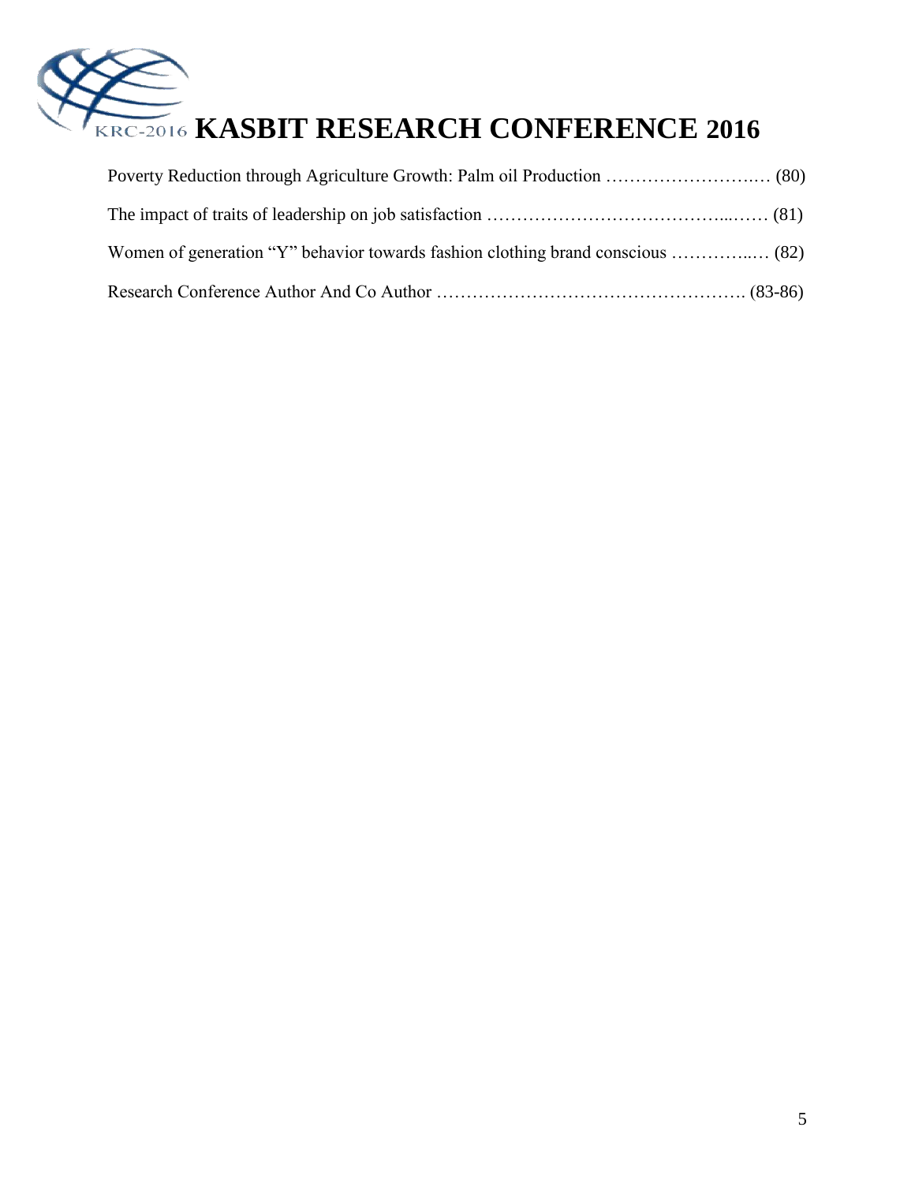Poverty Reduction through Agriculture Growth: Palm oil Production ……………………..… (80)

The impact of traits of leadership on job satisfaction …………………………………...…… (81)

Women of generation “Y” behavior towards fashion clothing brand conscious …………..… (82)

Research Conference Author And Co Author ……………………………………………. (83-86)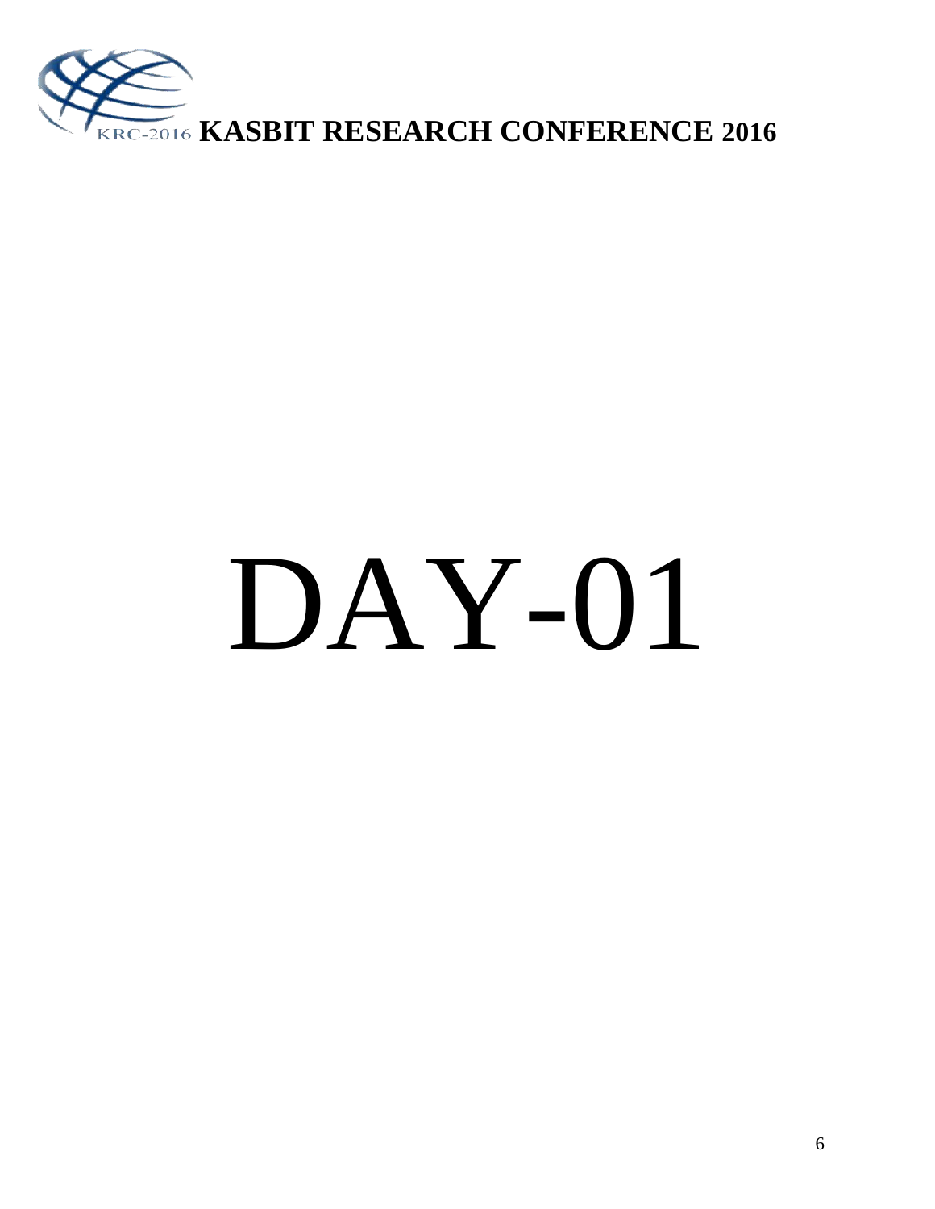# DAY-01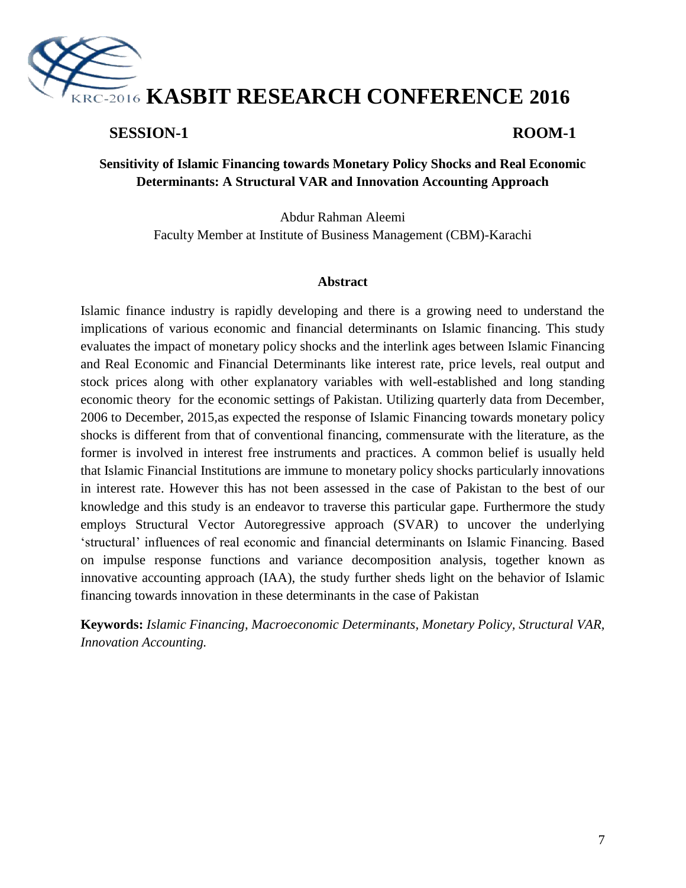**SESSION-1** **ROOM-1**

## Sensitivity of Islamic Financing towards Monetary Policy Shocks and Real Economic Determinants: A Structural VAR and Innovation Accounting Approach

Abdur Rahman Aleemi
Faculty Member at Institute of Business Management (CBM)-Karachi

### Abstract

Islamic finance industry is rapidly developing and there is a growing need to understand the implications of various economic and financial determinants on Islamic financing. This study evaluates the impact of monetary policy shocks and the interlink ages between Islamic Financing and Real Economic and Financial Determinants like interest rate, price levels, real output and stock prices along with other explanatory variables with well-established and long standing economic theory for the economic settings of Pakistan. Utilizing quarterly data from December, 2006 to December, 2015,as expected the response of Islamic Financing towards monetary policy shocks is different from that of conventional financing, commensurate with the literature, as the former is involved in interest free instruments and practices. A common belief is usually held that Islamic Financial Institutions are immune to monetary policy shocks particularly innovations in interest rate. However this has not been assessed in the case of Pakistan to the best of our knowledge and this study is an endeavor to traverse this particular gape. Furthermore the study employs Structural Vector Autoregressive approach (SVAR) to uncover the underlying 'structural' influences of real economic and financial determinants on Islamic Financing. Based on impulse response functions and variance decomposition analysis, together known as innovative accounting approach (IAA), the study further sheds light on the behavior of Islamic financing towards innovation in these determinants in the case of Pakistan

**Keywords:** *Islamic Financing, Macroeconomic Determinants, Monetary Policy, Structural VAR, Innovation Accounting.*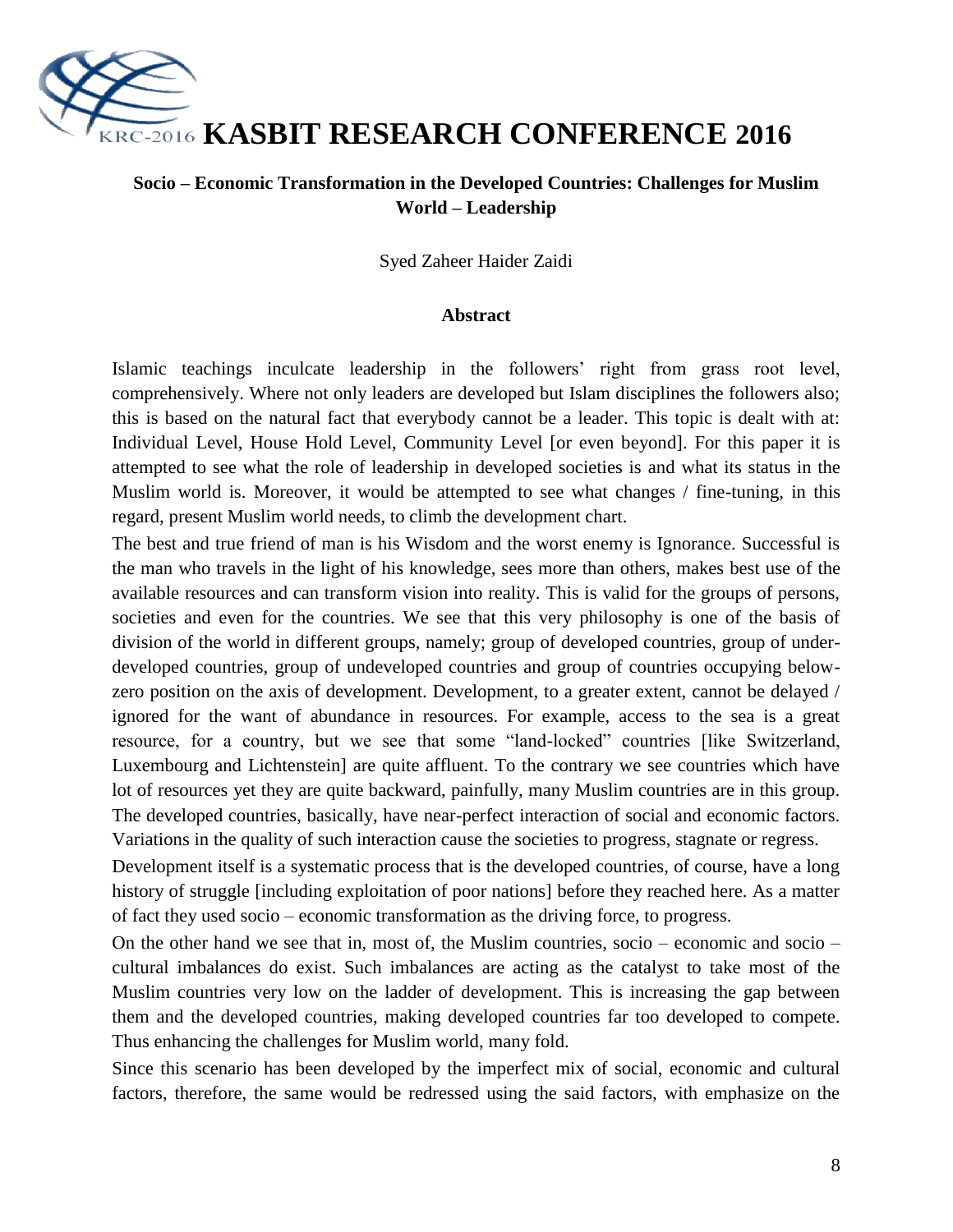# KASBIT RESEARCH CONFERENCE 2016

## Socio – Economic Transformation in the Developed Countries: Challenges for Muslim World – Leadership

Syed Zaheer Haider Zaidi

### Abstract

Islamic teachings inculcate leadership in the followers' right from grass root level, comprehensively. Where not only leaders are developed but Islam disciplines the followers also; this is based on the natural fact that everybody cannot be a leader. This topic is dealt with at: Individual Level, House Hold Level, Community Level [or even beyond]. For this paper it is attempted to see what the role of leadership in developed societies is and what its status in the Muslim world is. Moreover, it would be attempted to see what changes / fine-tuning, in this regard, present Muslim world needs, to climb the development chart.

The best and true friend of man is his Wisdom and the worst enemy is Ignorance. Successful is the man who travels in the light of his knowledge, sees more than others, makes best use of the available resources and can transform vision into reality. This is valid for the groups of persons, societies and even for the countries. We see that this very philosophy is one of the basis of division of the world in different groups, namely; group of developed countries, group of under-developed countries, group of undeveloped countries and group of countries occupying below-zero position on the axis of development. Development, to a greater extent, cannot be delayed / ignored for the want of abundance in resources. For example, access to the sea is a great resource, for a country, but we see that some "land-locked" countries [like Switzerland, Luxembourg and Lichtenstein] are quite affluent. To the contrary we see countries which have lot of resources yet they are quite backward, painfully, many Muslim countries are in this group. The developed countries, basically, have near-perfect interaction of social and economic factors. Variations in the quality of such interaction cause the societies to progress, stagnate or regress.

Development itself is a systematic process that is the developed countries, of course, have a long history of struggle [including exploitation of poor nations] before they reached here. As a matter of fact they used socio – economic transformation as the driving force, to progress.

On the other hand we see that in, most of, the Muslim countries, socio – economic and socio – cultural imbalances do exist. Such imbalances are acting as the catalyst to take most of the Muslim countries very low on the ladder of development. This is increasing the gap between them and the developed countries, making developed countries far too developed to compete. Thus enhancing the challenges for Muslim world, many fold.

Since this scenario has been developed by the imperfect mix of social, economic and cultural factors, therefore, the same would be redressed using the said factors, with emphasize on the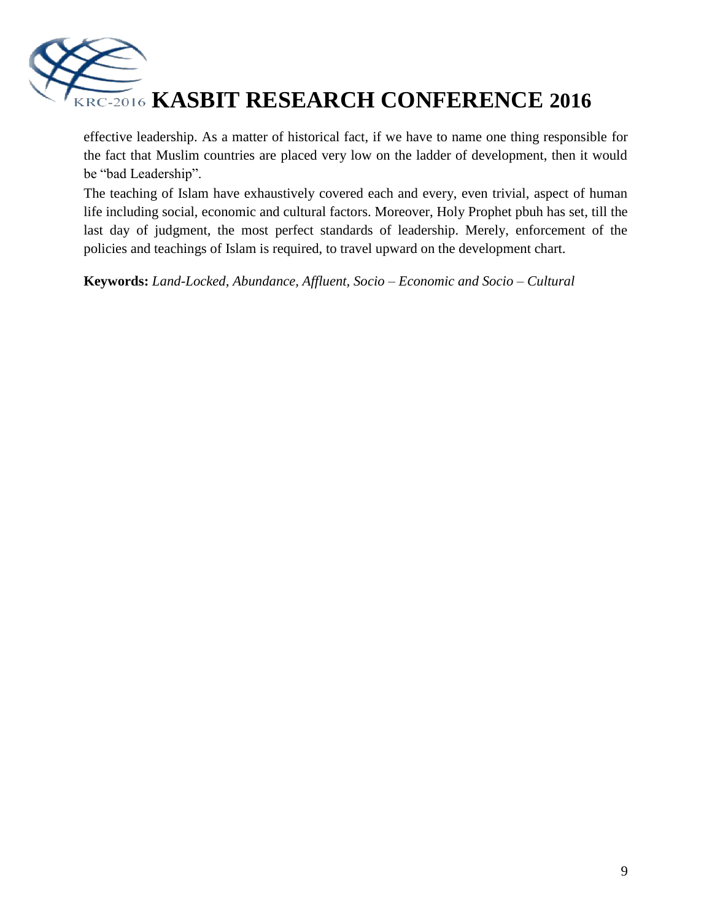effective leadership. As a matter of historical fact, if we have to name one thing responsible for the fact that Muslim countries are placed very low on the ladder of development, then it would be "bad Leadership".

The teaching of Islam have exhaustively covered each and every, even trivial, aspect of human life including social, economic and cultural factors. Moreover, Holy Prophet pbuh has set, till the last day of judgment, the most perfect standards of leadership. Merely, enforcement of the policies and teachings of Islam is required, to travel upward on the development chart.

**Keywords:** *Land-Locked, Abundance, Affluent, Socio – Economic and Socio – Cultural*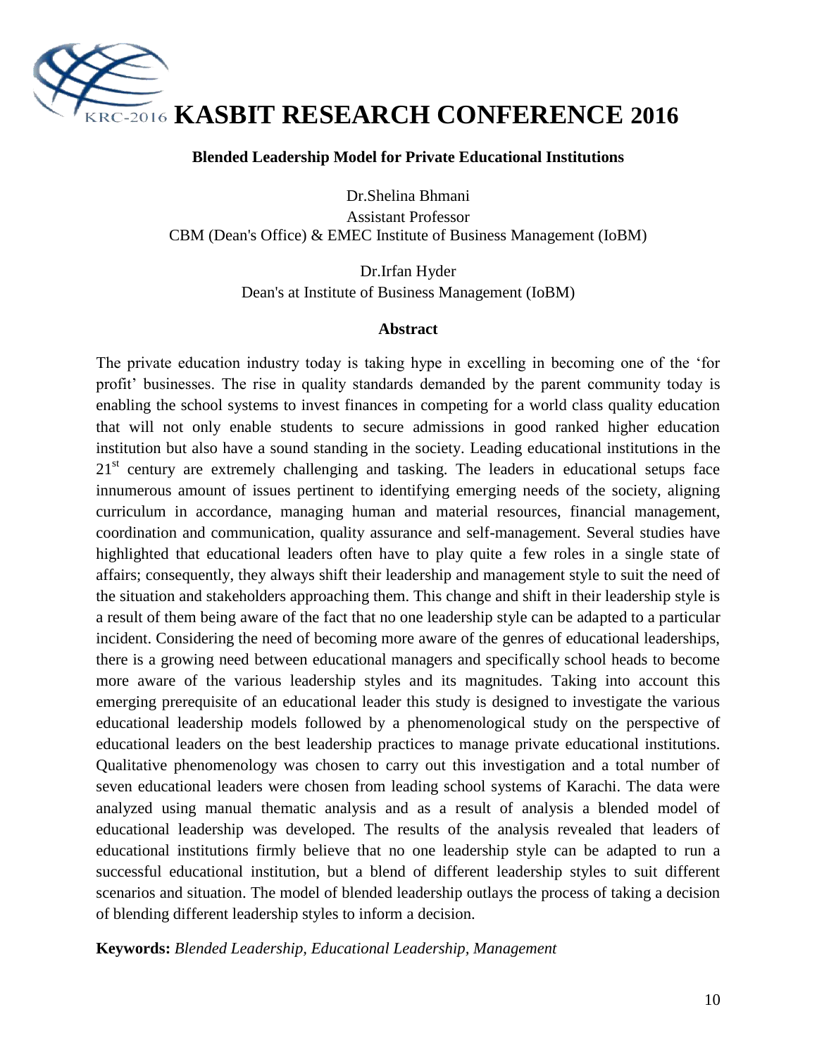# KASBIT RESEARCH CONFERENCE 2016

### Blended Leadership Model for Private Educational Institutions

Dr.Shelina Bhmani
Assistant Professor
CBM (Dean's Office) & EMEC Institute of Business Management (IoBM)

Dr.Irfan Hyder
Dean's at Institute of Business Management (IoBM)

#### Abstract

The private education industry today is taking hype in excelling in becoming one of the 'for profit' businesses. The rise in quality standards demanded by the parent community today is enabling the school systems to invest finances in competing for a world class quality education that will not only enable students to secure admissions in good ranked higher education institution but also have a sound standing in the society. Leading educational institutions in the 21st century are extremely challenging and tasking. The leaders in educational setups face innumerous amount of issues pertinent to identifying emerging needs of the society, aligning curriculum in accordance, managing human and material resources, financial management, coordination and communication, quality assurance and self-management. Several studies have highlighted that educational leaders often have to play quite a few roles in a single state of affairs; consequently, they always shift their leadership and management style to suit the need of the situation and stakeholders approaching them. This change and shift in their leadership style is a result of them being aware of the fact that no one leadership style can be adapted to a particular incident. Considering the need of becoming more aware of the genres of educational leaderships, there is a growing need between educational managers and specifically school heads to become more aware of the various leadership styles and its magnitudes. Taking into account this emerging prerequisite of an educational leader this study is designed to investigate the various educational leadership models followed by a phenomenological study on the perspective of educational leaders on the best leadership practices to manage private educational institutions. Qualitative phenomenology was chosen to carry out this investigation and a total number of seven educational leaders were chosen from leading school systems of Karachi. The data were analyzed using manual thematic analysis and as a result of analysis a blended model of educational leadership was developed. The results of the analysis revealed that leaders of educational institutions firmly believe that no one leadership style can be adapted to run a successful educational institution, but a blend of different leadership styles to suit different scenarios and situation. The model of blended leadership outlays the process of taking a decision of blending different leadership styles to inform a decision.

**Keywords:** *Blended Leadership, Educational Leadership, Management*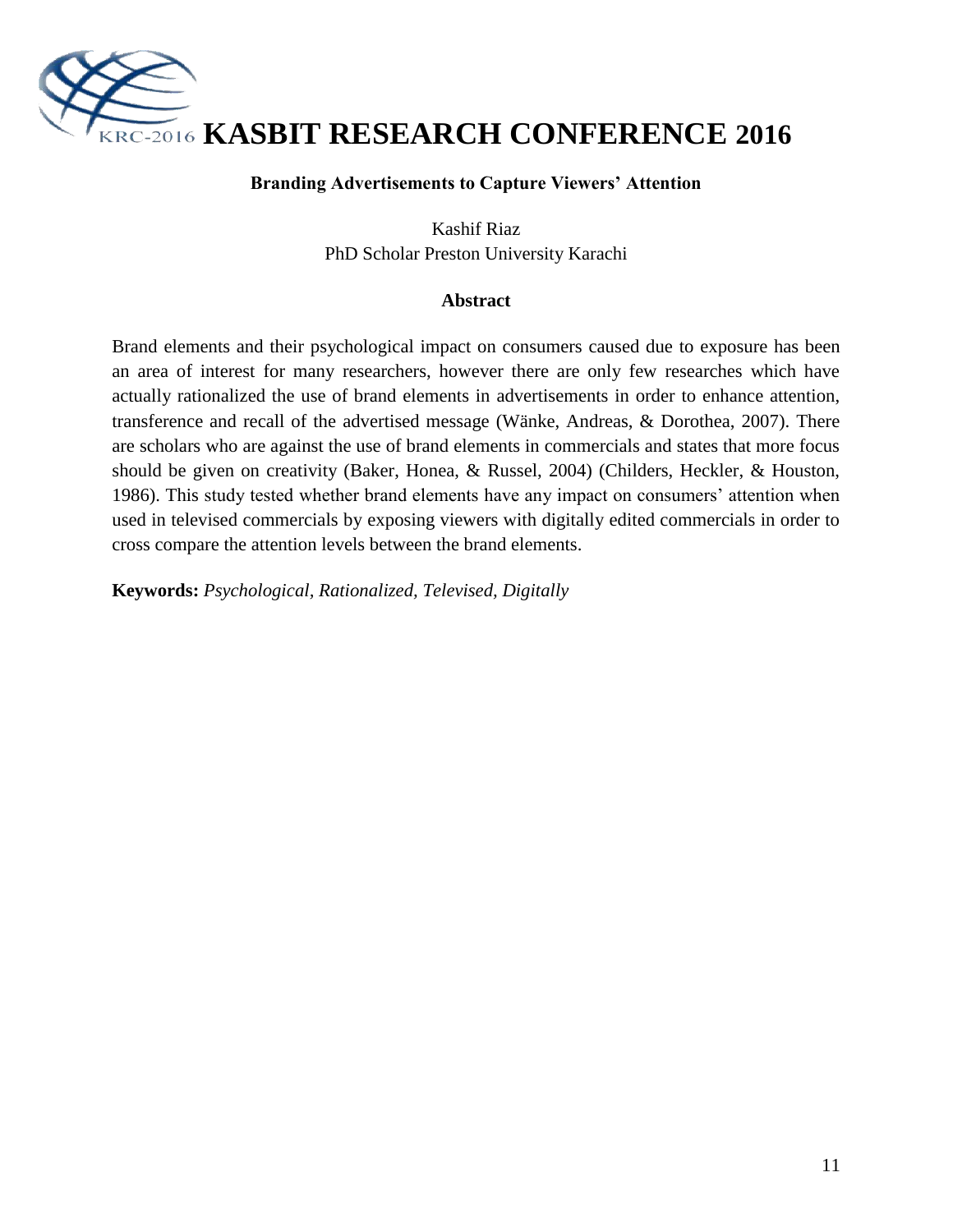## Branding Advertisements to Capture Viewers' Attention

Kashif Riaz
PhD Scholar Preston University Karachi

### Abstract

Brand elements and their psychological impact on consumers caused due to exposure has been an area of interest for many researchers, however there are only few researches which have actually rationalized the use of brand elements in advertisements in order to enhance attention, transference and recall of the advertised message (Wänke, Andreas, & Dorothea, 2007). There are scholars who are against the use of brand elements in commercials and states that more focus should be given on creativity (Baker, Honea, & Russel, 2004) (Childers, Heckler, & Houston, 1986). This study tested whether brand elements have any impact on consumers' attention when used in televised commercials by exposing viewers with digitally edited commercials in order to cross compare the attention levels between the brand elements.

**Keywords:** *Psychological, Rationalized, Televised, Digitally*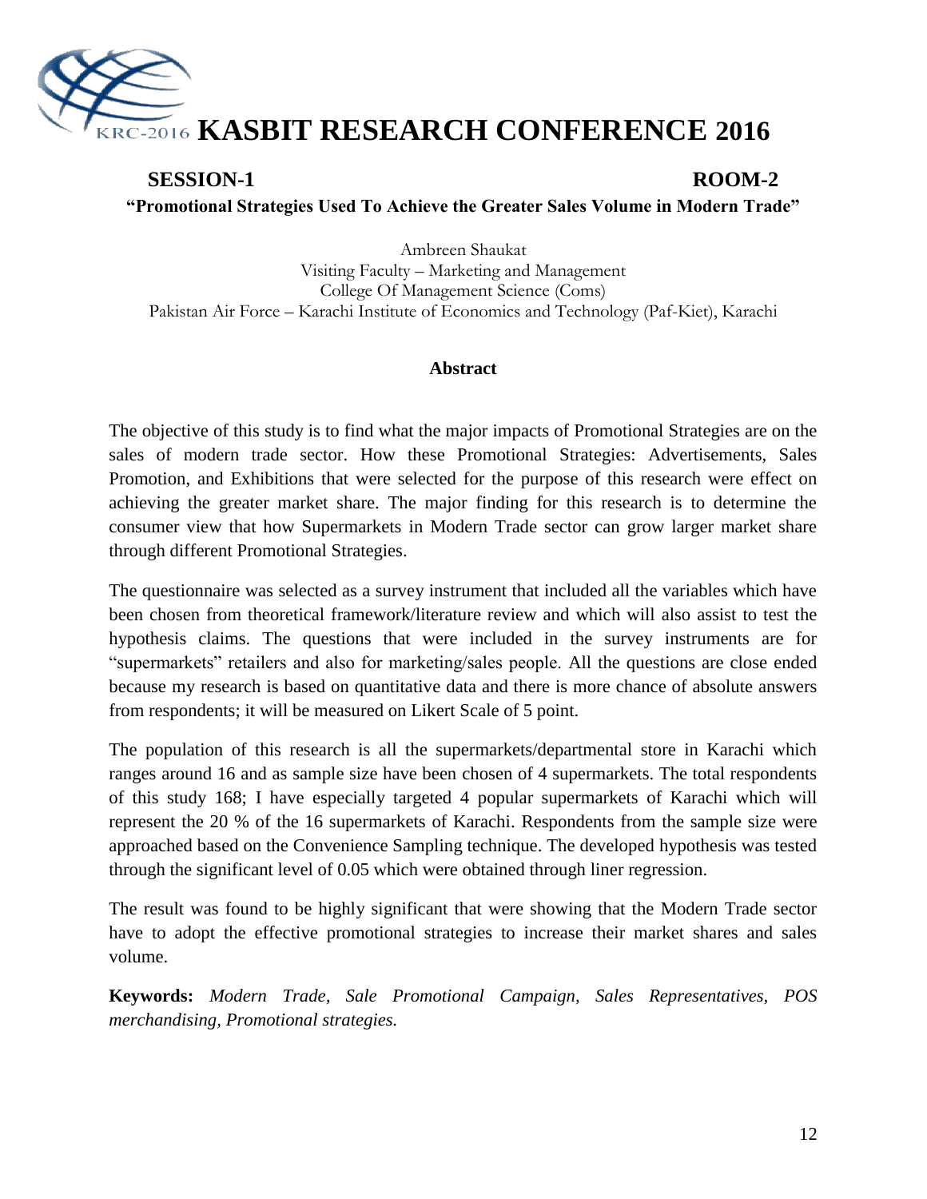**SESSION-1** **ROOM-2**

## "Promotional Strategies Used To Achieve the Greater Sales Volume in Modern Trade"

Ambreen Shaukat
Visiting Faculty – Marketing and Management
College Of Management Science (Coms)
Pakistan Air Force – Karachi Institute of Economics and Technology (Paf-Kiet), Karachi

### Abstract

The objective of this study is to find what the major impacts of Promotional Strategies are on the sales of modern trade sector. How these Promotional Strategies: Advertisements, Sales Promotion, and Exhibitions that were selected for the purpose of this research were effect on achieving the greater market share. The major finding for this research is to determine the consumer view that how Supermarkets in Modern Trade sector can grow larger market share through different Promotional Strategies.

The questionnaire was selected as a survey instrument that included all the variables which have been chosen from theoretical framework/literature review and which will also assist to test the hypothesis claims. The questions that were included in the survey instruments are for "supermarkets" retailers and also for marketing/sales people. All the questions are close ended because my research is based on quantitative data and there is more chance of absolute answers from respondents; it will be measured on Likert Scale of 5 point.

The population of this research is all the supermarkets/departmental store in Karachi which ranges around 16 and as sample size have been chosen of 4 supermarkets. The total respondents of this study 168; I have especially targeted 4 popular supermarkets of Karachi which will represent the 20 % of the 16 supermarkets of Karachi. Respondents from the sample size were approached based on the Convenience Sampling technique. The developed hypothesis was tested through the significant level of 0.05 which were obtained through liner regression.

The result was found to be highly significant that were showing that the Modern Trade sector have to adopt the effective promotional strategies to increase their market shares and sales volume.

**Keywords:** *Modern Trade, Sale Promotional Campaign, Sales Representatives, POS merchandising, Promotional strategies.*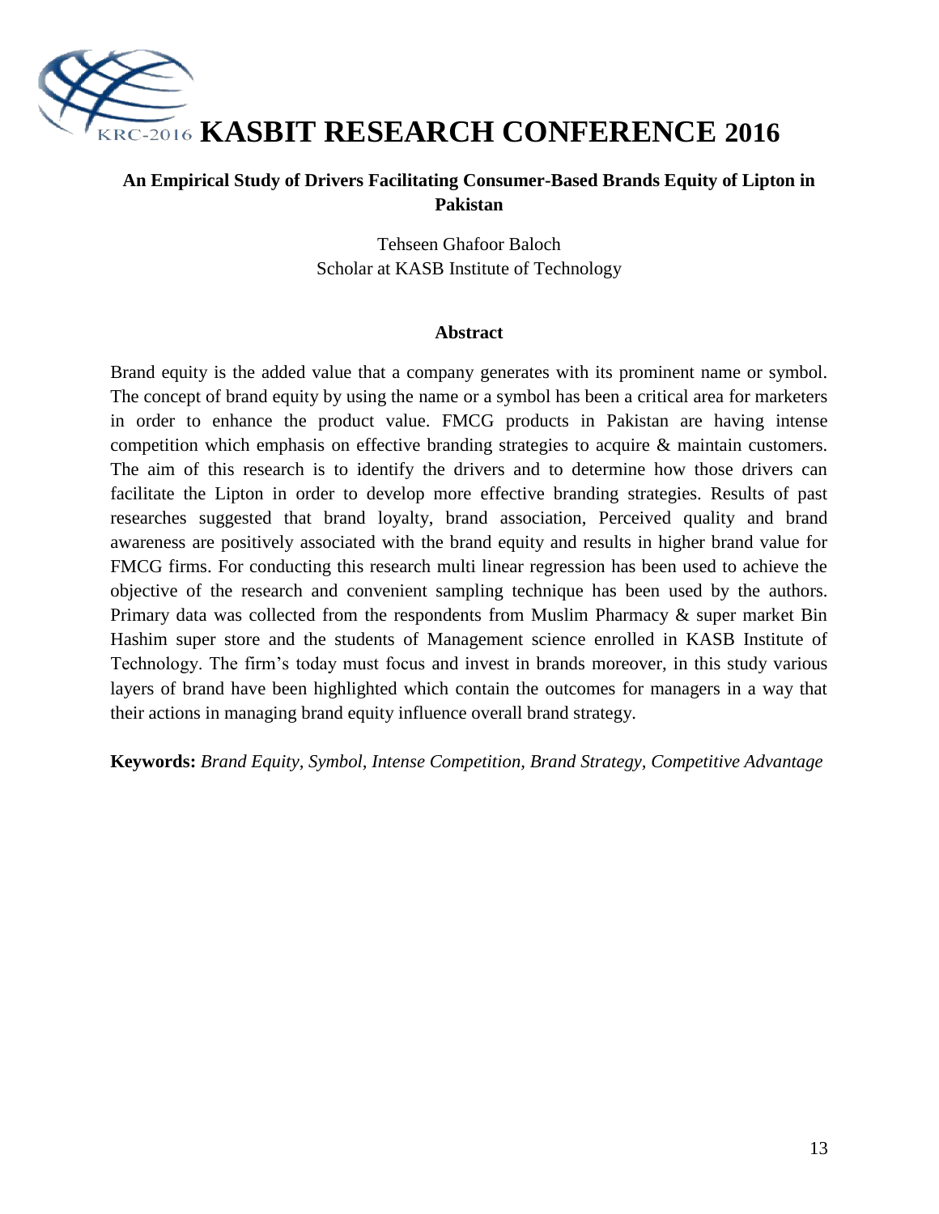## An Empirical Study of Drivers Facilitating Consumer-Based Brands Equity of Lipton in Pakistan

Tehseen Ghafoor Baloch
Scholar at KASB Institute of Technology

### Abstract

Brand equity is the added value that a company generates with its prominent name or symbol. The concept of brand equity by using the name or a symbol has been a critical area for marketers in order to enhance the product value. FMCG products in Pakistan are having intense competition which emphasis on effective branding strategies to acquire & maintain customers. The aim of this research is to identify the drivers and to determine how those drivers can facilitate the Lipton in order to develop more effective branding strategies. Results of past researches suggested that brand loyalty, brand association, Perceived quality and brand awareness are positively associated with the brand equity and results in higher brand value for FMCG firms. For conducting this research multi linear regression has been used to achieve the objective of the research and convenient sampling technique has been used by the authors. Primary data was collected from the respondents from Muslim Pharmacy & super market Bin Hashim super store and the students of Management science enrolled in KASB Institute of Technology. The firm's today must focus and invest in brands moreover, in this study various layers of brand have been highlighted which contain the outcomes for managers in a way that their actions in managing brand equity influence overall brand strategy.

**Keywords:** *Brand Equity, Symbol, Intense Competition, Brand Strategy, Competitive Advantage*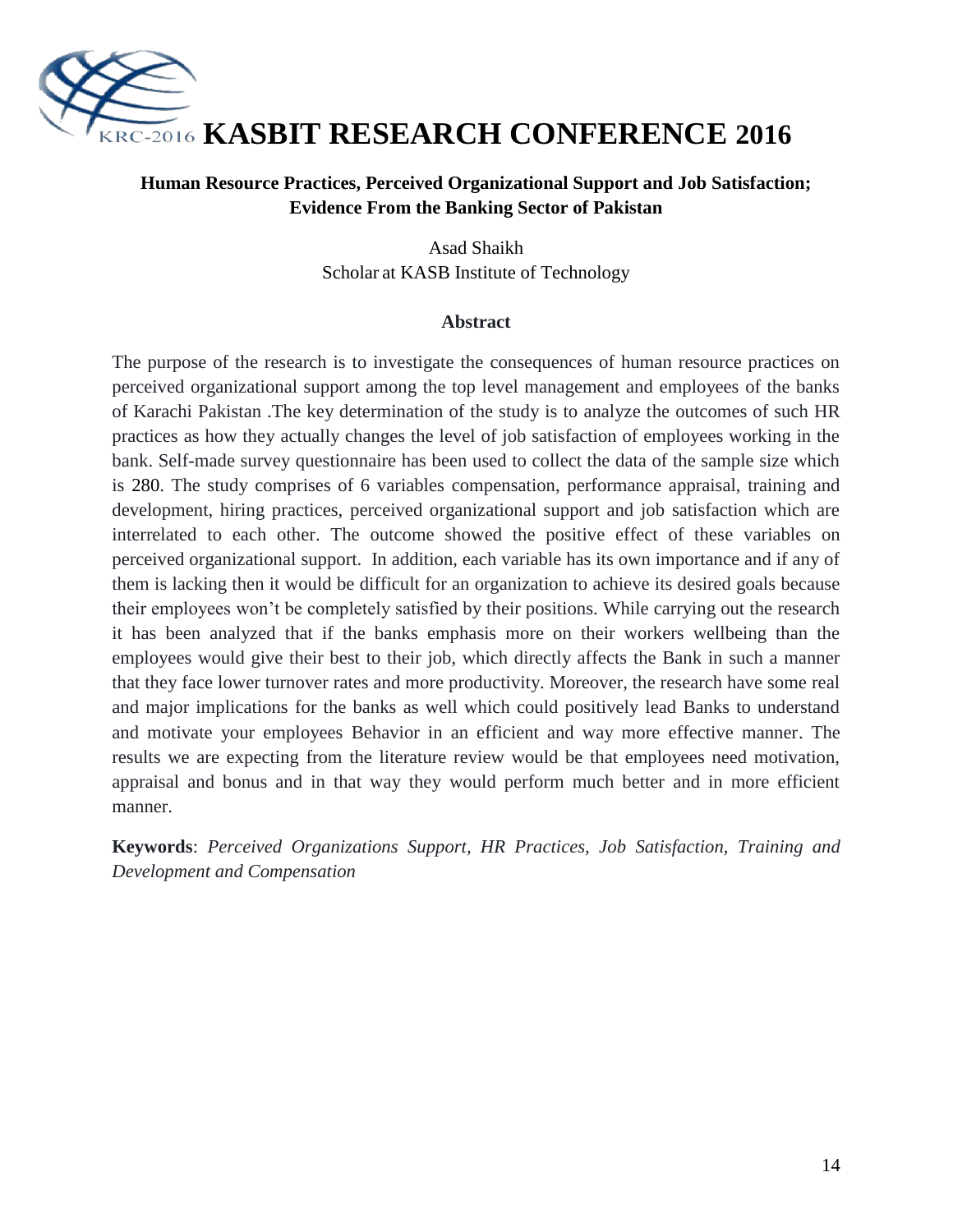# Human Resource Practices, Perceived Organizational Support and Job Satisfaction; Evidence From the Banking Sector of Pakistan

Asad Shaikh
Scholar at KASB Institute of Technology

## Abstract

The purpose of the research is to investigate the consequences of human resource practices on perceived organizational support among the top level management and employees of the banks of Karachi Pakistan .The key determination of the study is to analyze the outcomes of such HR practices as how they actually changes the level of job satisfaction of employees working in the bank. Self-made survey questionnaire has been used to collect the data of the sample size which is 280. The study comprises of 6 variables compensation, performance appraisal, training and development, hiring practices, perceived organizational support and job satisfaction which are interrelated to each other. The outcome showed the positive effect of these variables on perceived organizational support. In addition, each variable has its own importance and if any of them is lacking then it would be difficult for an organization to achieve its desired goals because their employees won't be completely satisfied by their positions. While carrying out the research it has been analyzed that if the banks emphasis more on their workers wellbeing than the employees would give their best to their job, which directly affects the Bank in such a manner that they face lower turnover rates and more productivity. Moreover, the research have some real and major implications for the banks as well which could positively lead Banks to understand and motivate your employees Behavior in an efficient and way more effective manner. The results we are expecting from the literature review would be that employees need motivation, appraisal and bonus and in that way they would perform much better and in more efficient manner.

**Keywords**: *Perceived Organizations Support, HR Practices, Job Satisfaction, Training and Development and Compensation*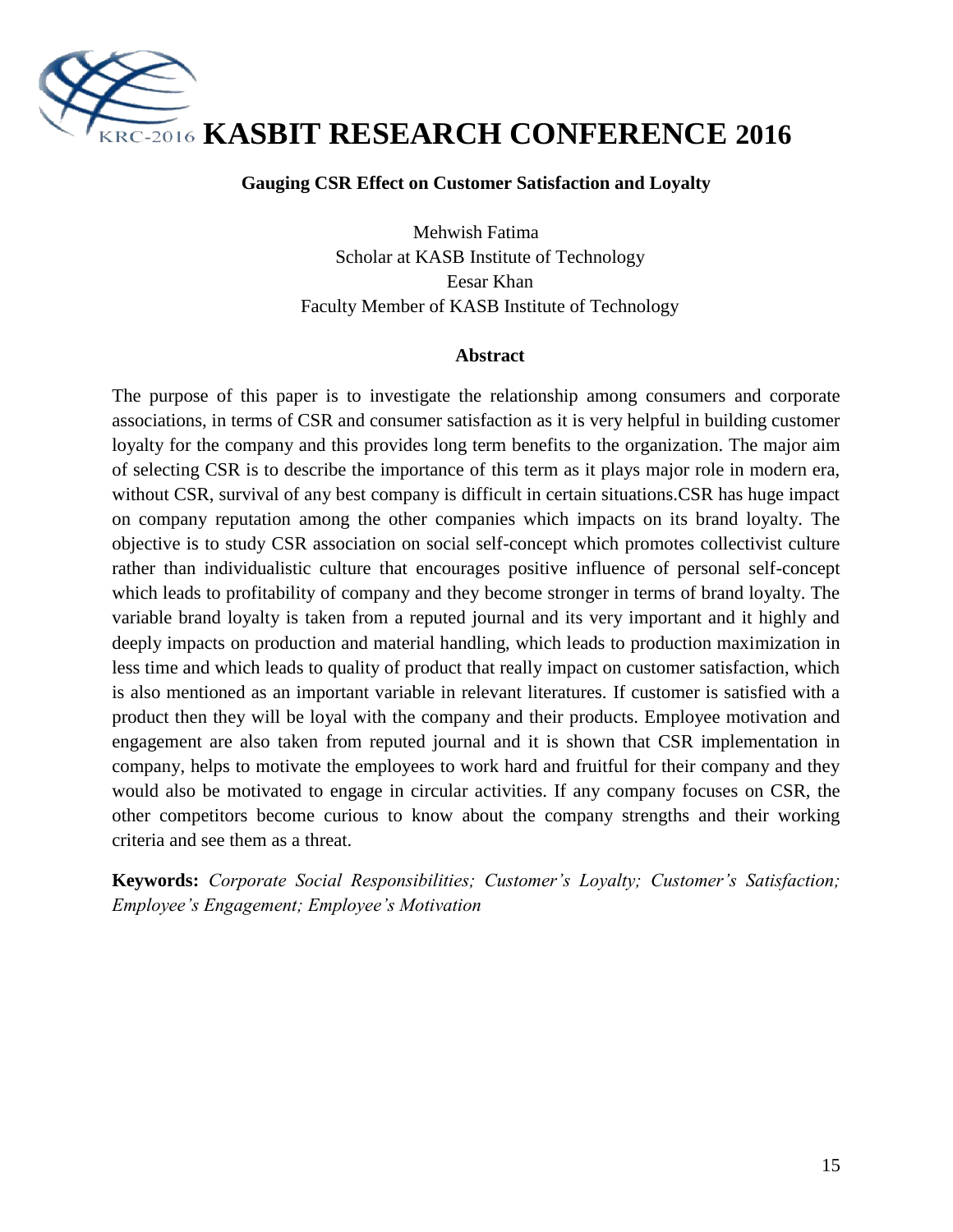# KASBIT RESEARCH CONFERENCE 2016

## Gauging CSR Effect on Customer Satisfaction and Loyalty

Mehwish Fatima
Scholar at KASB Institute of Technology
Eesar Khan
Faculty Member of KASB Institute of Technology

### Abstract

The purpose of this paper is to investigate the relationship among consumers and corporate associations, in terms of CSR and consumer satisfaction as it is very helpful in building customer loyalty for the company and this provides long term benefits to the organization. The major aim of selecting CSR is to describe the importance of this term as it plays major role in modern era, without CSR, survival of any best company is difficult in certain situations.CSR has huge impact on company reputation among the other companies which impacts on its brand loyalty. The objective is to study CSR association on social self-concept which promotes collectivist culture rather than individualistic culture that encourages positive influence of personal self-concept which leads to profitability of company and they become stronger in terms of brand loyalty. The variable brand loyalty is taken from a reputed journal and its very important and it highly and deeply impacts on production and material handling, which leads to production maximization in less time and which leads to quality of product that really impact on customer satisfaction, which is also mentioned as an important variable in relevant literatures. If customer is satisfied with a product then they will be loyal with the company and their products. Employee motivation and engagement are also taken from reputed journal and it is shown that CSR implementation in company, helps to motivate the employees to work hard and fruitful for their company and they would also be motivated to engage in circular activities. If any company focuses on CSR, the other competitors become curious to know about the company strengths and their working criteria and see them as a threat.

**Keywords:** *Corporate Social Responsibilities; Customer's Loyalty; Customer's Satisfaction; Employee's Engagement; Employee's Motivation*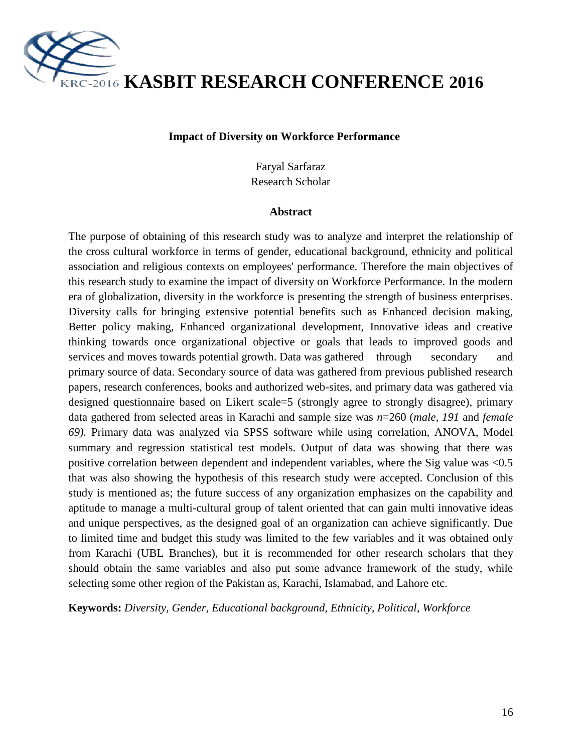**Impact of Diversity on Workforce Performance**

Faryal Sarfaraz  
Research Scholar

**Abstract**

The purpose of obtaining of this research study was to analyze and interpret the relationship of the cross cultural workforce in terms of gender, educational background, ethnicity and political association and religious contexts on employees' performance. Therefore the main objectives of this research study to examine the impact of diversity on Workforce Performance. In the modern era of globalization, diversity in the workforce is presenting the strength of business enterprises. Diversity calls for bringing extensive potential benefits such as Enhanced decision making, Better policy making, Enhanced organizational development, Innovative ideas and creative thinking towards once organizational objective or goals that leads to improved goods and services and moves towards potential growth. Data was gathered through secondary and primary source of data. Secondary source of data was gathered from previous published research papers, research conferences, books and authorized web-sites, and primary data was gathered via designed questionnaire based on Likert scale=5 (strongly agree to strongly disagree), primary data gathered from selected areas in Karachi and sample size was *n*=260 (*male, 191* and *female 69).* Primary data was analyzed via SPSS software while using correlation, ANOVA, Model summary and regression statistical test models. Output of data was showing that there was positive correlation between dependent and independent variables, where the Sig value was <0.5 that was also showing the hypothesis of this research study were accepted. Conclusion of this study is mentioned as; the future success of any organization emphasizes on the capability and aptitude to manage a multi-cultural group of talent oriented that can gain multi innovative ideas and unique perspectives, as the designed goal of an organization can achieve significantly. Due to limited time and budget this study was limited to the few variables and it was obtained only from Karachi (UBL Branches), but it is recommended for other research scholars that they should obtain the same variables and also put some advance framework of the study, while selecting some other region of the Pakistan as, Karachi, Islamabad, and Lahore etc.

**Keywords:** *Diversity, Gender, Educational background, Ethnicity, Political, Workforce*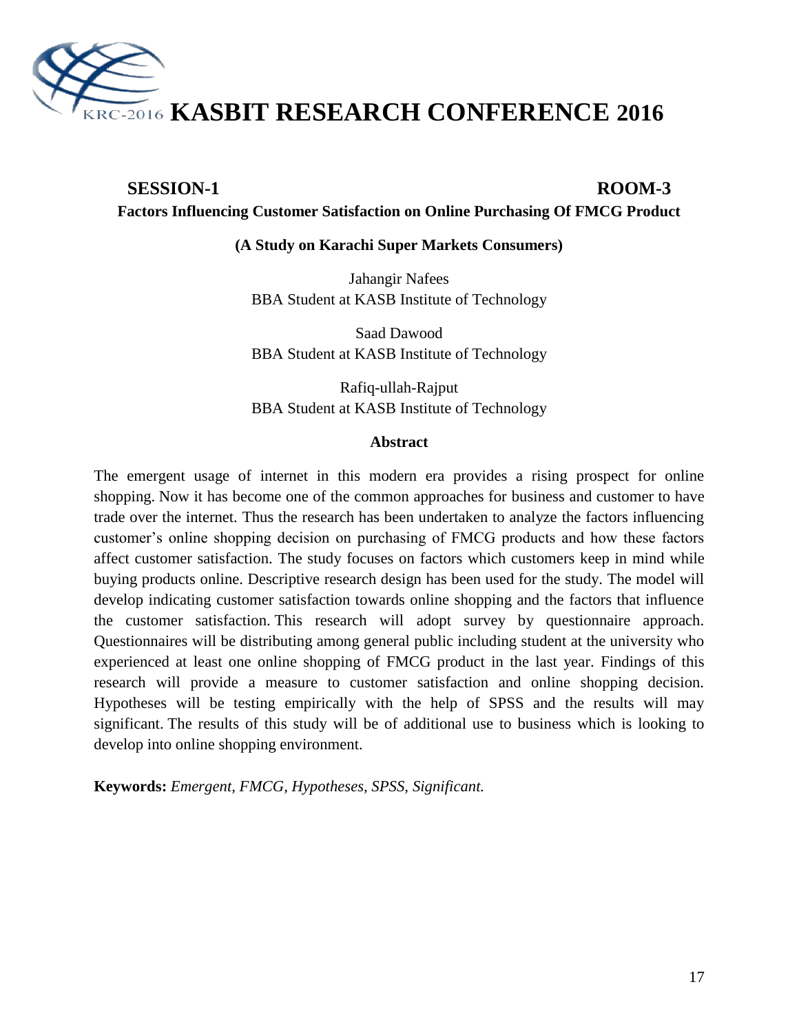**SESSION-1 ROOM-3**

## Factors Influencing Customer Satisfaction on Online Purchasing Of FMCG Product

### (A Study on Karachi Super Markets Consumers)

Jahangir Nafees
BBA Student at KASB Institute of Technology

Saad Dawood
BBA Student at KASB Institute of Technology

Rafiq-ullah-Rajput
BBA Student at KASB Institute of Technology

### Abstract

The emergent usage of internet in this modern era provides a rising prospect for online shopping. Now it has become one of the common approaches for business and customer to have trade over the internet. Thus the research has been undertaken to analyze the factors influencing customer's online shopping decision on purchasing of FMCG products and how these factors affect customer satisfaction. The study focuses on factors which customers keep in mind while buying products online. Descriptive research design has been used for the study. The model will develop indicating customer satisfaction towards online shopping and the factors that influence the customer satisfaction. This research will adopt survey by questionnaire approach. Questionnaires will be distributing among general public including student at the university who experienced at least one online shopping of FMCG product in the last year. Findings of this research will provide a measure to customer satisfaction and online shopping decision. Hypotheses will be testing empirically with the help of SPSS and the results will may significant. The results of this study will be of additional use to business which is looking to develop into online shopping environment.

**Keywords:** *Emergent, FMCG, Hypotheses, SPSS, Significant.*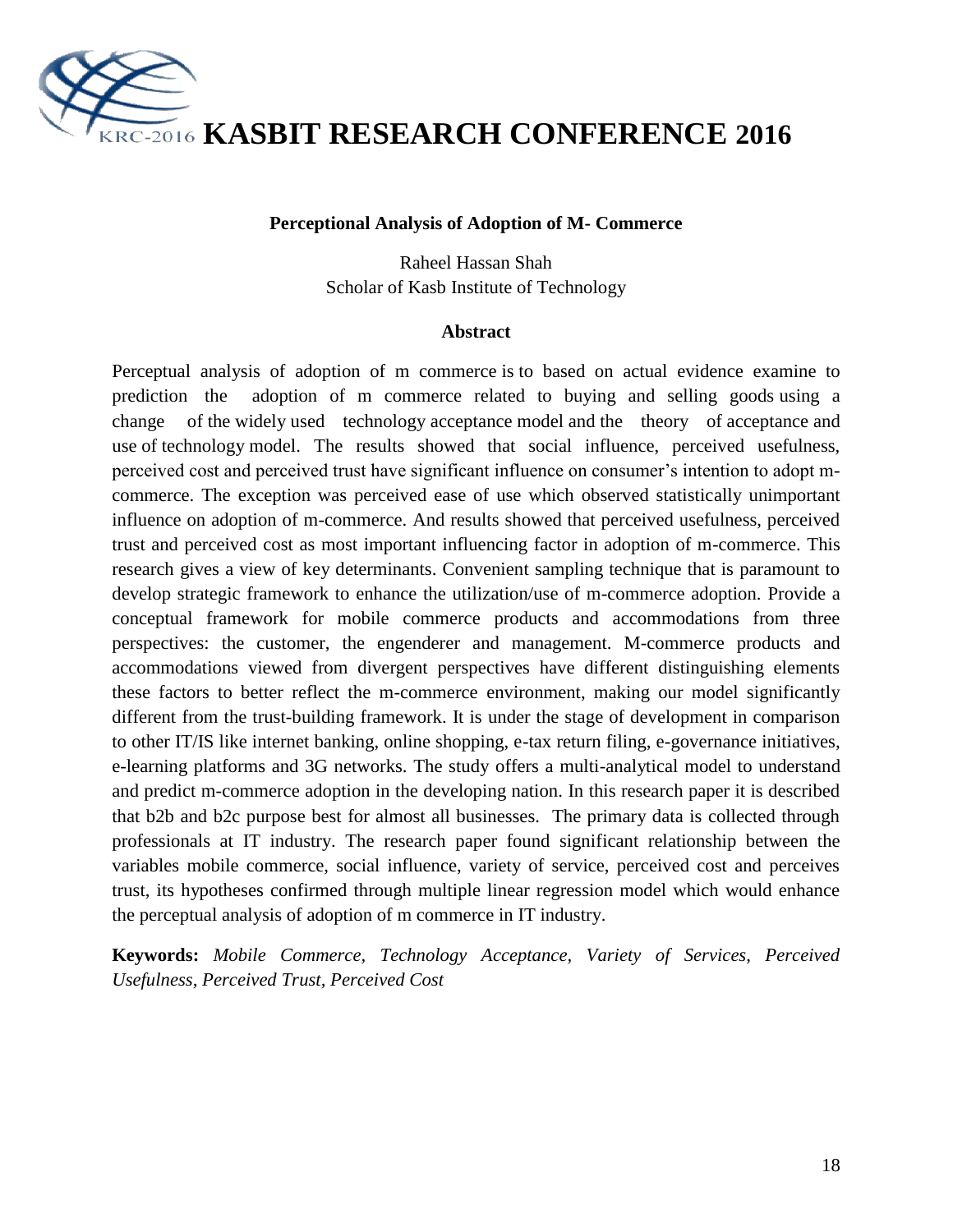# Perceptional Analysis of Adoption of M- Commerce

Raheel Hassan Shah
Scholar of Kasb Institute of Technology

## Abstract

Perceptual analysis of adoption of m commerce is to based on actual evidence examine to prediction the adoption of m commerce related to buying and selling goods using a change of the widely used technology acceptance model and the theory of acceptance and use of technology model. The results showed that social influence, perceived usefulness, perceived cost and perceived trust have significant influence on consumer's intention to adopt m-commerce. The exception was perceived ease of use which observed statistically unimportant influence on adoption of m-commerce. And results showed that perceived usefulness, perceived trust and perceived cost as most important influencing factor in adoption of m-commerce. This research gives a view of key determinants. Convenient sampling technique that is paramount to develop strategic framework to enhance the utilization/use of m-commerce adoption. Provide a conceptual framework for mobile commerce products and accommodations from three perspectives: the customer, the engenderer and management. M-commerce products and accommodations viewed from divergent perspectives have different distinguishing elements these factors to better reflect the m-commerce environment, making our model significantly different from the trust-building framework. It is under the stage of development in comparison to other IT/IS like internet banking, online shopping, e-tax return filing, e-governance initiatives, e-learning platforms and 3G networks. The study offers a multi-analytical model to understand and predict m-commerce adoption in the developing nation. In this research paper it is described that b2b and b2c purpose best for almost all businesses. The primary data is collected through professionals at IT industry. The research paper found significant relationship between the variables mobile commerce, social influence, variety of service, perceived cost and perceives trust, its hypotheses confirmed through multiple linear regression model which would enhance the perceptual analysis of adoption of m commerce in IT industry.

**Keywords:** *Mobile Commerce, Technology Acceptance, Variety of Services, Perceived Usefulness, Perceived Trust, Perceived Cost*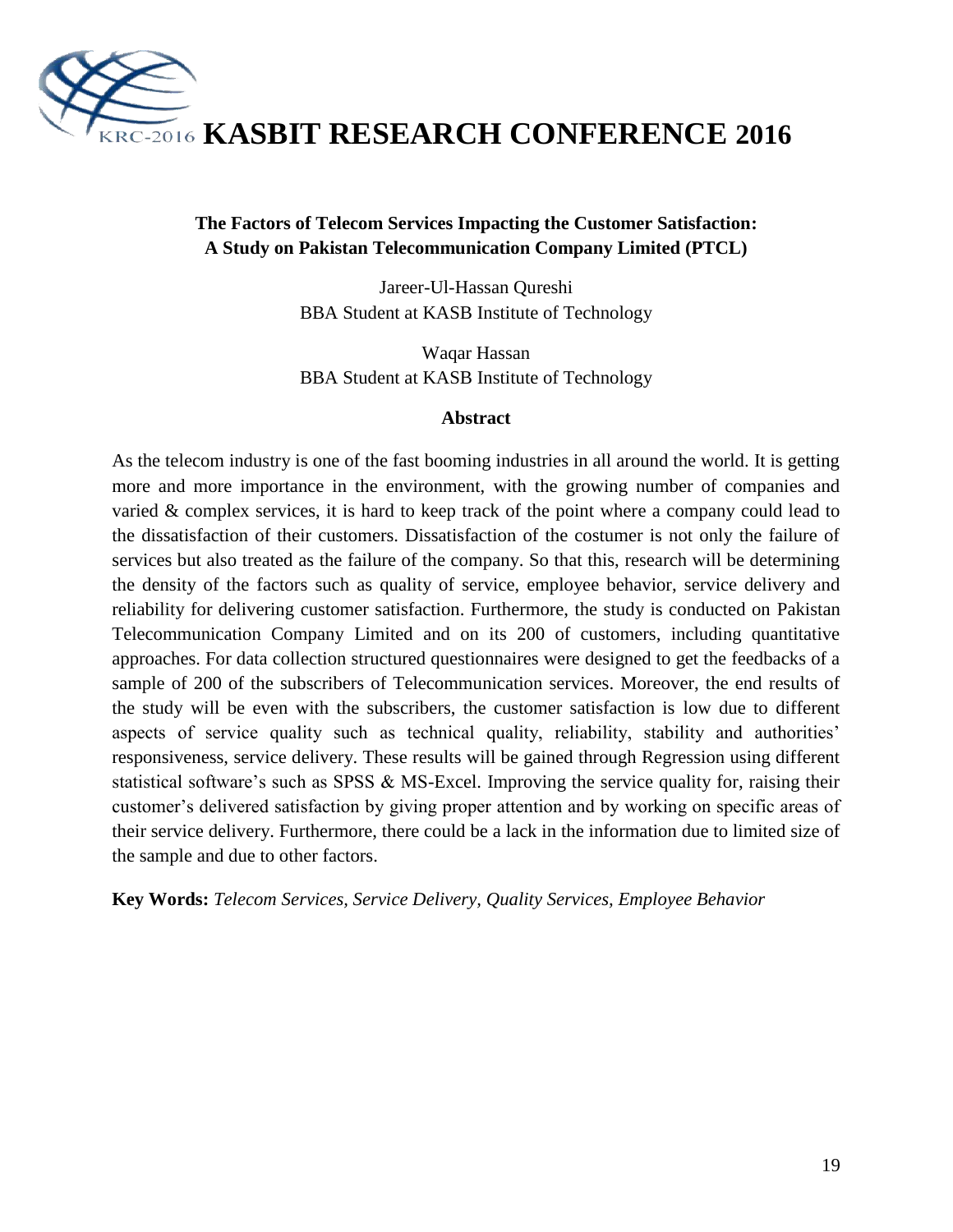## The Factors of Telecom Services Impacting the Customer Satisfaction: A Study on Pakistan Telecommunication Company Limited (PTCL)

Jareer-Ul-Hassan Qureshi
BBA Student at KASB Institute of Technology

Waqar Hassan
BBA Student at KASB Institute of Technology

### Abstract

As the telecom industry is one of the fast booming industries in all around the world. It is getting more and more importance in the environment, with the growing number of companies and varied & complex services, it is hard to keep track of the point where a company could lead to the dissatisfaction of their customers. Dissatisfaction of the costumer is not only the failure of services but also treated as the failure of the company. So that this, research will be determining the density of the factors such as quality of service, employee behavior, service delivery and reliability for delivering customer satisfaction. Furthermore, the study is conducted on Pakistan Telecommunication Company Limited and on its 200 of customers, including quantitative approaches. For data collection structured questionnaires were designed to get the feedbacks of a sample of 200 of the subscribers of Telecommunication services. Moreover, the end results of the study will be even with the subscribers, the customer satisfaction is low due to different aspects of service quality such as technical quality, reliability, stability and authorities' responsiveness, service delivery. These results will be gained through Regression using different statistical software's such as SPSS & MS-Excel. Improving the service quality for, raising their customer's delivered satisfaction by giving proper attention and by working on specific areas of their service delivery. Furthermore, there could be a lack in the information due to limited size of the sample and due to other factors.

**Key Words:** *Telecom Services, Service Delivery, Quality Services, Employee Behavior*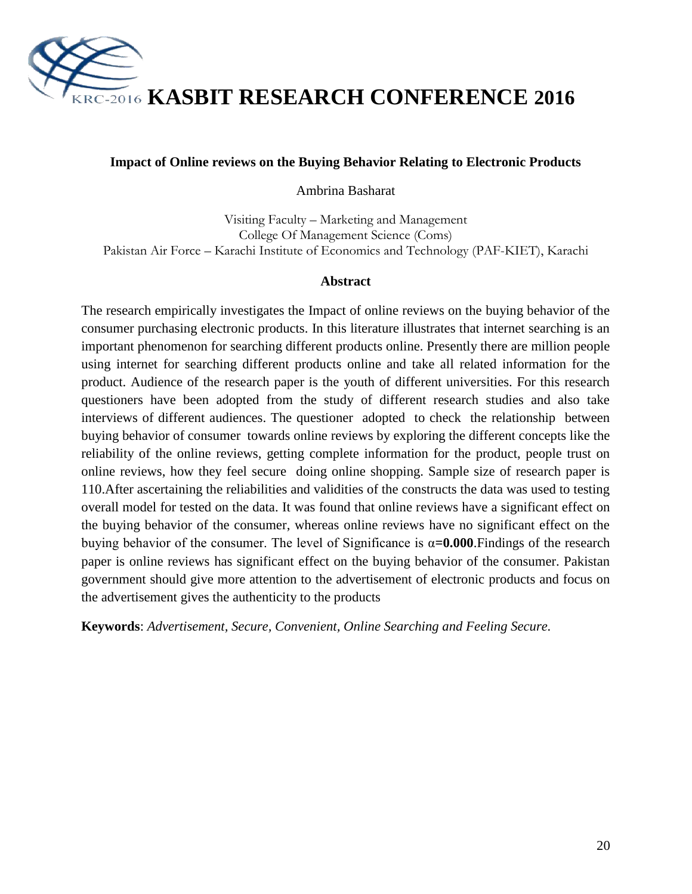# Impact of Online reviews on the Buying Behavior Relating to Electronic Products

Ambrina Basharat

Visiting Faculty – Marketing and Management
College Of Management Science (Coms)
Pakistan Air Force – Karachi Institute of Economics and Technology (PAF-KIET), Karachi

## Abstract

The research empirically investigates the Impact of online reviews on the buying behavior of the consumer purchasing electronic products. In this literature illustrates that internet searching is an important phenomenon for searching different products online. Presently there are million people using internet for searching different products online and take all related information for the product. Audience of the research paper is the youth of different universities. For this research questioners have been adopted from the study of different research studies and also take interviews of different audiences. The questioner adopted to check the relationship between buying behavior of consumer towards online reviews by exploring the different concepts like the reliability of the online reviews, getting complete information for the product, people trust on online reviews, how they feel secure doing online shopping. Sample size of research paper is 110.After ascertaining the reliabilities and validities of the constructs the data was used to testing overall model for tested on the data. It was found that online reviews have a significant effect on the buying behavior of the consumer, whereas online reviews have no significant effect on the buying behavior of the consumer. The level of Significance is $\alpha$**=0.000**.Findings of the research paper is online reviews has significant effect on the buying behavior of the consumer. Pakistan government should give more attention to the advertisement of electronic products and focus on the advertisement gives the authenticity to the products

**Keywords**: *Advertisement, Secure, Convenient, Online Searching and Feeling Secure.*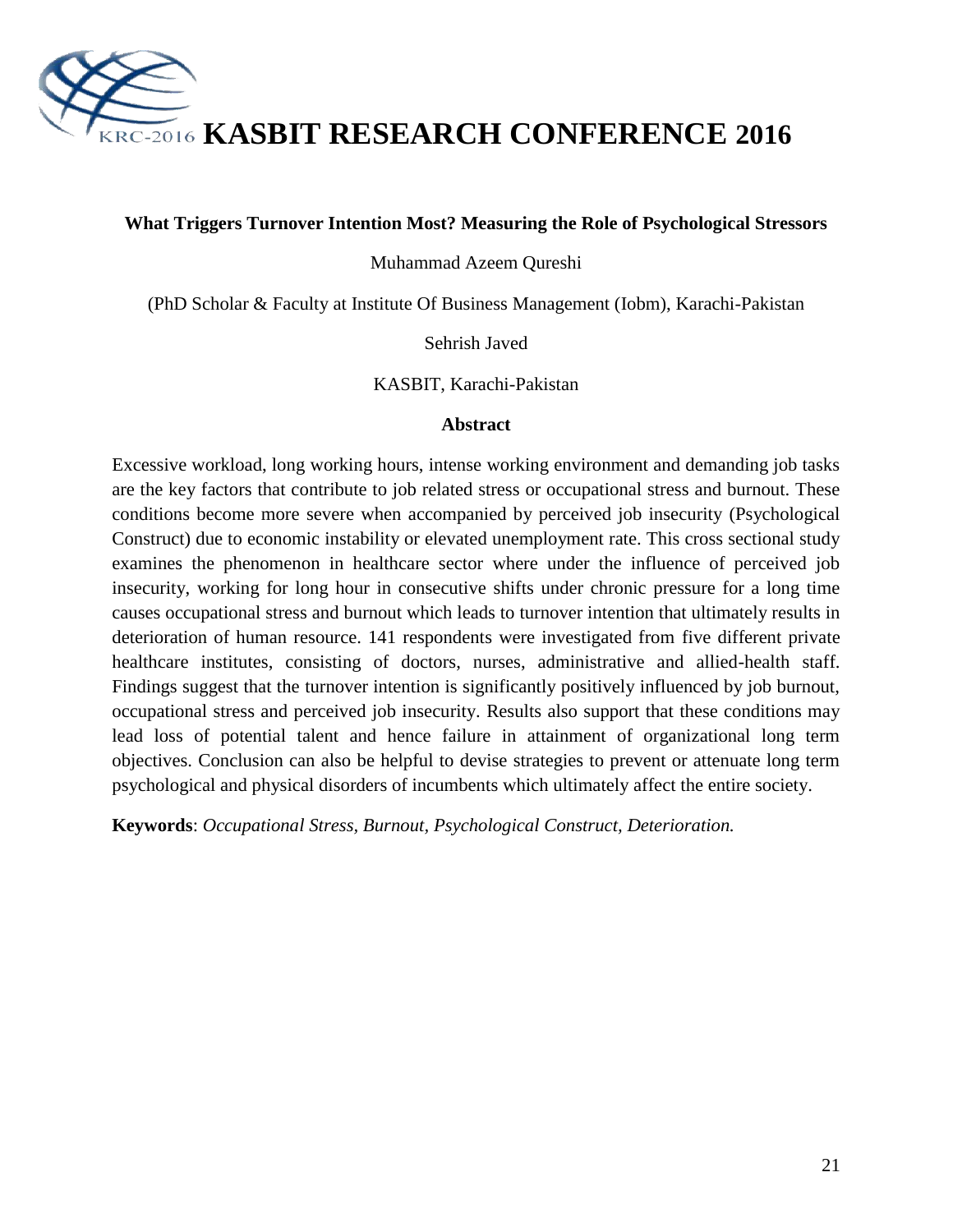## What Triggers Turnover Intention Most? Measuring the Role of Psychological Stressors

Muhammad Azeem Qureshi

(PhD Scholar & Faculty at Institute Of Business Management (Iobm), Karachi-Pakistan

Sehrish Javed

KASBIT, Karachi-Pakistan

### Abstract

Excessive workload, long working hours, intense working environment and demanding job tasks are the key factors that contribute to job related stress or occupational stress and burnout. These conditions become more severe when accompanied by perceived job insecurity (Psychological Construct) due to economic instability or elevated unemployment rate. This cross sectional study examines the phenomenon in healthcare sector where under the influence of perceived job insecurity, working for long hour in consecutive shifts under chronic pressure for a long time causes occupational stress and burnout which leads to turnover intention that ultimately results in deterioration of human resource. 141 respondents were investigated from five different private healthcare institutes, consisting of doctors, nurses, administrative and allied-health staff. Findings suggest that the turnover intention is significantly positively influenced by job burnout, occupational stress and perceived job insecurity. Results also support that these conditions may lead loss of potential talent and hence failure in attainment of organizational long term objectives. Conclusion can also be helpful to devise strategies to prevent or attenuate long term psychological and physical disorders of incumbents which ultimately affect the entire society.

**Keywords**: *Occupational Stress, Burnout, Psychological Construct, Deterioration.*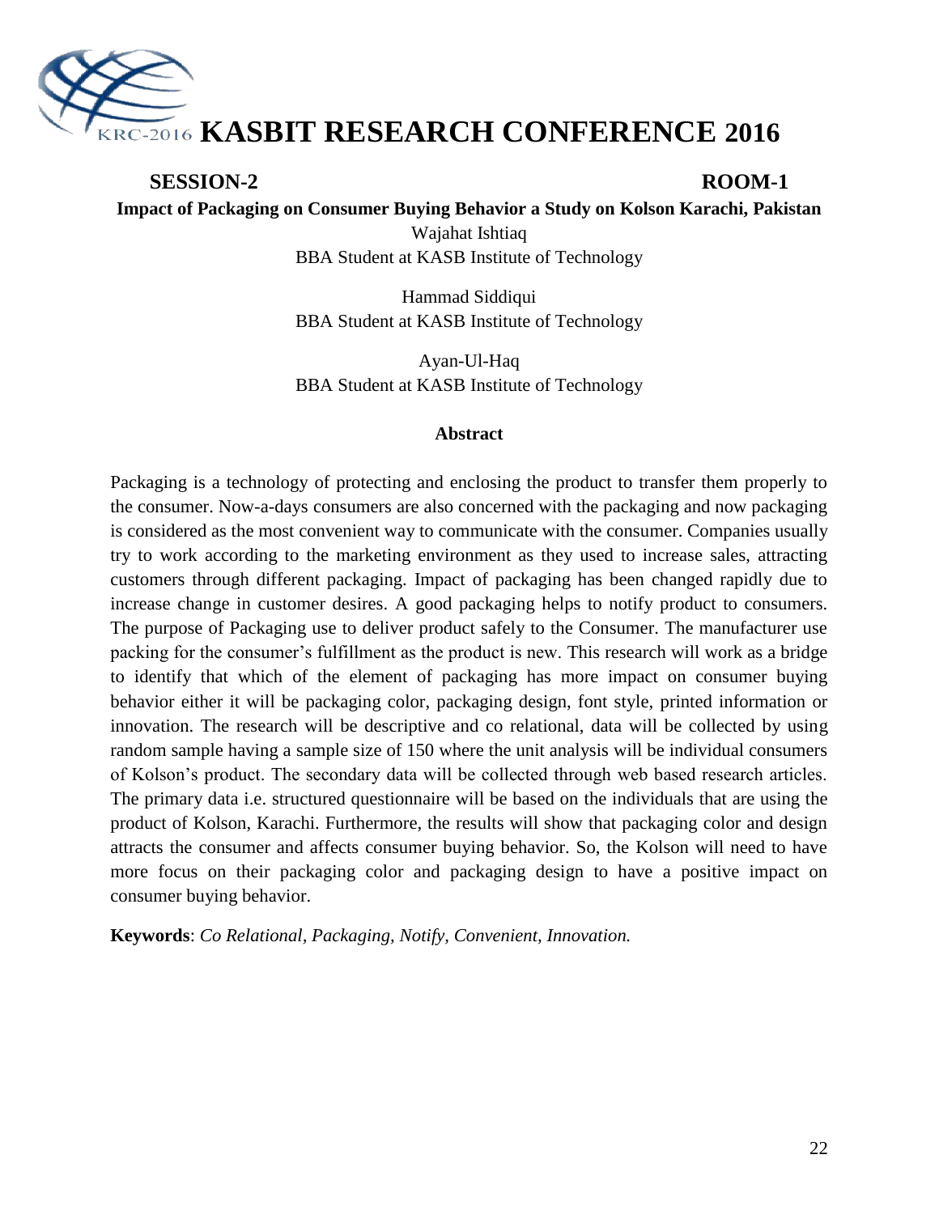**SESSION-2** **ROOM-1**

## Impact of Packaging on Consumer Buying Behavior a Study on Kolson Karachi, Pakistan

Wajahat Ishtiaq
BBA Student at KASB Institute of Technology

Hammad Siddiqui
BBA Student at KASB Institute of Technology

Ayan-Ul-Haq
BBA Student at KASB Institute of Technology

### Abstract

Packaging is a technology of protecting and enclosing the product to transfer them properly to the consumer. Now-a-days consumers are also concerned with the packaging and now packaging is considered as the most convenient way to communicate with the consumer. Companies usually try to work according to the marketing environment as they used to increase sales, attracting customers through different packaging. Impact of packaging has been changed rapidly due to increase change in customer desires. A good packaging helps to notify product to consumers. The purpose of Packaging use to deliver product safely to the Consumer. The manufacturer use packing for the consumer's fulfillment as the product is new. This research will work as a bridge to identify that which of the element of packaging has more impact on consumer buying behavior either it will be packaging color, packaging design, font style, printed information or innovation. The research will be descriptive and co relational, data will be collected by using random sample having a sample size of 150 where the unit analysis will be individual consumers of Kolson's product. The secondary data will be collected through web based research articles. The primary data i.e. structured questionnaire will be based on the individuals that are using the product of Kolson, Karachi. Furthermore, the results will show that packaging color and design attracts the consumer and affects consumer buying behavior. So, the Kolson will need to have more focus on their packaging color and packaging design to have a positive impact on consumer buying behavior.

**Keywords**: *Co Relational, Packaging, Notify, Convenient, Innovation.*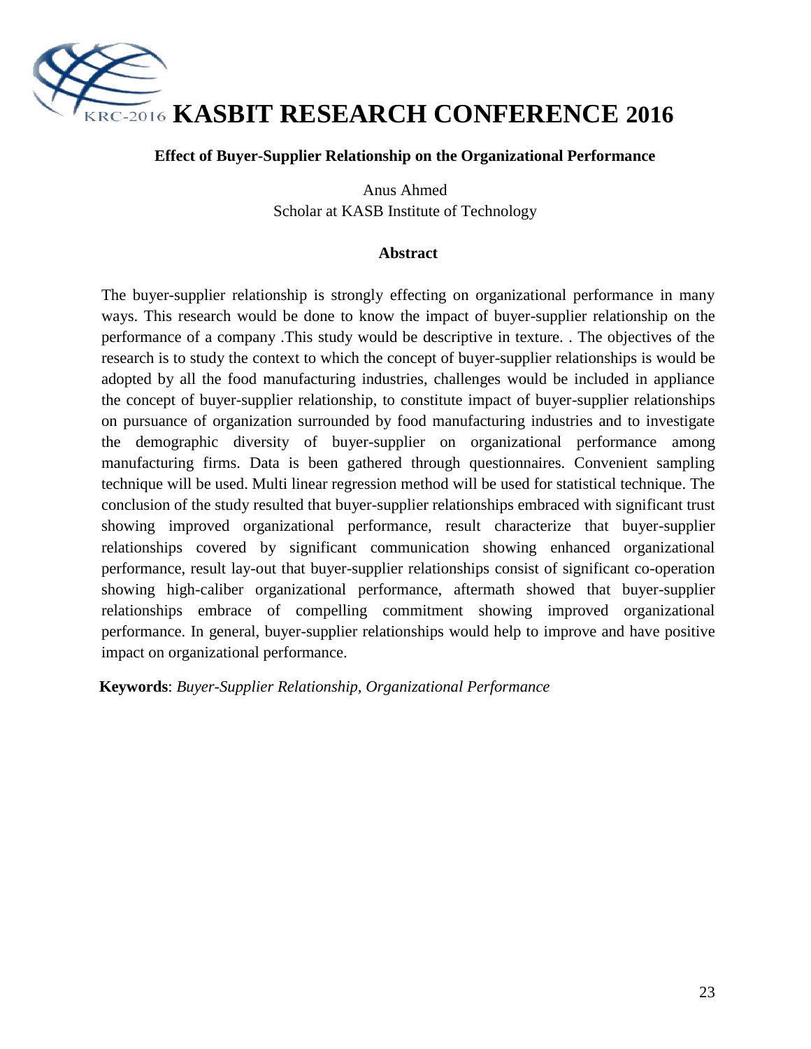# KASBIT RESEARCH CONFERENCE 2016

### Effect of Buyer-Supplier Relationship on the Organizational Performance

Anus Ahmed
Scholar at KASB Institute of Technology

#### Abstract

The buyer-supplier relationship is strongly effecting on organizational performance in many ways. This research would be done to know the impact of buyer-supplier relationship on the performance of a company .This study would be descriptive in texture. . The objectives of the research is to study the context to which the concept of buyer-supplier relationships is would be adopted by all the food manufacturing industries, challenges would be included in appliance the concept of buyer-supplier relationship, to constitute impact of buyer-supplier relationships on pursuance of organization surrounded by food manufacturing industries and to investigate the demographic diversity of buyer-supplier on organizational performance among manufacturing firms. Data is been gathered through questionnaires. Convenient sampling technique will be used. Multi linear regression method will be used for statistical technique. The conclusion of the study resulted that buyer-supplier relationships embraced with significant trust showing improved organizational performance, result characterize that buyer-supplier relationships covered by significant communication showing enhanced organizational performance, result lay-out that buyer-supplier relationships consist of significant co-operation showing high-caliber organizational performance, aftermath showed that buyer-supplier relationships embrace of compelling commitment showing improved organizational performance. In general, buyer-supplier relationships would help to improve and have positive impact on organizational performance.

**Keywords**: *Buyer-Supplier Relationship, Organizational Performance*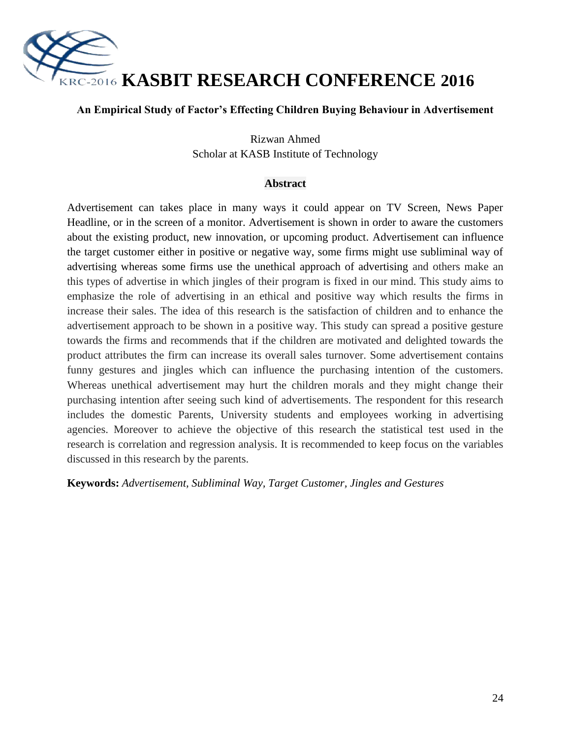# KASBIT RESEARCH CONFERENCE 2016

## An Empirical Study of Factor's Effecting Children Buying Behaviour in Advertisement

Rizwan Ahmed
Scholar at KASB Institute of Technology

### Abstract

Advertisement can takes place in many ways it could appear on TV Screen, News Paper Headline, or in the screen of a monitor. Advertisement is shown in order to aware the customers about the existing product, new innovation, or upcoming product. Advertisement can influence the target customer either in positive or negative way, some firms might use subliminal way of advertising whereas some firms use the unethical approach of advertising and others make an this types of advertise in which jingles of their program is fixed in our mind. This study aims to emphasize the role of advertising in an ethical and positive way which results the firms in increase their sales. The idea of this research is the satisfaction of children and to enhance the advertisement approach to be shown in a positive way. This study can spread a positive gesture towards the firms and recommends that if the children are motivated and delighted towards the product attributes the firm can increase its overall sales turnover. Some advertisement contains funny gestures and jingles which can influence the purchasing intention of the customers. Whereas unethical advertisement may hurt the children morals and they might change their purchasing intention after seeing such kind of advertisements. The respondent for this research includes the domestic Parents, University students and employees working in advertising agencies. Moreover to achieve the objective of this research the statistical test used in the research is correlation and regression analysis. It is recommended to keep focus on the variables discussed in this research by the parents.

**Keywords:** *Advertisement, Subliminal Way, Target Customer, Jingles and Gestures*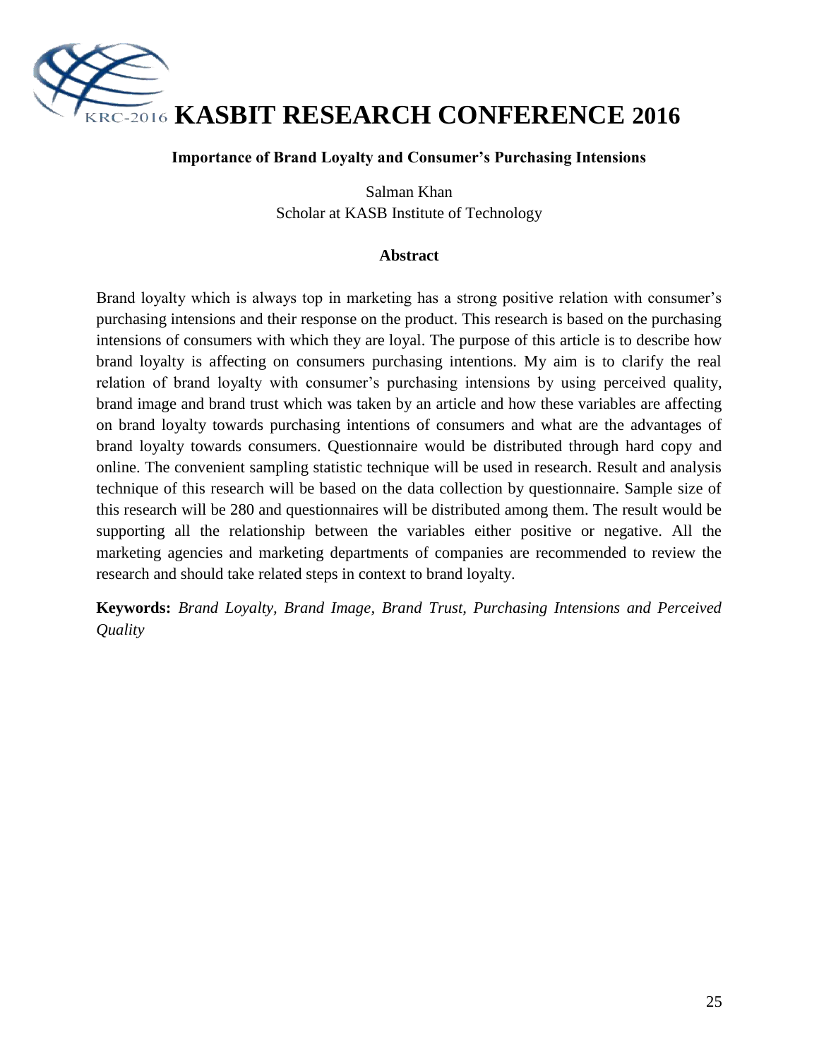## Importance of Brand Loyalty and Consumer's Purchasing Intensions

Salman Khan
Scholar at KASB Institute of Technology

### Abstract

Brand loyalty which is always top in marketing has a strong positive relation with consumer's purchasing intensions and their response on the product. This research is based on the purchasing intensions of consumers with which they are loyal. The purpose of this article is to describe how brand loyalty is affecting on consumers purchasing intentions. My aim is to clarify the real relation of brand loyalty with consumer's purchasing intensions by using perceived quality, brand image and brand trust which was taken by an article and how these variables are affecting on brand loyalty towards purchasing intentions of consumers and what are the advantages of brand loyalty towards consumers. Questionnaire would be distributed through hard copy and online. The convenient sampling statistic technique will be used in research. Result and analysis technique of this research will be based on the data collection by questionnaire. Sample size of this research will be 280 and questionnaires will be distributed among them. The result would be supporting all the relationship between the variables either positive or negative. All the marketing agencies and marketing departments of companies are recommended to review the research and should take related steps in context to brand loyalty.

**Keywords:** *Brand Loyalty, Brand Image, Brand Trust, Purchasing Intensions and Perceived Quality*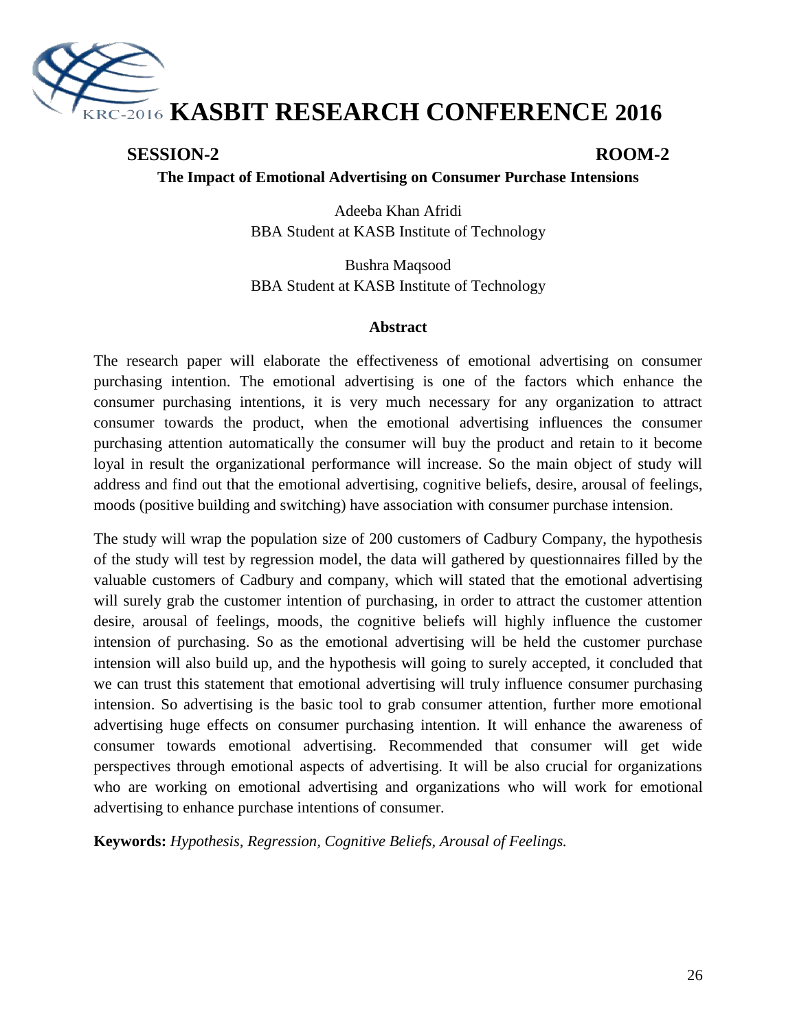**SESSION-2** **ROOM-2**

## The Impact of Emotional Advertising on Consumer Purchase Intensions

Adeeba Khan Afridi
BBA Student at KASB Institute of Technology

Bushra Maqsood
BBA Student at KASB Institute of Technology

### Abstract

The research paper will elaborate the effectiveness of emotional advertising on consumer purchasing intention. The emotional advertising is one of the factors which enhance the consumer purchasing intentions, it is very much necessary for any organization to attract consumer towards the product, when the emotional advertising influences the consumer purchasing attention automatically the consumer will buy the product and retain to it become loyal in result the organizational performance will increase. So the main object of study will address and find out that the emotional advertising, cognitive beliefs, desire, arousal of feelings, moods (positive building and switching) have association with consumer purchase intension.

The study will wrap the population size of 200 customers of Cadbury Company, the hypothesis of the study will test by regression model, the data will gathered by questionnaires filled by the valuable customers of Cadbury and company, which will stated that the emotional advertising will surely grab the customer intention of purchasing, in order to attract the customer attention desire, arousal of feelings, moods, the cognitive beliefs will highly influence the customer intension of purchasing. So as the emotional advertising will be held the customer purchase intension will also build up, and the hypothesis will going to surely accepted, it concluded that we can trust this statement that emotional advertising will truly influence consumer purchasing intension. So advertising is the basic tool to grab consumer attention, further more emotional advertising huge effects on consumer purchasing intention. It will enhance the awareness of consumer towards emotional advertising. Recommended that consumer will get wide perspectives through emotional aspects of advertising. It will be also crucial for organizations who are working on emotional advertising and organizations who will work for emotional advertising to enhance purchase intentions of consumer.

**Keywords:** *Hypothesis, Regression, Cognitive Beliefs, Arousal of Feelings.*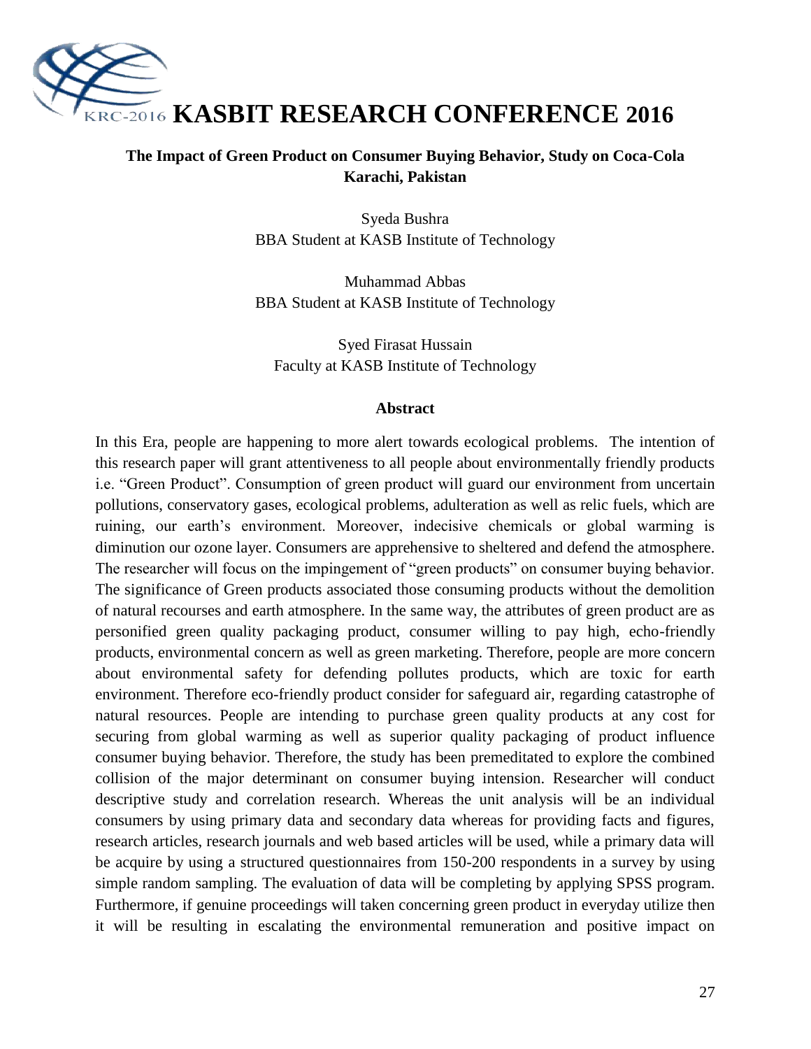# KASBIT RESEARCH CONFERENCE 2016

## The Impact of Green Product on Consumer Buying Behavior, Study on Coca-Cola Karachi, Pakistan

Syeda Bushra
BBA Student at KASB Institute of Technology

Muhammad Abbas
BBA Student at KASB Institute of Technology

Syed Firasat Hussain
Faculty at KASB Institute of Technology

### Abstract

In this Era, people are happening to more alert towards ecological problems. The intention of this research paper will grant attentiveness to all people about environmentally friendly products i.e. "Green Product". Consumption of green product will guard our environment from uncertain pollutions, conservatory gases, ecological problems, adulteration as well as relic fuels, which are ruining, our earth's environment. Moreover, indecisive chemicals or global warming is diminution our ozone layer. Consumers are apprehensive to sheltered and defend the atmosphere. The researcher will focus on the impingement of "green products" on consumer buying behavior. The significance of Green products associated those consuming products without the demolition of natural recourses and earth atmosphere. In the same way, the attributes of green product are as personified green quality packaging product, consumer willing to pay high, echo-friendly products, environmental concern as well as green marketing. Therefore, people are more concern about environmental safety for defending pollutes products, which are toxic for earth environment. Therefore eco-friendly product consider for safeguard air, regarding catastrophe of natural resources. People are intending to purchase green quality products at any cost for securing from global warming as well as superior quality packaging of product influence consumer buying behavior. Therefore, the study has been premeditated to explore the combined collision of the major determinant on consumer buying intension. Researcher will conduct descriptive study and correlation research. Whereas the unit analysis will be an individual consumers by using primary data and secondary data whereas for providing facts and figures, research articles, research journals and web based articles will be used, while a primary data will be acquire by using a structured questionnaires from 150-200 respondents in a survey by using simple random sampling. The evaluation of data will be completing by applying SPSS program. Furthermore, if genuine proceedings will taken concerning green product in everyday utilize then it will be resulting in escalating the environmental remuneration and positive impact on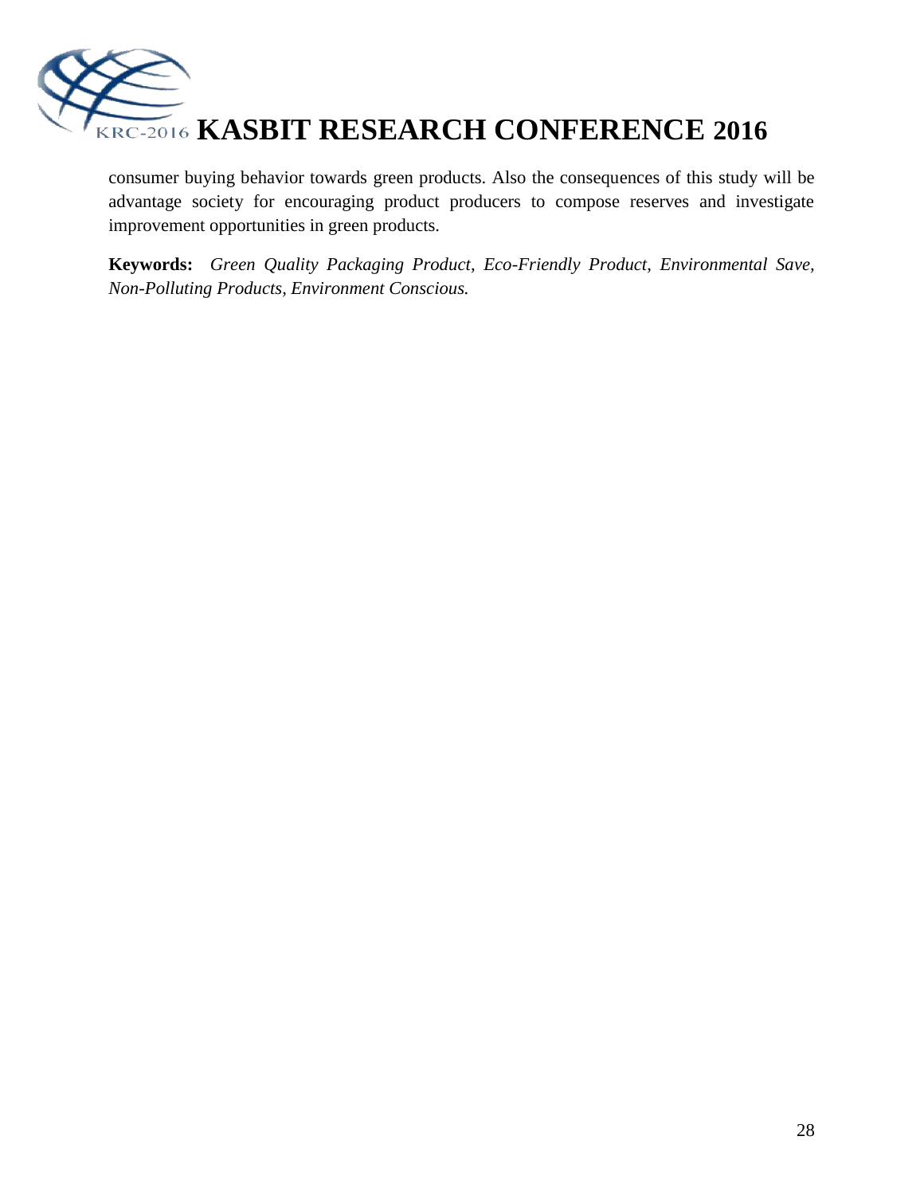consumer buying behavior towards green products. Also the consequences of this study will be advantage society for encouraging product producers to compose reserves and investigate improvement opportunities in green products.

**Keywords:** *Green Quality Packaging Product, Eco-Friendly Product, Environmental Save, Non-Polluting Products, Environment Conscious.*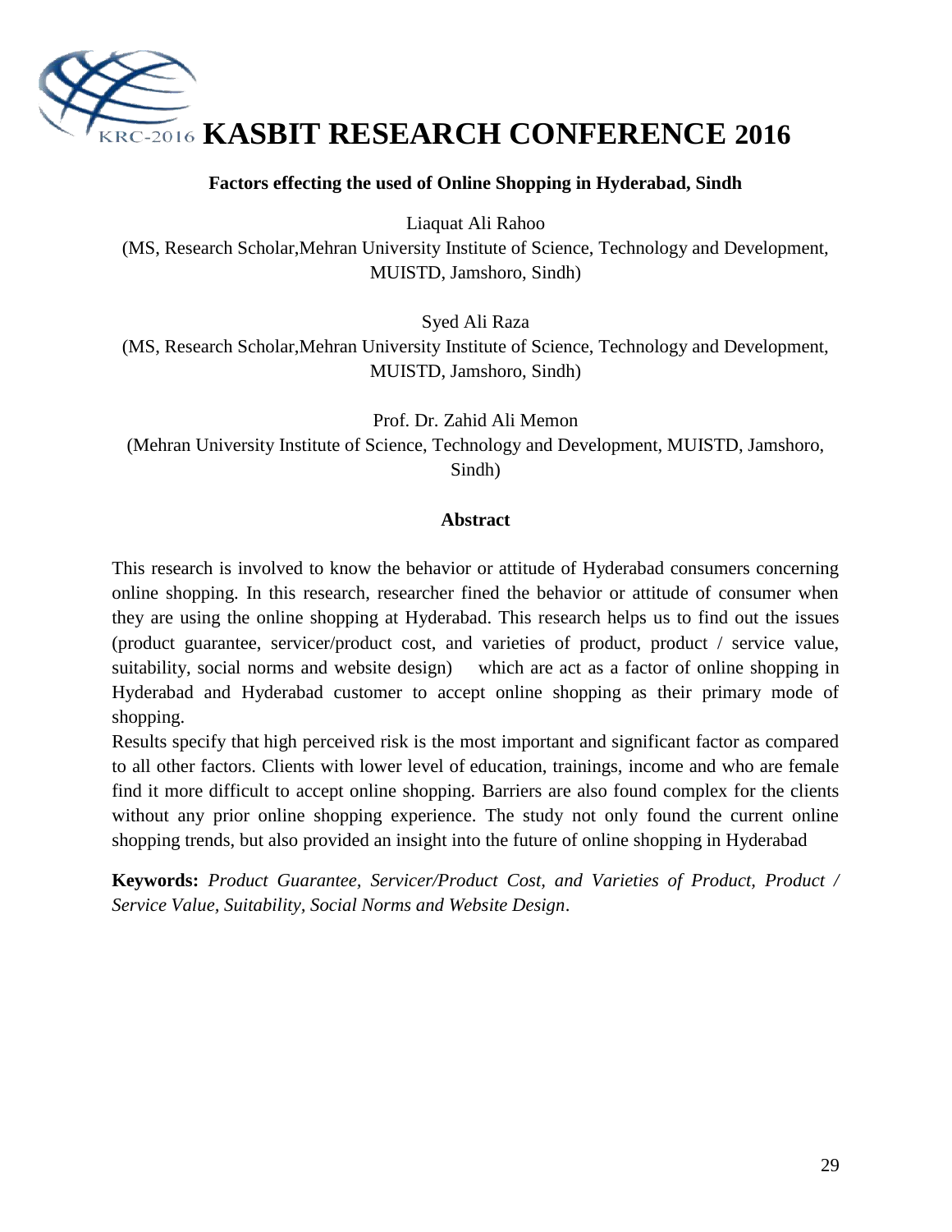## Factors effecting the used of Online Shopping in Hyderabad, Sindh

Liaquat Ali Rahoo
(MS, Research Scholar,Mehran University Institute of Science, Technology and Development, MUISTD, Jamshoro, Sindh)

Syed Ali Raza
(MS, Research Scholar,Mehran University Institute of Science, Technology and Development, MUISTD, Jamshoro, Sindh)

Prof. Dr. Zahid Ali Memon
(Mehran University Institute of Science, Technology and Development, MUISTD, Jamshoro, Sindh)

### Abstract

This research is involved to know the behavior or attitude of Hyderabad consumers concerning online shopping. In this research, researcher fined the behavior or attitude of consumer when they are using the online shopping at Hyderabad. This research helps us to find out the issues (product guarantee, servicer/product cost, and varieties of product, product / service value, suitability, social norms and website design) which are act as a factor of online shopping in Hyderabad and Hyderabad customer to accept online shopping as their primary mode of shopping.

Results specify that high perceived risk is the most important and significant factor as compared to all other factors. Clients with lower level of education, trainings, income and who are female find it more difficult to accept online shopping. Barriers are also found complex for the clients without any prior online shopping experience. The study not only found the current online shopping trends, but also provided an insight into the future of online shopping in Hyderabad

**Keywords:** *Product Guarantee, Servicer/Product Cost, and Varieties of Product, Product / Service Value, Suitability, Social Norms and Website Design*.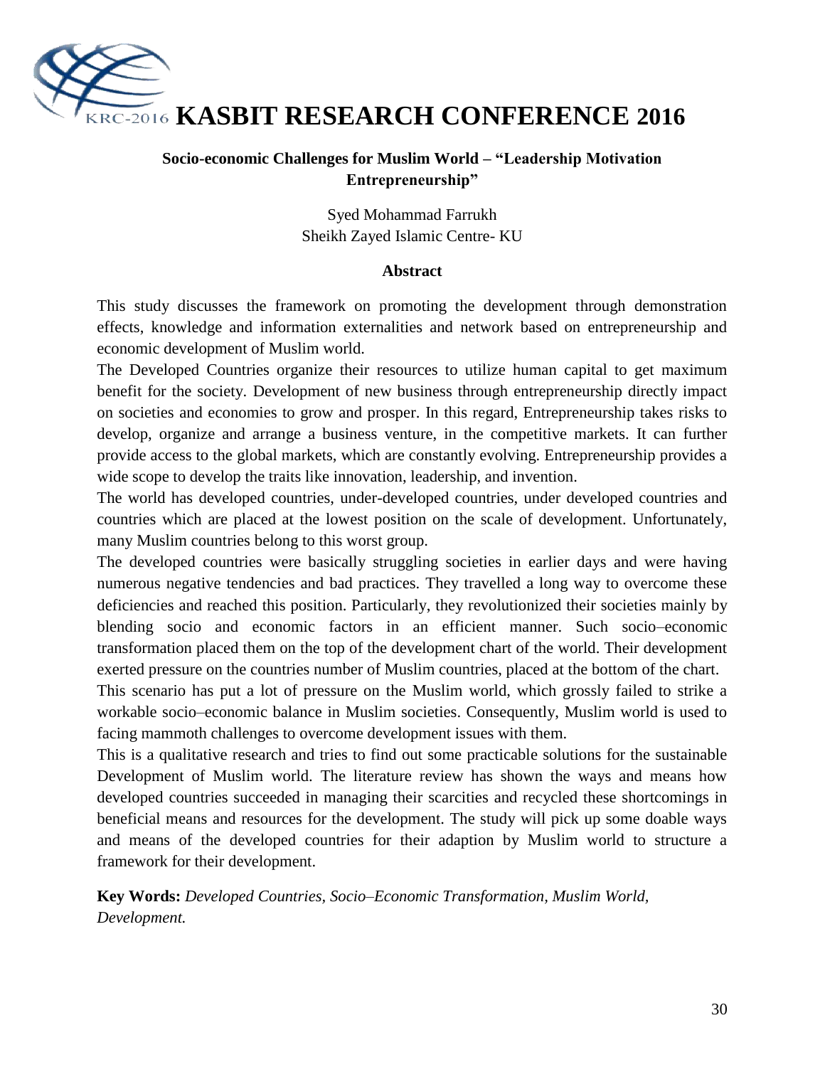# KASBIT RESEARCH CONFERENCE 2016

## Socio-economic Challenges for Muslim World – "Leadership Motivation Entrepreneurship"

Syed Mohammad Farrukh
Sheikh Zayed Islamic Centre- KU

### Abstract

This study discusses the framework on promoting the development through demonstration effects, knowledge and information externalities and network based on entrepreneurship and economic development of Muslim world.

The Developed Countries organize their resources to utilize human capital to get maximum benefit for the society. Development of new business through entrepreneurship directly impact on societies and economies to grow and prosper. In this regard, Entrepreneurship takes risks to develop, organize and arrange a business venture, in the competitive markets. It can further provide access to the global markets, which are constantly evolving. Entrepreneurship provides a wide scope to develop the traits like innovation, leadership, and invention.

The world has developed countries, under-developed countries, under developed countries and countries which are placed at the lowest position on the scale of development. Unfortunately, many Muslim countries belong to this worst group.

The developed countries were basically struggling societies in earlier days and were having numerous negative tendencies and bad practices. They travelled a long way to overcome these deficiencies and reached this position. Particularly, they revolutionized their societies mainly by blending socio and economic factors in an efficient manner. Such socio–economic transformation placed them on the top of the development chart of the world. Their development exerted pressure on the countries number of Muslim countries, placed at the bottom of the chart.

This scenario has put a lot of pressure on the Muslim world, which grossly failed to strike a workable socio–economic balance in Muslim societies. Consequently, Muslim world is used to facing mammoth challenges to overcome development issues with them.

This is a qualitative research and tries to find out some practicable solutions for the sustainable Development of Muslim world. The literature review has shown the ways and means how developed countries succeeded in managing their scarcities and recycled these shortcomings in beneficial means and resources for the development. The study will pick up some doable ways and means of the developed countries for their adaption by Muslim world to structure a framework for their development.

**Key Words:** *Developed Countries, Socio–Economic Transformation, Muslim World, Development.*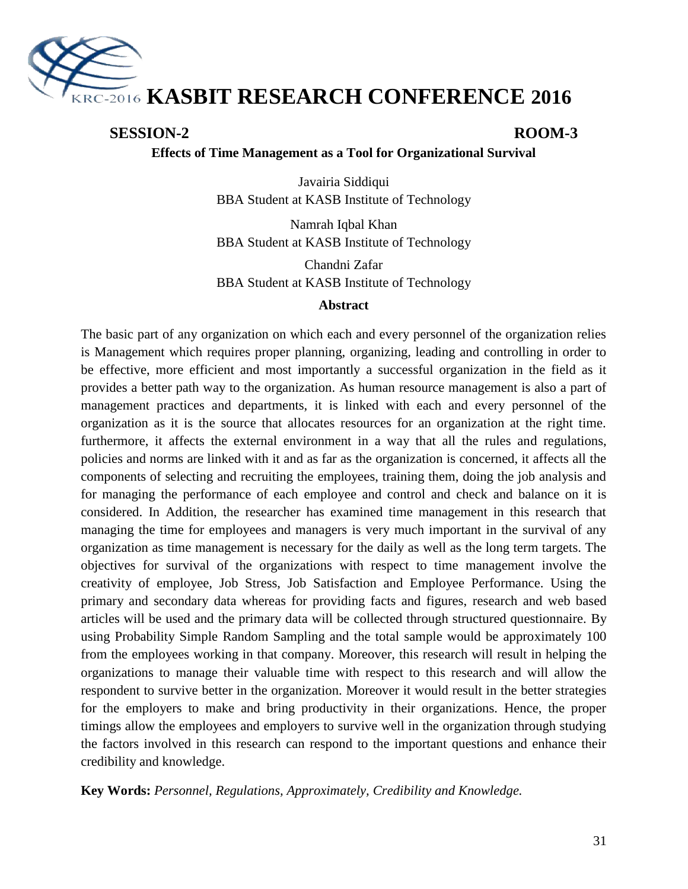**SESSION-2** **ROOM-3**

## Effects of Time Management as a Tool for Organizational Survival

Javairia Siddiqui
BBA Student at KASB Institute of Technology

Namrah Iqbal Khan
BBA Student at KASB Institute of Technology

Chandni Zafar
BBA Student at KASB Institute of Technology

### Abstract

The basic part of any organization on which each and every personnel of the organization relies is Management which requires proper planning, organizing, leading and controlling in order to be effective, more efficient and most importantly a successful organization in the field as it provides a better path way to the organization. As human resource management is also a part of management practices and departments, it is linked with each and every personnel of the organization as it is the source that allocates resources for an organization at the right time. furthermore, it affects the external environment in a way that all the rules and regulations, policies and norms are linked with it and as far as the organization is concerned, it affects all the components of selecting and recruiting the employees, training them, doing the job analysis and for managing the performance of each employee and control and check and balance on it is considered. In Addition, the researcher has examined time management in this research that managing the time for employees and managers is very much important in the survival of any organization as time management is necessary for the daily as well as the long term targets. The objectives for survival of the organizations with respect to time management involve the creativity of employee, Job Stress, Job Satisfaction and Employee Performance. Using the primary and secondary data whereas for providing facts and figures, research and web based articles will be used and the primary data will be collected through structured questionnaire. By using Probability Simple Random Sampling and the total sample would be approximately 100 from the employees working in that company. Moreover, this research will result in helping the organizations to manage their valuable time with respect to this research and will allow the respondent to survive better in the organization. Moreover it would result in the better strategies for the employers to make and bring productivity in their organizations. Hence, the proper timings allow the employees and employers to survive well in the organization through studying the factors involved in this research can respond to the important questions and enhance their credibility and knowledge.

**Key Words:** *Personnel, Regulations, Approximately, Credibility and Knowledge.*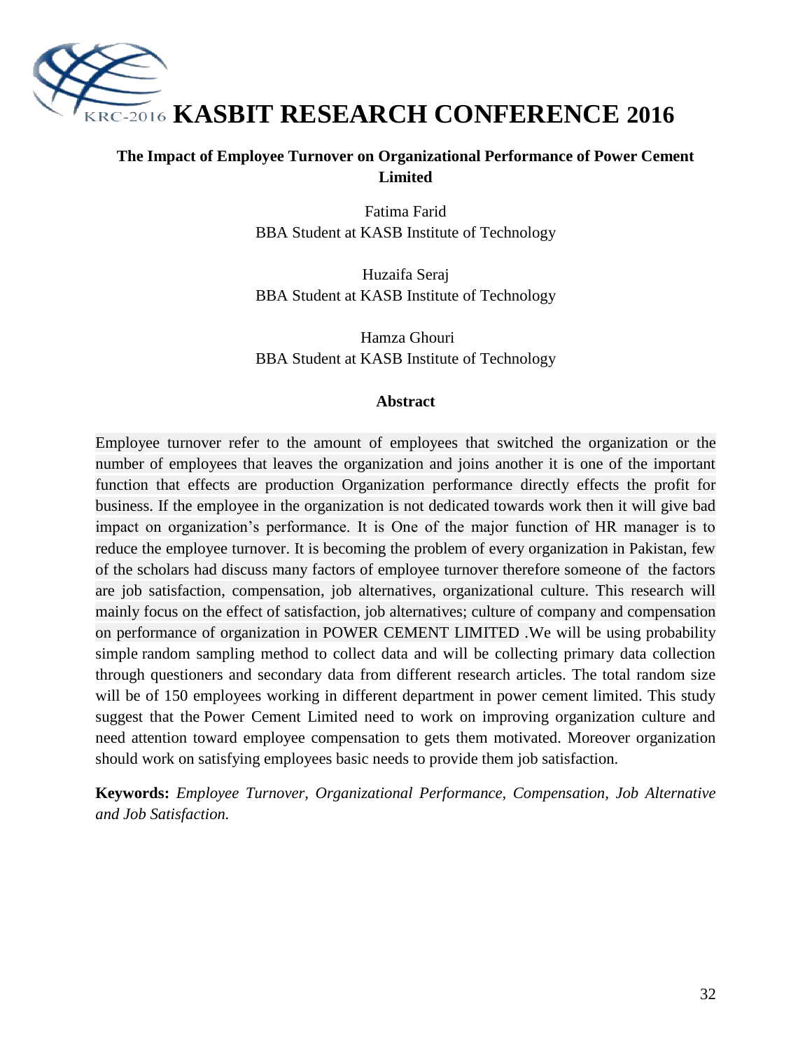# The Impact of Employee Turnover on Organizational Performance of Power Cement Limited

Fatima Farid
BBA Student at KASB Institute of Technology

Huzaifa Seraj
BBA Student at KASB Institute of Technology

Hamza Ghouri
BBA Student at KASB Institute of Technology

## Abstract

Employee turnover refer to the amount of employees that switched the organization or the number of employees that leaves the organization and joins another it is one of the important function that effects are production Organization performance directly effects the profit for business. If the employee in the organization is not dedicated towards work then it will give bad impact on organization's performance. It is One of the major function of HR manager is to reduce the employee turnover. It is becoming the problem of every organization in Pakistan, few of the scholars had discuss many factors of employee turnover therefore someone of the factors are job satisfaction, compensation, job alternatives, organizational culture. This research will mainly focus on the effect of satisfaction, job alternatives; culture of company and compensation on performance of organization in POWER CEMENT LIMITED .We will be using probability simple random sampling method to collect data and will be collecting primary data collection through questioners and secondary data from different research articles. The total random size will be of 150 employees working in different department in power cement limited. This study suggest that the Power Cement Limited need to work on improving organization culture and need attention toward employee compensation to gets them motivated. Moreover organization should work on satisfying employees basic needs to provide them job satisfaction.

**Keywords:** *Employee Turnover, Organizational Performance, Compensation, Job Alternative and Job Satisfaction.*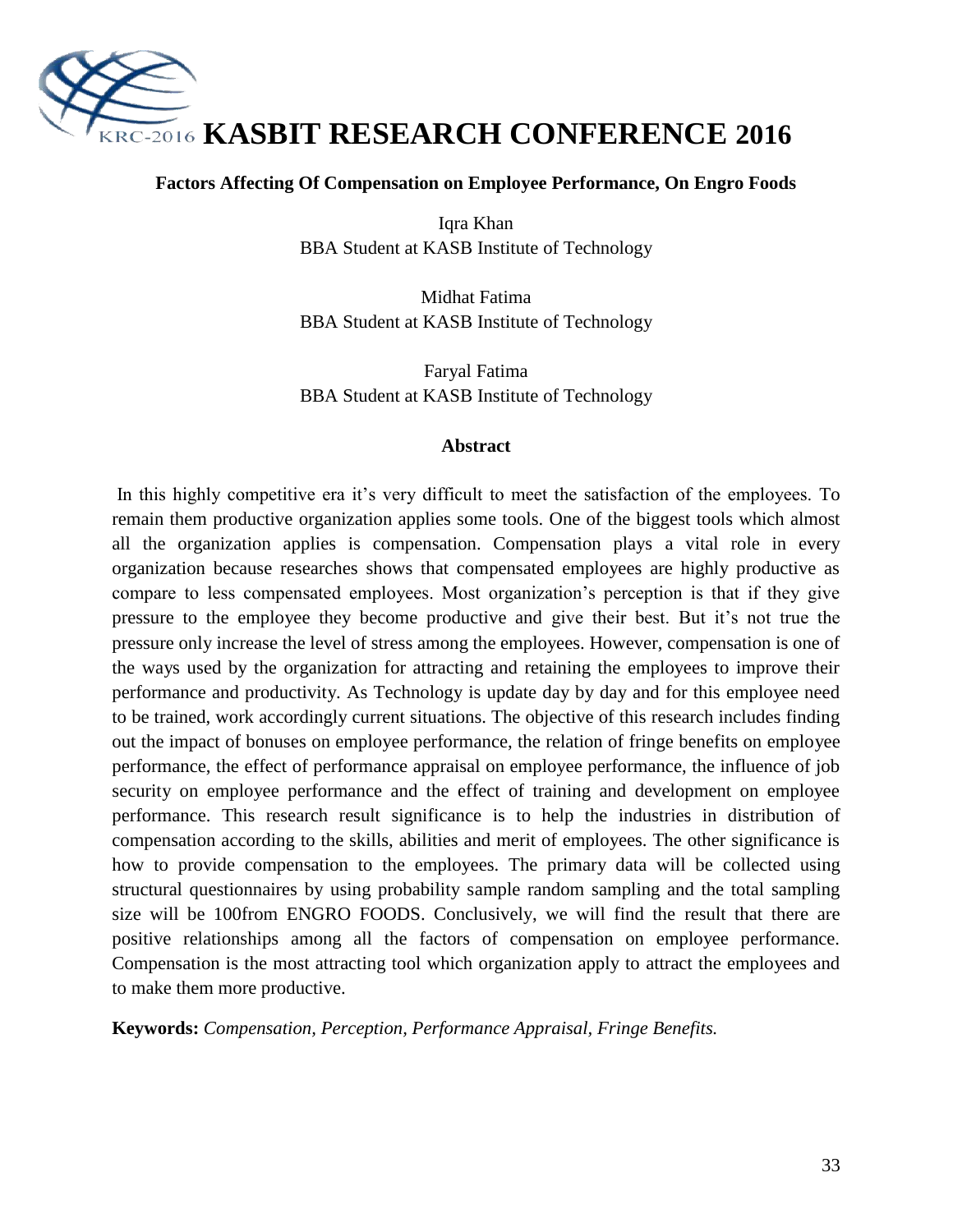## Factors Affecting Of Compensation on Employee Performance, On Engro Foods

Iqra Khan
BBA Student at KASB Institute of Technology

Midhat Fatima
BBA Student at KASB Institute of Technology

Faryal Fatima
BBA Student at KASB Institute of Technology

### Abstract

In this highly competitive era it's very difficult to meet the satisfaction of the employees. To remain them productive organization applies some tools. One of the biggest tools which almost all the organization applies is compensation. Compensation plays a vital role in every organization because researches shows that compensated employees are highly productive as compare to less compensated employees. Most organization's perception is that if they give pressure to the employee they become productive and give their best. But it's not true the pressure only increase the level of stress among the employees. However, compensation is one of the ways used by the organization for attracting and retaining the employees to improve their performance and productivity. As Technology is update day by day and for this employee need to be trained, work accordingly current situations. The objective of this research includes finding out the impact of bonuses on employee performance, the relation of fringe benefits on employee performance, the effect of performance appraisal on employee performance, the influence of job security on employee performance and the effect of training and development on employee performance. This research result significance is to help the industries in distribution of compensation according to the skills, abilities and merit of employees. The other significance is how to provide compensation to the employees. The primary data will be collected using structural questionnaires by using probability sample random sampling and the total sampling size will be 100from ENGRO FOODS. Conclusively, we will find the result that there are positive relationships among all the factors of compensation on employee performance. Compensation is the most attracting tool which organization apply to attract the employees and to make them more productive.

**Keywords:** *Compensation, Perception, Performance Appraisal, Fringe Benefits.*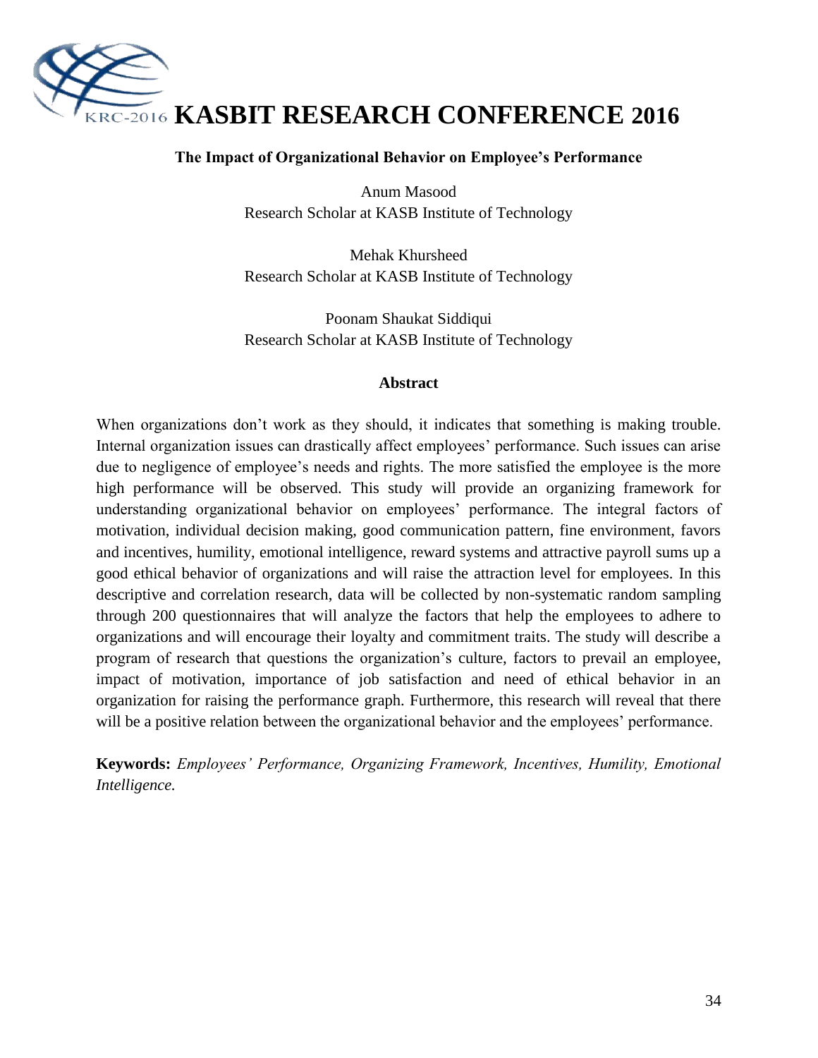# KASBIT RESEARCH CONFERENCE 2016

## The Impact of Organizational Behavior on Employee's Performance

Anum Masood
Research Scholar at KASB Institute of Technology

Mehak Khursheed
Research Scholar at KASB Institute of Technology

Poonam Shaukat Siddiqui
Research Scholar at KASB Institute of Technology

### Abstract

When organizations don't work as they should, it indicates that something is making trouble. Internal organization issues can drastically affect employees' performance. Such issues can arise due to negligence of employee's needs and rights. The more satisfied the employee is the more high performance will be observed. This study will provide an organizing framework for understanding organizational behavior on employees' performance. The integral factors of motivation, individual decision making, good communication pattern, fine environment, favors and incentives, humility, emotional intelligence, reward systems and attractive payroll sums up a good ethical behavior of organizations and will raise the attraction level for employees. In this descriptive and correlation research, data will be collected by non-systematic random sampling through 200 questionnaires that will analyze the factors that help the employees to adhere to organizations and will encourage their loyalty and commitment traits. The study will describe a program of research that questions the organization's culture, factors to prevail an employee, impact of motivation, importance of job satisfaction and need of ethical behavior in an organization for raising the performance graph. Furthermore, this research will reveal that there will be a positive relation between the organizational behavior and the employees' performance.

**Keywords:** *Employees' Performance, Organizing Framework, Incentives, Humility, Emotional Intelligence.*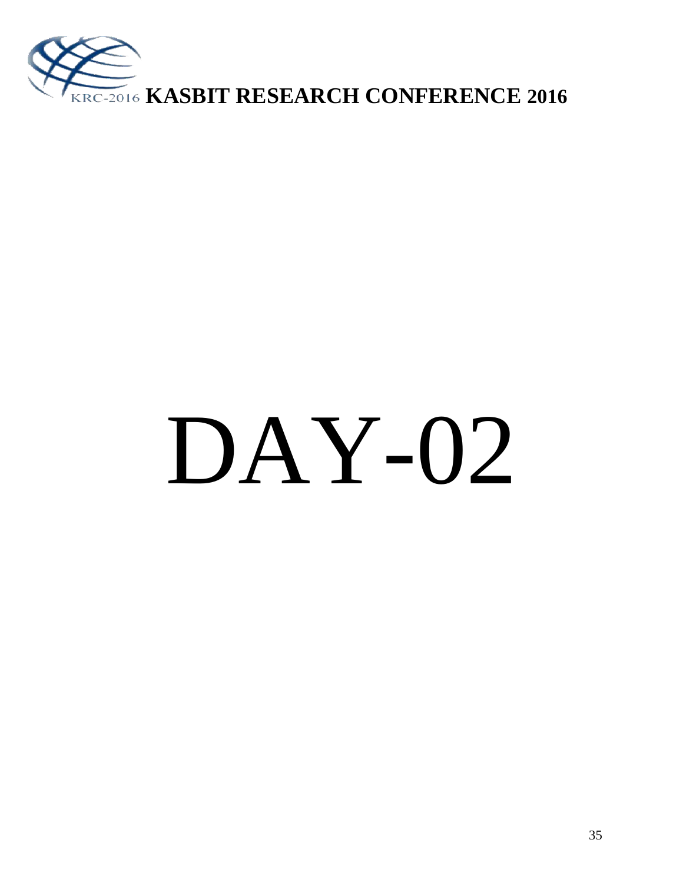# DAY-02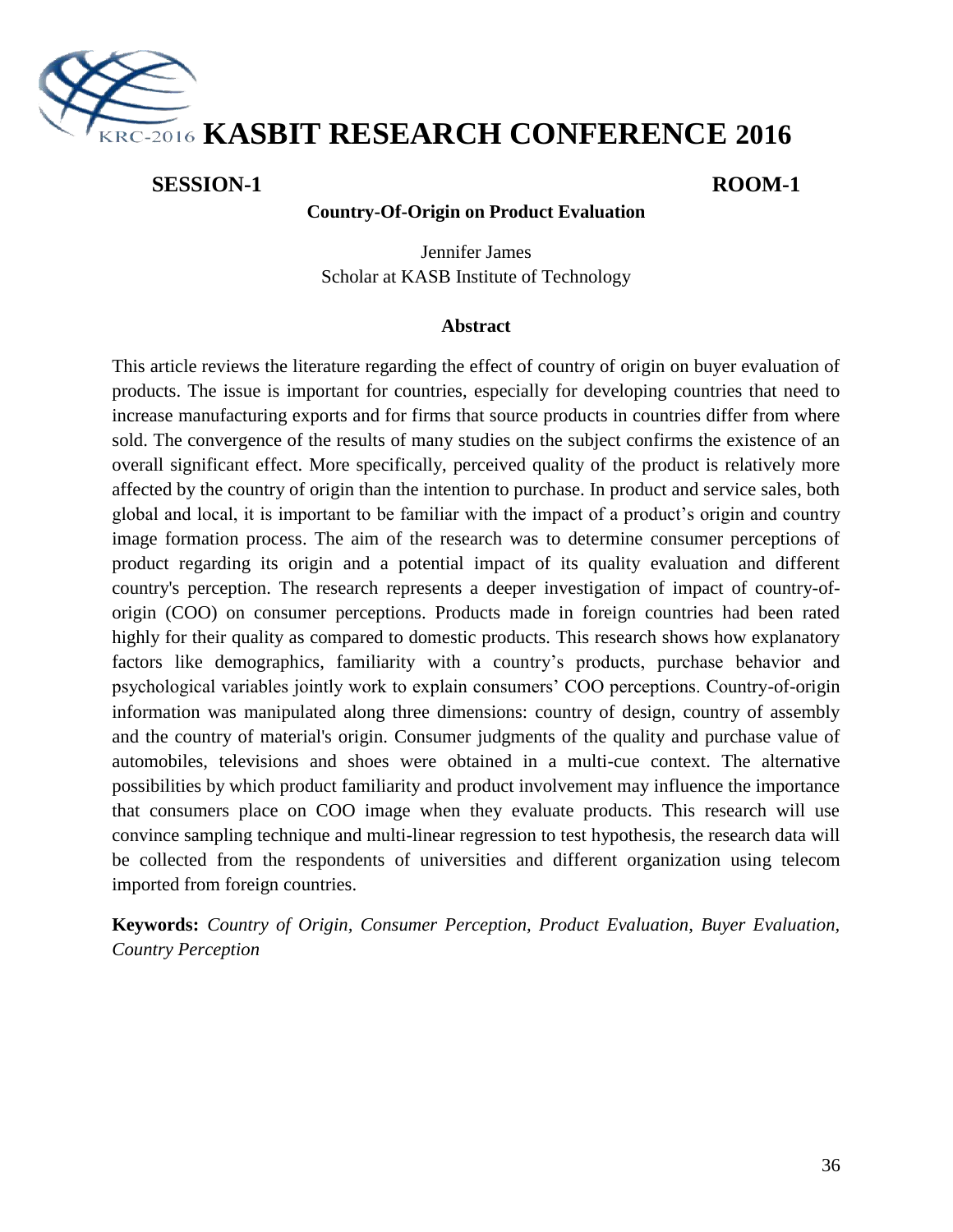**SESSION-1** **ROOM-1**

## Country-Of-Origin on Product Evaluation

Jennifer James
Scholar at KASB Institute of Technology

### Abstract

This article reviews the literature regarding the effect of country of origin on buyer evaluation of products. The issue is important for countries, especially for developing countries that need to increase manufacturing exports and for firms that source products in countries differ from where sold. The convergence of the results of many studies on the subject confirms the existence of an overall significant effect. More specifically, perceived quality of the product is relatively more affected by the country of origin than the intention to purchase. In product and service sales, both global and local, it is important to be familiar with the impact of a product's origin and country image formation process. The aim of the research was to determine consumer perceptions of product regarding its origin and a potential impact of its quality evaluation and different country's perception. The research represents a deeper investigation of impact of country-of-origin (COO) on consumer perceptions. Products made in foreign countries had been rated highly for their quality as compared to domestic products. This research shows how explanatory factors like demographics, familiarity with a country's products, purchase behavior and psychological variables jointly work to explain consumers' COO perceptions. Country-of-origin information was manipulated along three dimensions: country of design, country of assembly and the country of material's origin. Consumer judgments of the quality and purchase value of automobiles, televisions and shoes were obtained in a multi-cue context. The alternative possibilities by which product familiarity and product involvement may influence the importance that consumers place on COO image when they evaluate products. This research will use convince sampling technique and multi-linear regression to test hypothesis, the research data will be collected from the respondents of universities and different organization using telecom imported from foreign countries.

**Keywords:** *Country of Origin, Consumer Perception, Product Evaluation, Buyer Evaluation, Country Perception*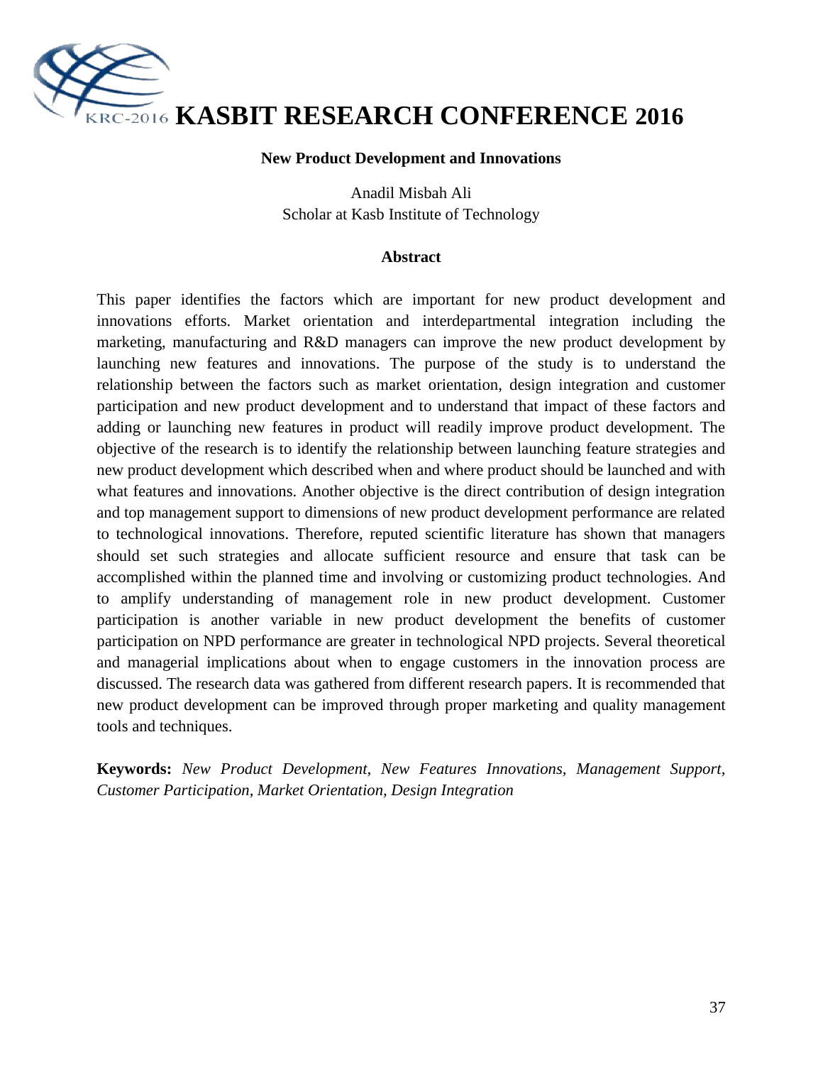# KASBIT RESEARCH CONFERENCE 2016

## New Product Development and Innovations

Anadil Misbah Ali
Scholar at Kasb Institute of Technology

### Abstract

This paper identifies the factors which are important for new product development and innovations efforts. Market orientation and interdepartmental integration including the marketing, manufacturing and R&D managers can improve the new product development by launching new features and innovations. The purpose of the study is to understand the relationship between the factors such as market orientation, design integration and customer participation and new product development and to understand that impact of these factors and adding or launching new features in product will readily improve product development. The objective of the research is to identify the relationship between launching feature strategies and new product development which described when and where product should be launched and with what features and innovations. Another objective is the direct contribution of design integration and top management support to dimensions of new product development performance are related to technological innovations. Therefore, reputed scientific literature has shown that managers should set such strategies and allocate sufficient resource and ensure that task can be accomplished within the planned time and involving or customizing product technologies. And to amplify understanding of management role in new product development. Customer participation is another variable in new product development the benefits of customer participation on NPD performance are greater in technological NPD projects. Several theoretical and managerial implications about when to engage customers in the innovation process are discussed. The research data was gathered from different research papers. It is recommended that new product development can be improved through proper marketing and quality management tools and techniques.

**Keywords:** *New Product Development, New Features Innovations, Management Support, Customer Participation, Market Orientation, Design Integration*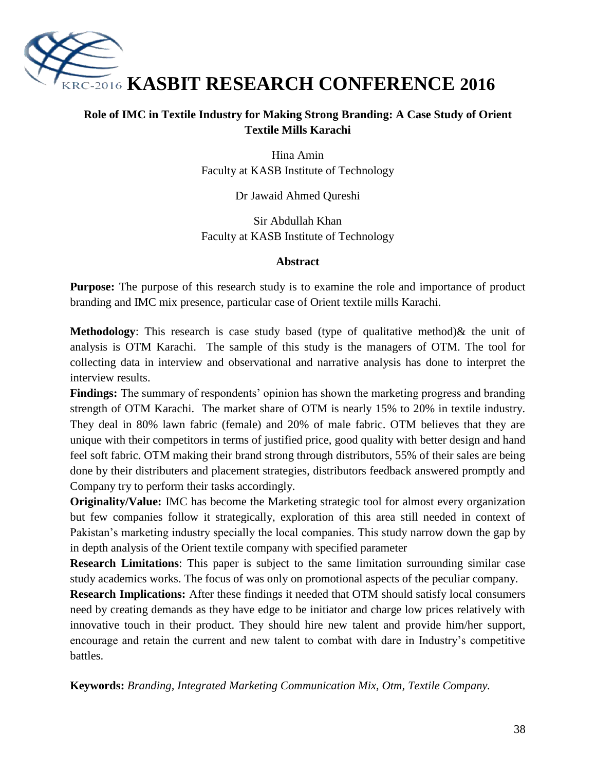# Role of IMC in Textile Industry for Making Strong Branding: A Case Study of Orient Textile Mills Karachi

Hina Amin
Faculty at KASB Institute of Technology

Dr Jawaid Ahmed Qureshi

Sir Abdullah Khan
Faculty at KASB Institute of Technology

## Abstract

**Purpose:** The purpose of this research study is to examine the role and importance of product branding and IMC mix presence, particular case of Orient textile mills Karachi.

**Methodology**: This research is case study based (type of qualitative method)& the unit of analysis is OTM Karachi. The sample of this study is the managers of OTM. The tool for collecting data in interview and observational and narrative analysis has done to interpret the interview results.

**Findings:** The summary of respondents' opinion has shown the marketing progress and branding strength of OTM Karachi. The market share of OTM is nearly 15% to 20% in textile industry. They deal in 80% lawn fabric (female) and 20% of male fabric. OTM believes that they are unique with their competitors in terms of justified price, good quality with better design and hand feel soft fabric. OTM making their brand strong through distributors, 55% of their sales are being done by their distributers and placement strategies, distributors feedback answered promptly and Company try to perform their tasks accordingly.

**Originality/Value:** IMC has become the Marketing strategic tool for almost every organization but few companies follow it strategically, exploration of this area still needed in context of Pakistan's marketing industry specially the local companies. This study narrow down the gap by in depth analysis of the Orient textile company with specified parameter

**Research Limitations**: This paper is subject to the same limitation surrounding similar case study academics works. The focus of was only on promotional aspects of the peculiar company.

**Research Implications:** After these findings it needed that OTM should satisfy local consumers need by creating demands as they have edge to be initiator and charge low prices relatively with innovative touch in their product. They should hire new talent and provide him/her support, encourage and retain the current and new talent to combat with dare in Industry's competitive battles.

**Keywords:** *Branding, Integrated Marketing Communication Mix, Otm, Textile Company.*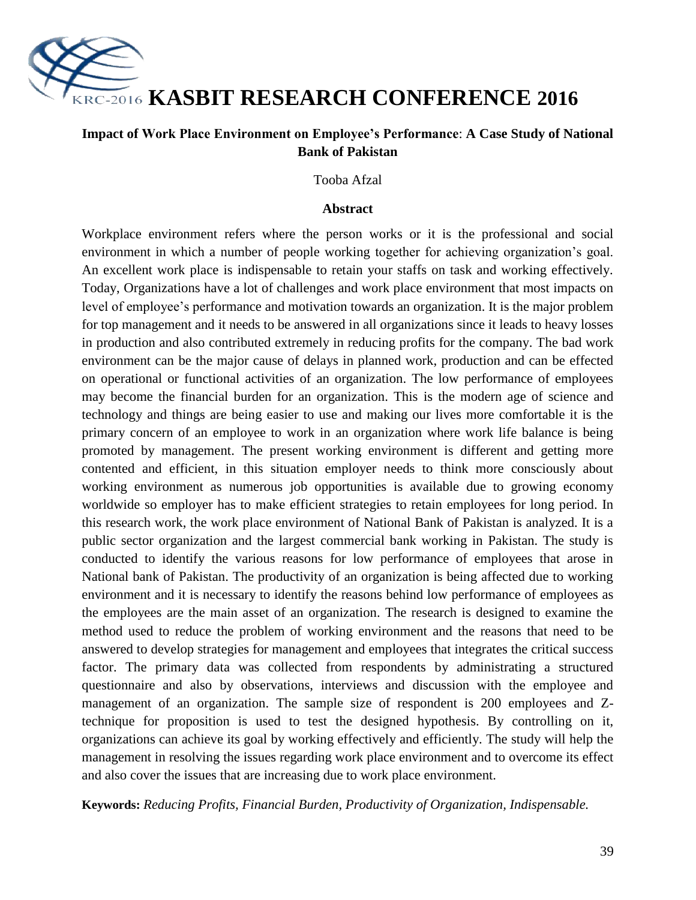# KASBIT RESEARCH CONFERENCE 2016

## Impact of Work Place Environment on Employee's Performance: A Case Study of National Bank of Pakistan

Tooba Afzal

### Abstract

Workplace environment refers where the person works or it is the professional and social environment in which a number of people working together for achieving organization's goal. An excellent work place is indispensable to retain your staffs on task and working effectively. Today, Organizations have a lot of challenges and work place environment that most impacts on level of employee's performance and motivation towards an organization. It is the major problem for top management and it needs to be answered in all organizations since it leads to heavy losses in production and also contributed extremely in reducing profits for the company. The bad work environment can be the major cause of delays in planned work, production and can be effected on operational or functional activities of an organization. The low performance of employees may become the financial burden for an organization. This is the modern age of science and technology and things are being easier to use and making our lives more comfortable it is the primary concern of an employee to work in an organization where work life balance is being promoted by management. The present working environment is different and getting more contented and efficient, in this situation employer needs to think more consciously about working environment as numerous job opportunities is available due to growing economy worldwide so employer has to make efficient strategies to retain employees for long period. In this research work, the work place environment of National Bank of Pakistan is analyzed. It is a public sector organization and the largest commercial bank working in Pakistan. The study is conducted to identify the various reasons for low performance of employees that arose in National bank of Pakistan. The productivity of an organization is being affected due to working environment and it is necessary to identify the reasons behind low performance of employees as the employees are the main asset of an organization. The research is designed to examine the method used to reduce the problem of working environment and the reasons that need to be answered to develop strategies for management and employees that integrates the critical success factor. The primary data was collected from respondents by administrating a structured questionnaire and also by observations, interviews and discussion with the employee and management of an organization. The sample size of respondent is 200 employees and Z-technique for proposition is used to test the designed hypothesis. By controlling on it, organizations can achieve its goal by working effectively and efficiently. The study will help the management in resolving the issues regarding work place environment and to overcome its effect and also cover the issues that are increasing due to work place environment.

**Keywords:** *Reducing Profits, Financial Burden, Productivity of Organization, Indispensable.*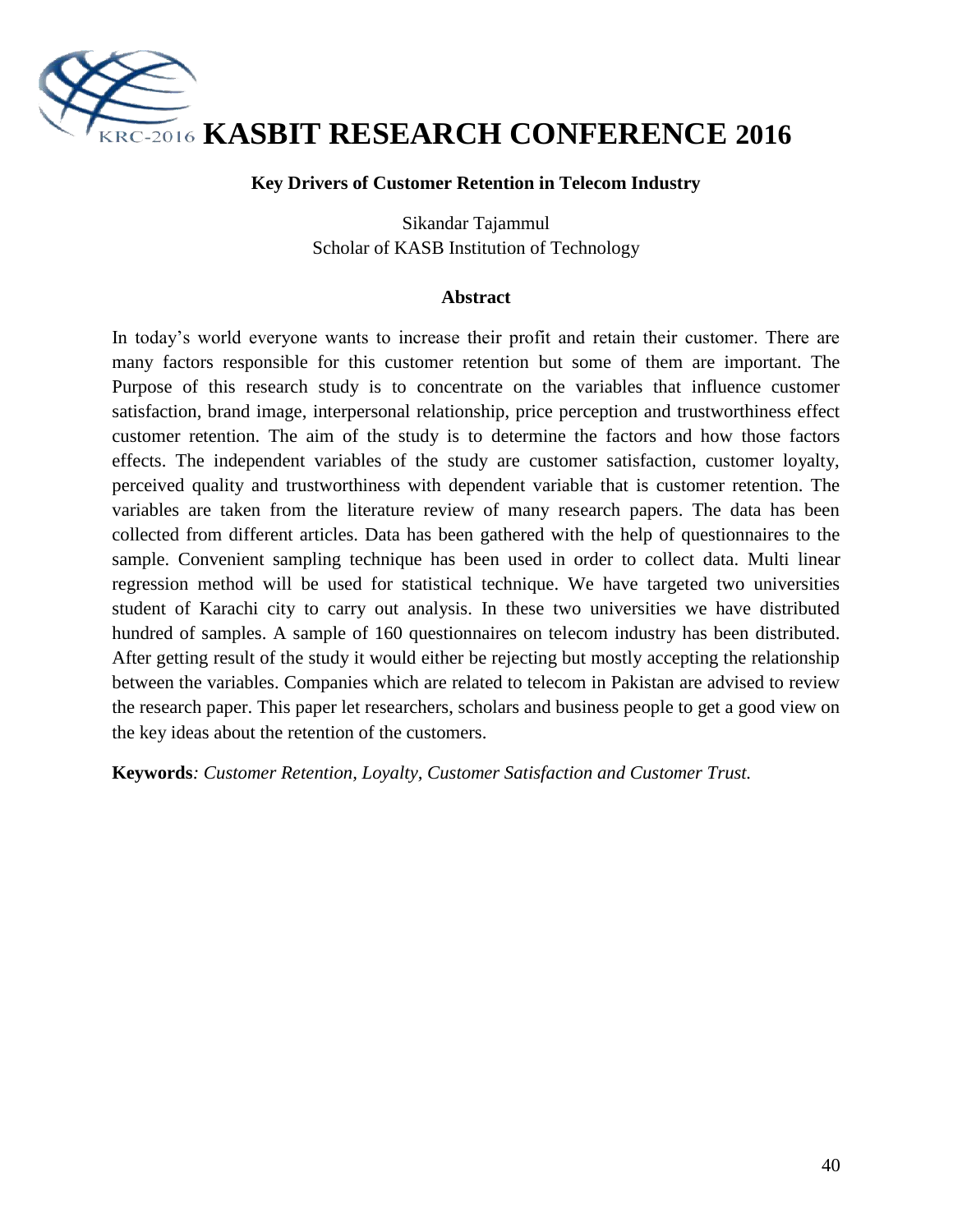# KASBIT RESEARCH CONFERENCE 2016

## Key Drivers of Customer Retention in Telecom Industry

Sikandar Tajammul
Scholar of KASB Institution of Technology

### Abstract

In today's world everyone wants to increase their profit and retain their customer. There are many factors responsible for this customer retention but some of them are important. The Purpose of this research study is to concentrate on the variables that influence customer satisfaction, brand image, interpersonal relationship, price perception and trustworthiness effect customer retention. The aim of the study is to determine the factors and how those factors effects. The independent variables of the study are customer satisfaction, customer loyalty, perceived quality and trustworthiness with dependent variable that is customer retention. The variables are taken from the literature review of many research papers. The data has been collected from different articles. Data has been gathered with the help of questionnaires to the sample. Convenient sampling technique has been used in order to collect data. Multi linear regression method will be used for statistical technique. We have targeted two universities student of Karachi city to carry out analysis. In these two universities we have distributed hundred of samples. A sample of 160 questionnaires on telecom industry has been distributed. After getting result of the study it would either be rejecting but mostly accepting the relationship between the variables. Companies which are related to telecom in Pakistan are advised to review the research paper. This paper let researchers, scholars and business people to get a good view on the key ideas about the retention of the customers.

**Keywords**: *Customer Retention, Loyalty, Customer Satisfaction and Customer Trust.*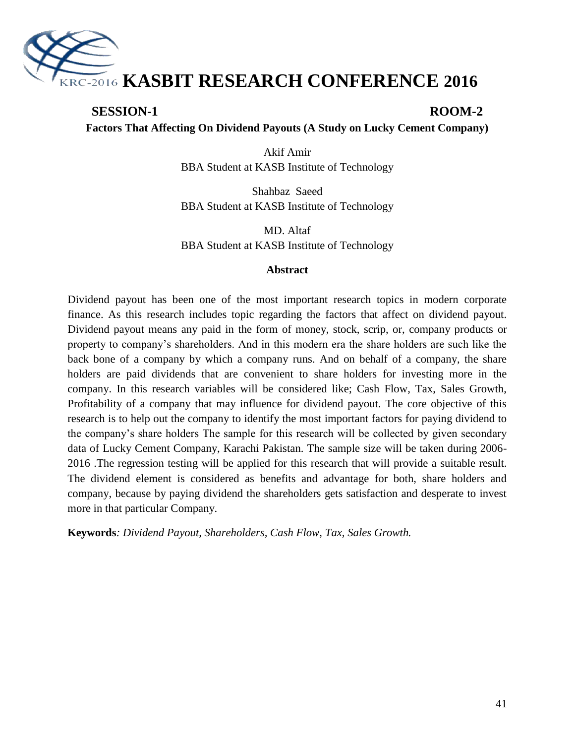# KASBIT RESEARCH CONFERENCE 2016

**SESSION-1** **ROOM-2**

## Factors That Affecting On Dividend Payouts (A Study on Lucky Cement Company)

Akif Amir
BBA Student at KASB Institute of Technology

Shahbaz Saeed
BBA Student at KASB Institute of Technology

MD. Altaf
BBA Student at KASB Institute of Technology

### Abstract

Dividend payout has been one of the most important research topics in modern corporate finance. As this research includes topic regarding the factors that affect on dividend payout. Dividend payout means any paid in the form of money, stock, scrip, or, company products or property to company's shareholders. And in this modern era the share holders are such like the back bone of a company by which a company runs. And on behalf of a company, the share holders are paid dividends that are convenient to share holders for investing more in the company. In this research variables will be considered like; Cash Flow, Tax, Sales Growth, Profitability of a company that may influence for dividend payout. The core objective of this research is to help out the company to identify the most important factors for paying dividend to the company's share holders The sample for this research will be collected by given secondary data of Lucky Cement Company, Karachi Pakistan. The sample size will be taken during 2006-2016 .The regression testing will be applied for this research that will provide a suitable result. The dividend element is considered as benefits and advantage for both, share holders and company, because by paying dividend the shareholders gets satisfaction and desperate to invest more in that particular Company.

**Keywords***: Dividend Payout, Shareholders, Cash Flow, Tax, Sales Growth.*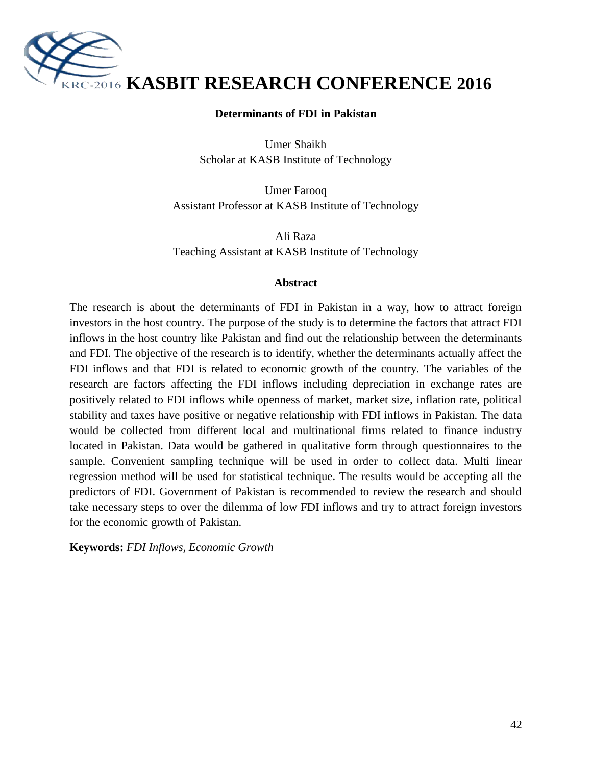## Determinants of FDI in Pakistan

Umer Shaikh  
Scholar at KASB Institute of Technology

Umer Farooq  
Assistant Professor at KASB Institute of Technology

Ali Raza  
Teaching Assistant at KASB Institute of Technology

### Abstract

The research is about the determinants of FDI in Pakistan in a way, how to attract foreign investors in the host country. The purpose of the study is to determine the factors that attract FDI inflows in the host country like Pakistan and find out the relationship between the determinants and FDI. The objective of the research is to identify, whether the determinants actually affect the FDI inflows and that FDI is related to economic growth of the country. The variables of the research are factors affecting the FDI inflows including depreciation in exchange rates are positively related to FDI inflows while openness of market, market size, inflation rate, political stability and taxes have positive or negative relationship with FDI inflows in Pakistan. The data would be collected from different local and multinational firms related to finance industry located in Pakistan. Data would be gathered in qualitative form through questionnaires to the sample. Convenient sampling technique will be used in order to collect data. Multi linear regression method will be used for statistical technique. The results would be accepting all the predictors of FDI. Government of Pakistan is recommended to review the research and should take necessary steps to over the dilemma of low FDI inflows and try to attract foreign investors for the economic growth of Pakistan.

**Keywords:** *FDI Inflows, Economic Growth*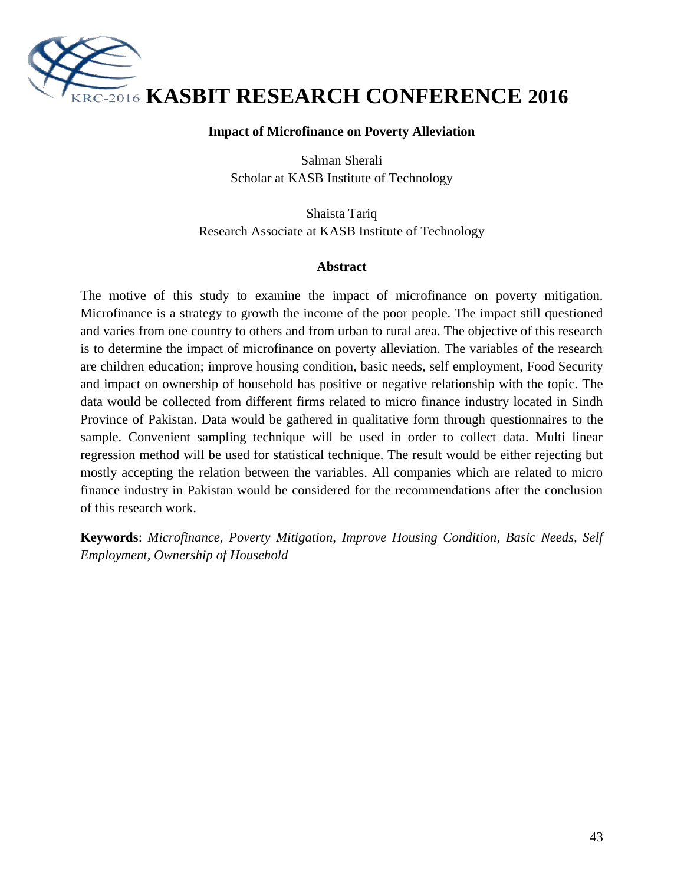## Impact of Microfinance on Poverty Alleviation

Salman Sherali
Scholar at KASB Institute of Technology

Shaista Tariq
Research Associate at KASB Institute of Technology

### Abstract

The motive of this study to examine the impact of microfinance on poverty mitigation. Microfinance is a strategy to growth the income of the poor people. The impact still questioned and varies from one country to others and from urban to rural area. The objective of this research is to determine the impact of microfinance on poverty alleviation. The variables of the research are children education; improve housing condition, basic needs, self employment, Food Security and impact on ownership of household has positive or negative relationship with the topic. The data would be collected from different firms related to micro finance industry located in Sindh Province of Pakistan. Data would be gathered in qualitative form through questionnaires to the sample. Convenient sampling technique will be used in order to collect data. Multi linear regression method will be used for statistical technique. The result would be either rejecting but mostly accepting the relation between the variables. All companies which are related to micro finance industry in Pakistan would be considered for the recommendations after the conclusion of this research work.

**Keywords**: *Microfinance, Poverty Mitigation, Improve Housing Condition, Basic Needs, Self Employment, Ownership of Household*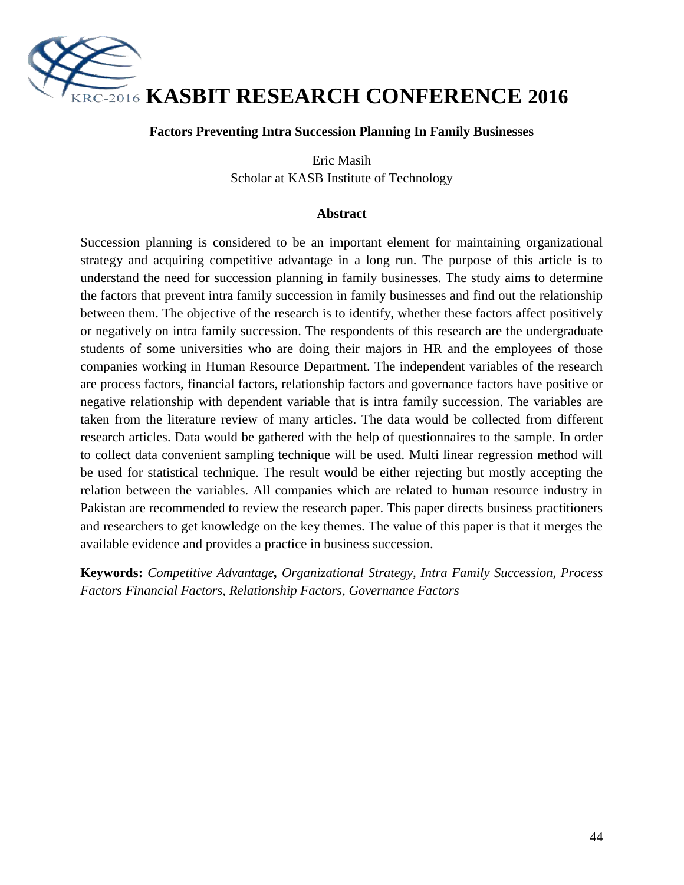## Factors Preventing Intra Succession Planning In Family Businesses

Eric Masih
Scholar at KASB Institute of Technology

### Abstract

Succession planning is considered to be an important element for maintaining organizational strategy and acquiring competitive advantage in a long run. The purpose of this article is to understand the need for succession planning in family businesses. The study aims to determine the factors that prevent intra family succession in family businesses and find out the relationship between them. The objective of the research is to identify, whether these factors affect positively or negatively on intra family succession. The respondents of this research are the undergraduate students of some universities who are doing their majors in HR and the employees of those companies working in Human Resource Department. The independent variables of the research are process factors, financial factors, relationship factors and governance factors have positive or negative relationship with dependent variable that is intra family succession. The variables are taken from the literature review of many articles. The data would be collected from different research articles. Data would be gathered with the help of questionnaires to the sample. In order to collect data convenient sampling technique will be used. Multi linear regression method will be used for statistical technique. The result would be either rejecting but mostly accepting the relation between the variables. All companies which are related to human resource industry in Pakistan are recommended to review the research paper. This paper directs business practitioners and researchers to get knowledge on the key themes. The value of this paper is that it merges the available evidence and provides a practice in business succession.

**Keywords:** *Competitive Advantage***,** *Organizational Strategy, Intra Family Succession, Process Factors Financial Factors, Relationship Factors, Governance Factors*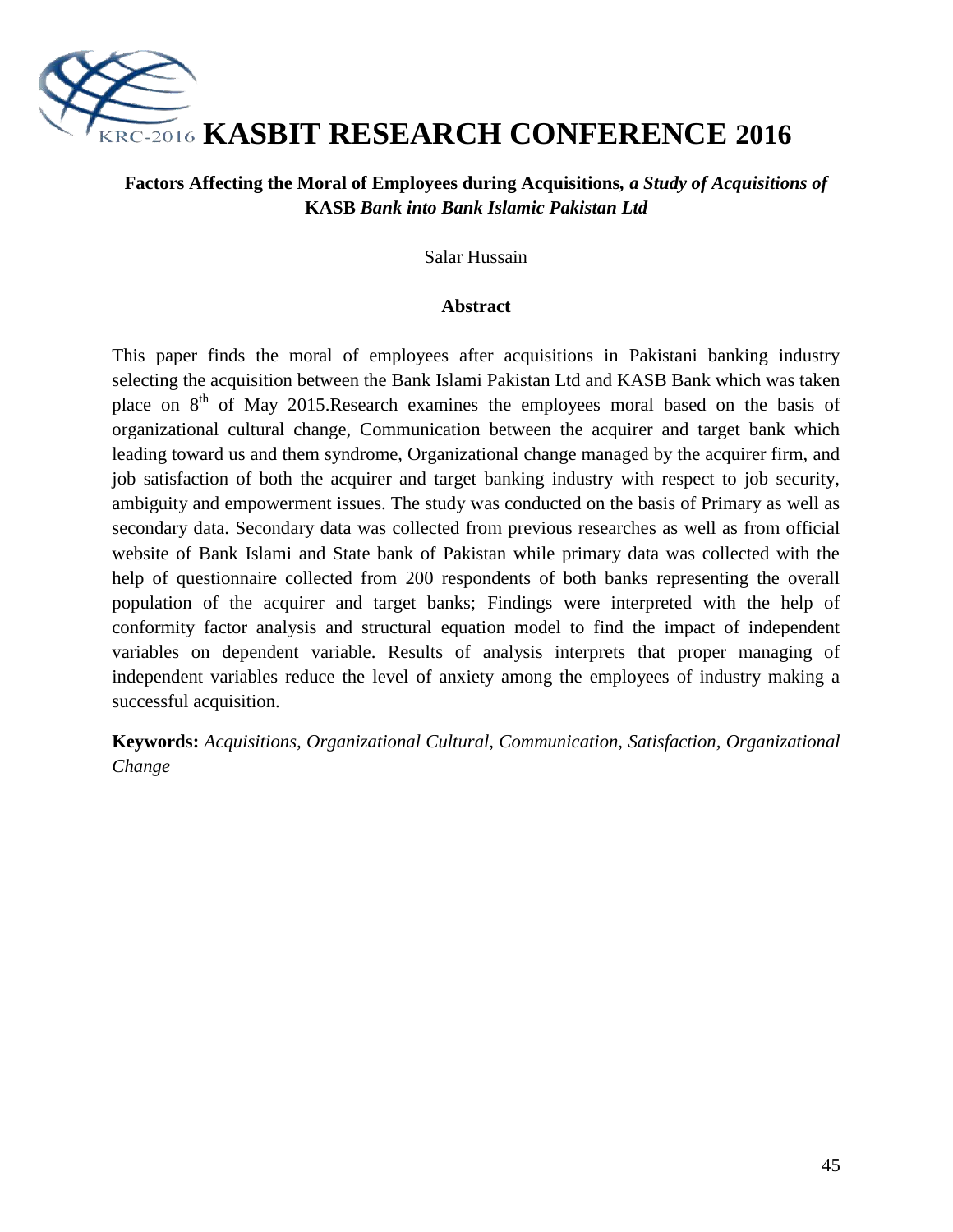**Factors Affecting the Moral of Employees during Acquisitions,** ***a Study of Acquisitions of*** **KASB** ***Bank into Bank Islamic Pakistan Ltd***

Salar Hussain

### Abstract

This paper finds the moral of employees after acquisitions in Pakistani banking industry selecting the acquisition between the Bank Islami Pakistan Ltd and KASB Bank which was taken place on 8th of May 2015.Research examines the employees moral based on the basis of organizational cultural change, Communication between the acquirer and target bank which leading toward us and them syndrome, Organizational change managed by the acquirer firm, and job satisfaction of both the acquirer and target banking industry with respect to job security, ambiguity and empowerment issues. The study was conducted on the basis of Primary as well as secondary data. Secondary data was collected from previous researches as well as from official website of Bank Islami and State bank of Pakistan while primary data was collected with the help of questionnaire collected from 200 respondents of both banks representing the overall population of the acquirer and target banks; Findings were interpreted with the help of conformity factor analysis and structural equation model to find the impact of independent variables on dependent variable. Results of analysis interprets that proper managing of independent variables reduce the level of anxiety among the employees of industry making a successful acquisition.

**Keywords:** *Acquisitions, Organizational Cultural, Communication, Satisfaction, Organizational Change*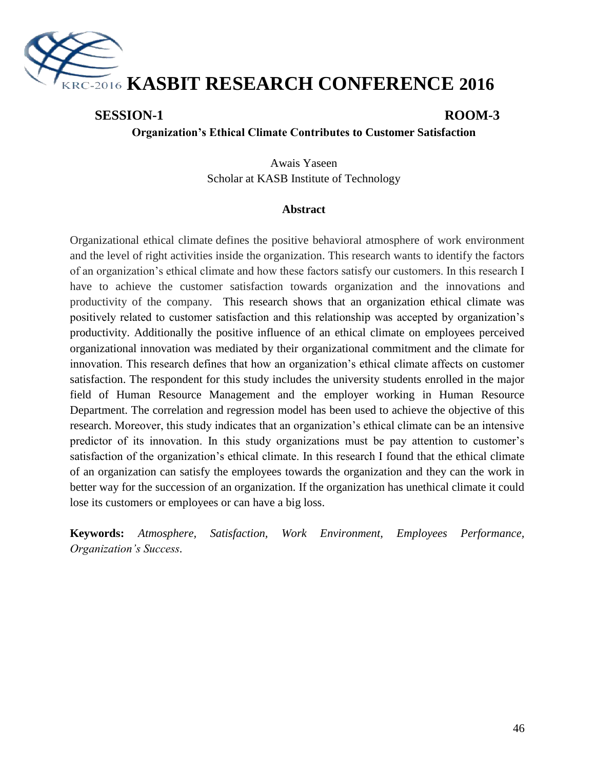**SESSION-1** **ROOM-3**

## Organization's Ethical Climate Contributes to Customer Satisfaction

Awais Yaseen
Scholar at KASB Institute of Technology

### Abstract

Organizational ethical climate defines the positive behavioral atmosphere of work environment and the level of right activities inside the organization. This research wants to identify the factors of an organization's ethical climate and how these factors satisfy our customers. In this research I have to achieve the customer satisfaction towards organization and the innovations and productivity of the company. This research shows that an organization ethical climate was positively related to customer satisfaction and this relationship was accepted by organization's productivity. Additionally the positive influence of an ethical climate on employees perceived organizational innovation was mediated by their organizational commitment and the climate for innovation. This research defines that how an organization's ethical climate affects on customer satisfaction. The respondent for this study includes the university students enrolled in the major field of Human Resource Management and the employer working in Human Resource Department. The correlation and regression model has been used to achieve the objective of this research. Moreover, this study indicates that an organization's ethical climate can be an intensive predictor of its innovation. In this study organizations must be pay attention to customer's satisfaction of the organization's ethical climate. In this research I found that the ethical climate of an organization can satisfy the employees towards the organization and they can the work in better way for the succession of an organization. If the organization has unethical climate it could lose its customers or employees or can have a big loss.

**Keywords:** *Atmosphere, Satisfaction, Work Environment, Employees Performance, Organization's Success.*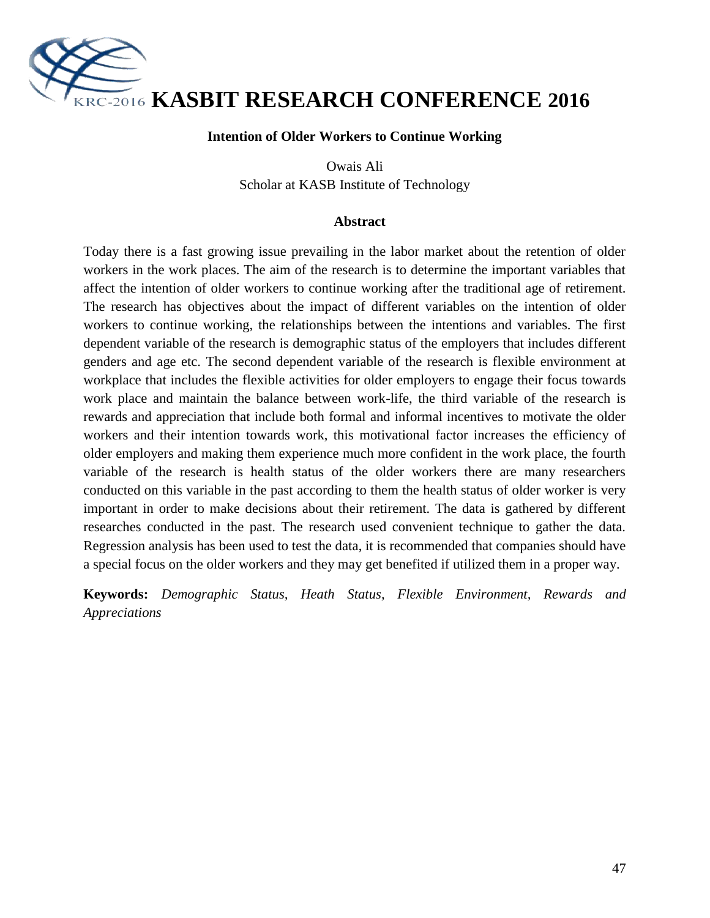# KASBIT RESEARCH CONFERENCE 2016

## Intention of Older Workers to Continue Working

Owais Ali
Scholar at KASB Institute of Technology

### Abstract

Today there is a fast growing issue prevailing in the labor market about the retention of older workers in the work places. The aim of the research is to determine the important variables that affect the intention of older workers to continue working after the traditional age of retirement. The research has objectives about the impact of different variables on the intention of older workers to continue working, the relationships between the intentions and variables. The first dependent variable of the research is demographic status of the employers that includes different genders and age etc. The second dependent variable of the research is flexible environment at workplace that includes the flexible activities for older employers to engage their focus towards work place and maintain the balance between work-life, the third variable of the research is rewards and appreciation that include both formal and informal incentives to motivate the older workers and their intention towards work, this motivational factor increases the efficiency of older employers and making them experience much more confident in the work place, the fourth variable of the research is health status of the older workers there are many researchers conducted on this variable in the past according to them the health status of older worker is very important in order to make decisions about their retirement. The data is gathered by different researches conducted in the past. The research used convenient technique to gather the data. Regression analysis has been used to test the data, it is recommended that companies should have a special focus on the older workers and they may get benefited if utilized them in a proper way.

**Keywords:** *Demographic Status, Heath Status, Flexible Environment, Rewards and Appreciations*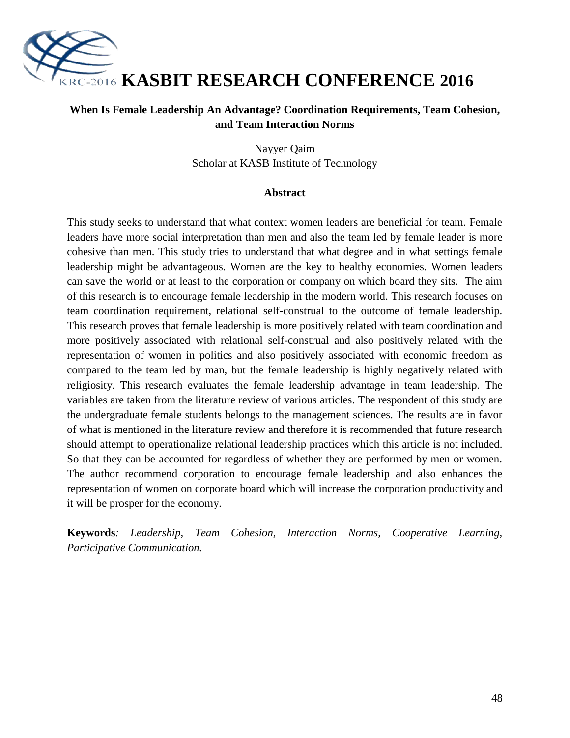# When Is Female Leadership An Advantage? Coordination Requirements, Team Cohesion, and Team Interaction Norms

Nayyer Qaim
Scholar at KASB Institute of Technology

## Abstract

This study seeks to understand that what context women leaders are beneficial for team. Female leaders have more social interpretation than men and also the team led by female leader is more cohesive than men. This study tries to understand that what degree and in what settings female leadership might be advantageous. Women are the key to healthy economies. Women leaders can save the world or at least to the corporation or company on which board they sits. The aim of this research is to encourage female leadership in the modern world. This research focuses on team coordination requirement, relational self-construal to the outcome of female leadership. This research proves that female leadership is more positively related with team coordination and more positively associated with relational self-construal and also positively related with the representation of women in politics and also positively associated with economic freedom as compared to the team led by man, but the female leadership is highly negatively related with religiosity. This research evaluates the female leadership advantage in team leadership. The variables are taken from the literature review of various articles. The respondent of this study are the undergraduate female students belongs to the management sciences. The results are in favor of what is mentioned in the literature review and therefore it is recommended that future research should attempt to operationalize relational leadership practices which this article is not included. So that they can be accounted for regardless of whether they are performed by men or women. The author recommend corporation to encourage female leadership and also enhances the representation of women on corporate board which will increase the corporation productivity and it will be prosper for the economy.

**Keywords***: Leadership, Team Cohesion, Interaction Norms, Cooperative Learning, Participative Communication.*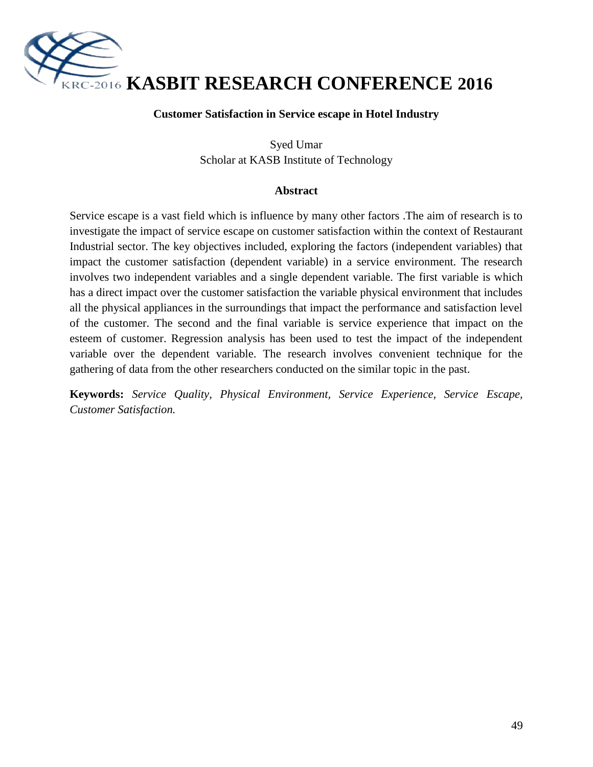# Customer Satisfaction in Service escape in Hotel Industry

Syed Umar
Scholar at KASB Institute of Technology

## Abstract

Service escape is a vast field which is influence by many other factors .The aim of research is to investigate the impact of service escape on customer satisfaction within the context of Restaurant Industrial sector. The key objectives included, exploring the factors (independent variables) that impact the customer satisfaction (dependent variable) in a service environment. The research involves two independent variables and a single dependent variable. The first variable is which has a direct impact over the customer satisfaction the variable physical environment that includes all the physical appliances in the surroundings that impact the performance and satisfaction level of the customer. The second and the final variable is service experience that impact on the esteem of customer. Regression analysis has been used to test the impact of the independent variable over the dependent variable. The research involves convenient technique for the gathering of data from the other researchers conducted on the similar topic in the past.

**Keywords:** *Service Quality, Physical Environment, Service Experience, Service Escape, Customer Satisfaction.*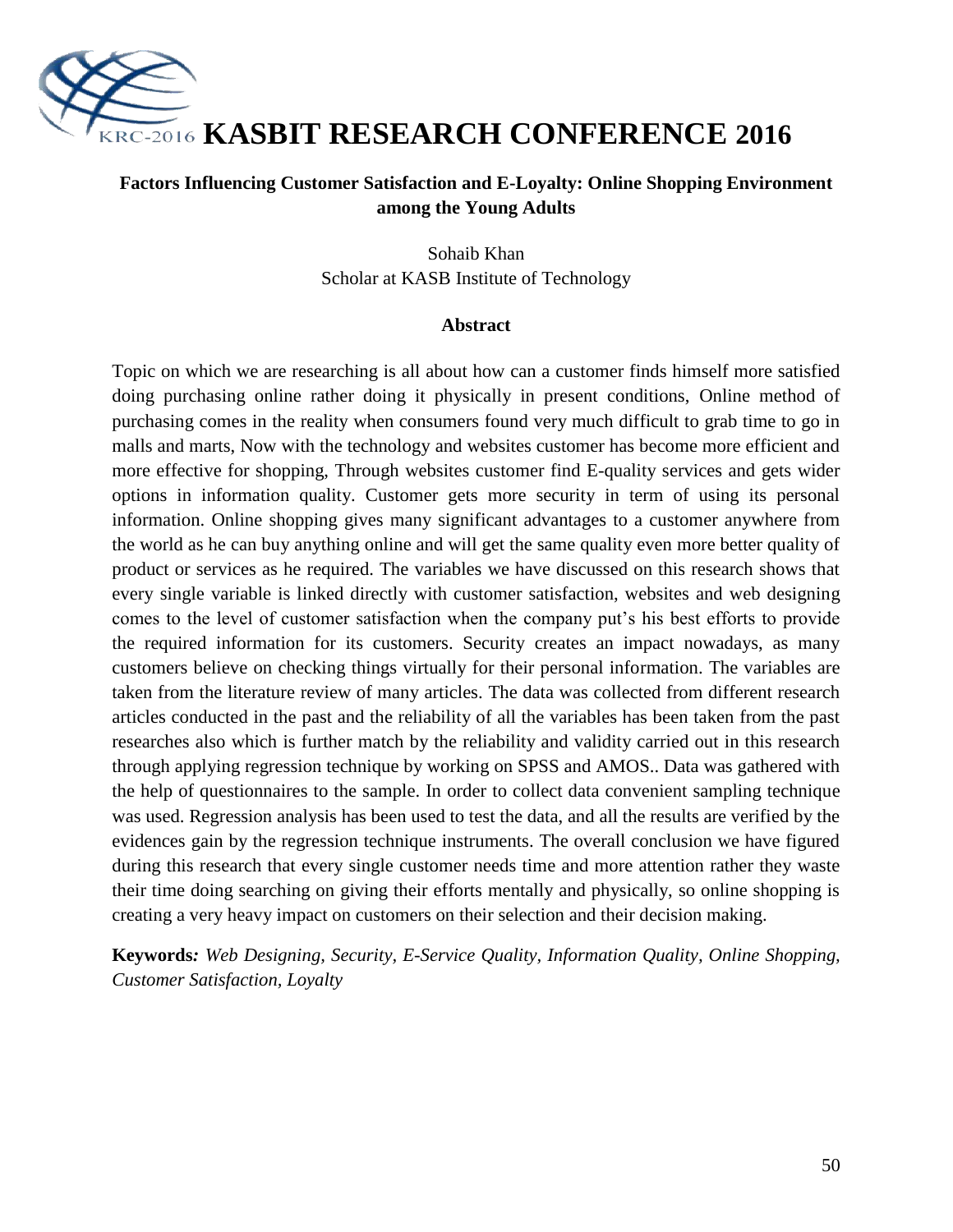# Factors Influencing Customer Satisfaction and E-Loyalty: Online Shopping Environment among the Young Adults

Sohaib Khan
Scholar at KASB Institute of Technology

## Abstract

Topic on which we are researching is all about how can a customer finds himself more satisfied doing purchasing online rather doing it physically in present conditions, Online method of purchasing comes in the reality when consumers found very much difficult to grab time to go in malls and marts, Now with the technology and websites customer has become more efficient and more effective for shopping, Through websites customer find E-quality services and gets wider options in information quality. Customer gets more security in term of using its personal information. Online shopping gives many significant advantages to a customer anywhere from the world as he can buy anything online and will get the same quality even more better quality of product or services as he required. The variables we have discussed on this research shows that every single variable is linked directly with customer satisfaction, websites and web designing comes to the level of customer satisfaction when the company put's his best efforts to provide the required information for its customers. Security creates an impact nowadays, as many customers believe on checking things virtually for their personal information. The variables are taken from the literature review of many articles. The data was collected from different research articles conducted in the past and the reliability of all the variables has been taken from the past researches also which is further match by the reliability and validity carried out in this research through applying regression technique by working on SPSS and AMOS.. Data was gathered with the help of questionnaires to the sample. In order to collect data convenient sampling technique was used. Regression analysis has been used to test the data, and all the results are verified by the evidences gain by the regression technique instruments. The overall conclusion we have figured during this research that every single customer needs time and more attention rather they waste their time doing searching on giving their efforts mentally and physically, so online shopping is creating a very heavy impact on customers on their selection and their decision making.

**Keywords:** *Web Designing, Security, E-Service Quality, Information Quality, Online Shopping, Customer Satisfaction, Loyalty*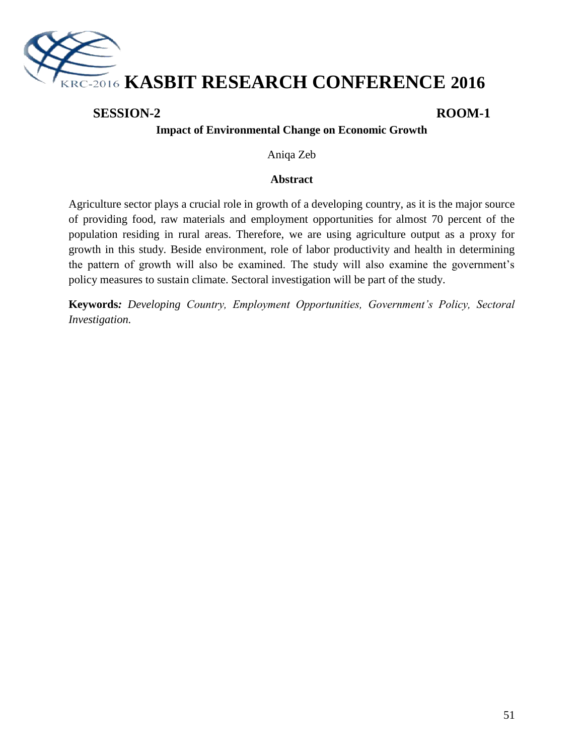**SESSION-2** **ROOM-1**

## Impact of Environmental Change on Economic Growth

Aniqa Zeb

### Abstract

Agriculture sector plays a crucial role in growth of a developing country, as it is the major source of providing food, raw materials and employment opportunities for almost 70 percent of the population residing in rural areas. Therefore, we are using agriculture output as a proxy for growth in this study. Beside environment, role of labor productivity and health in determining the pattern of growth will also be examined. The study will also examine the government's policy measures to sustain climate. Sectoral investigation will be part of the study.

**Keywords:** *Developing Country, Employment Opportunities, Government's Policy, Sectoral Investigation.*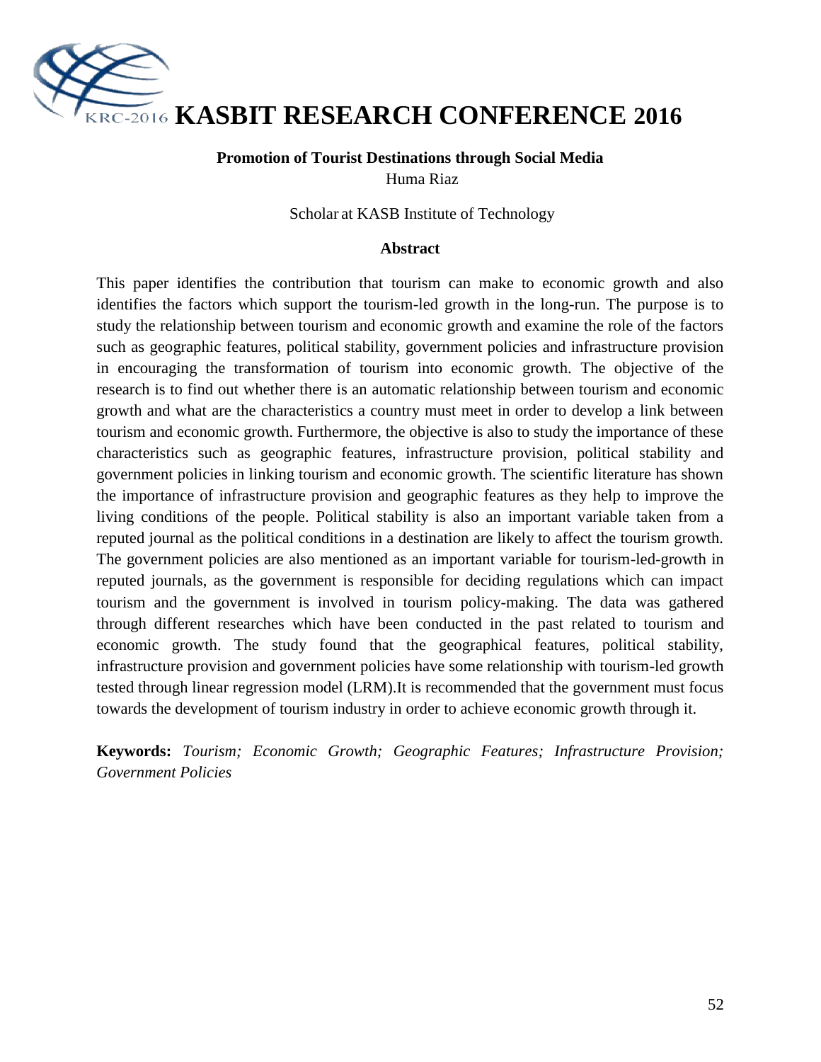**Promotion of Tourist Destinations through Social Media**

Huma Riaz

Scholar at KASB Institute of Technology

**Abstract**

This paper identifies the contribution that tourism can make to economic growth and also identifies the factors which support the tourism-led growth in the long-run. The purpose is to study the relationship between tourism and economic growth and examine the role of the factors such as geographic features, political stability, government policies and infrastructure provision in encouraging the transformation of tourism into economic growth. The objective of the research is to find out whether there is an automatic relationship between tourism and economic growth and what are the characteristics a country must meet in order to develop a link between tourism and economic growth. Furthermore, the objective is also to study the importance of these characteristics such as geographic features, infrastructure provision, political stability and government policies in linking tourism and economic growth. The scientific literature has shown the importance of infrastructure provision and geographic features as they help to improve the living conditions of the people. Political stability is also an important variable taken from a reputed journal as the political conditions in a destination are likely to affect the tourism growth. The government policies are also mentioned as an important variable for tourism-led-growth in reputed journals, as the government is responsible for deciding regulations which can impact tourism and the government is involved in tourism policy-making. The data was gathered through different researches which have been conducted in the past related to tourism and economic growth. The study found that the geographical features, political stability, infrastructure provision and government policies have some relationship with tourism-led growth tested through linear regression model (LRM).It is recommended that the government must focus towards the development of tourism industry in order to achieve economic growth through it.

**Keywords:** *Tourism; Economic Growth; Geographic Features; Infrastructure Provision; Government Policies*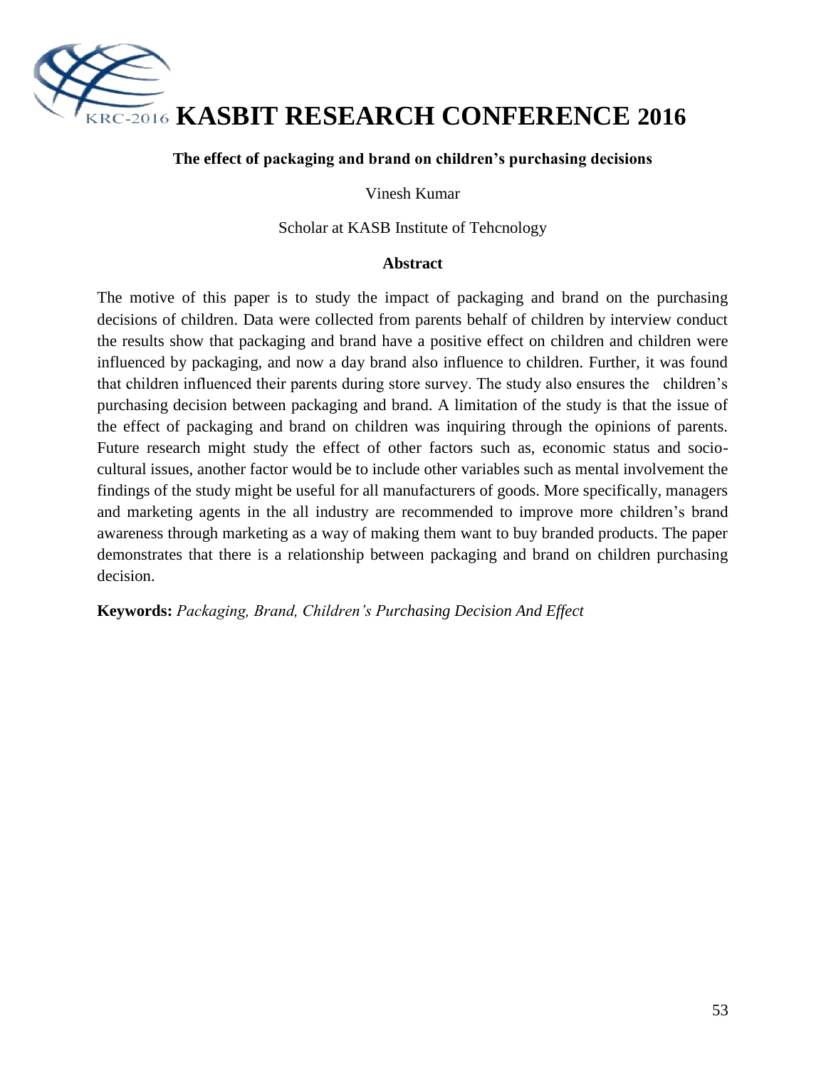# The effect of packaging and brand on children's purchasing decisions

Vinesh Kumar

Scholar at KASB Institute of Tehcnology

## Abstract

The motive of this paper is to study the impact of packaging and brand on the purchasing decisions of children. Data were collected from parents behalf of children by interview conduct the results show that packaging and brand have a positive effect on children and children were influenced by packaging, and now a day brand also influence to children. Further, it was found that children influenced their parents during store survey. The study also ensures the children's purchasing decision between packaging and brand. A limitation of the study is that the issue of the effect of packaging and brand on children was inquiring through the opinions of parents. Future research might study the effect of other factors such as, economic status and socio-cultural issues, another factor would be to include other variables such as mental involvement the findings of the study might be useful for all manufacturers of goods. More specifically, managers and marketing agents in the all industry are recommended to improve more children's brand awareness through marketing as a way of making them want to buy branded products. The paper demonstrates that there is a relationship between packaging and brand on children purchasing decision.

**Keywords:** *Packaging, Brand, Children's Purchasing Decision And Effect*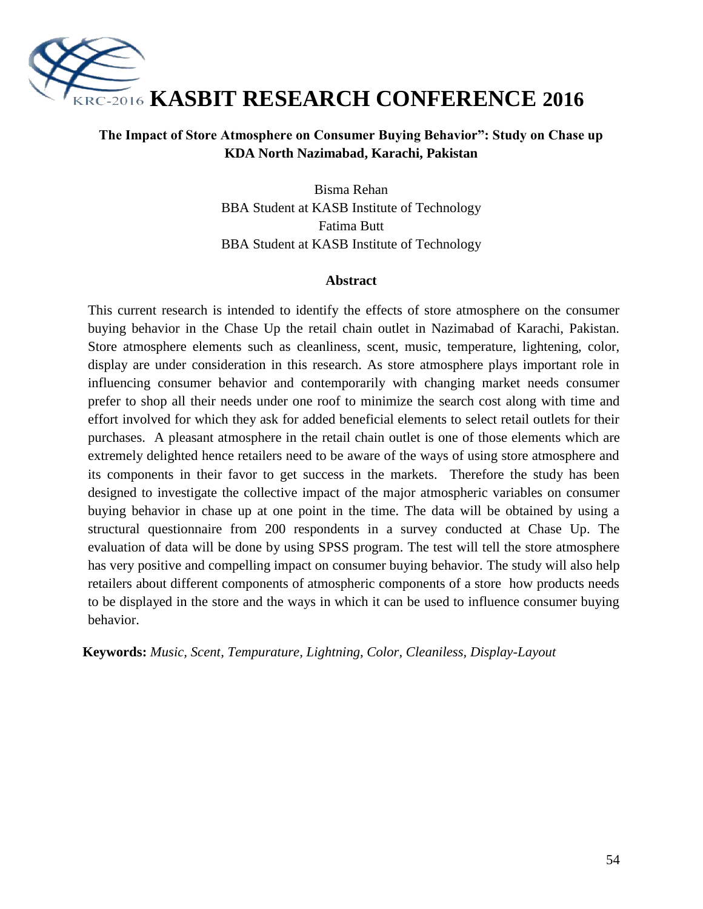# KASBIT RESEARCH CONFERENCE 2016

## The Impact of Store Atmosphere on Consumer Buying Behavior": Study on Chase up KDA North Nazimabad, Karachi, Pakistan

Bisma Rehan
BBA Student at KASB Institute of Technology
Fatima Butt
BBA Student at KASB Institute of Technology

### Abstract

This current research is intended to identify the effects of store atmosphere on the consumer buying behavior in the Chase Up the retail chain outlet in Nazimabad of Karachi, Pakistan. Store atmosphere elements such as cleanliness, scent, music, temperature, lightening, color, display are under consideration in this research. As store atmosphere plays important role in influencing consumer behavior and contemporarily with changing market needs consumer prefer to shop all their needs under one roof to minimize the search cost along with time and effort involved for which they ask for added beneficial elements to select retail outlets for their purchases. A pleasant atmosphere in the retail chain outlet is one of those elements which are extremely delighted hence retailers need to be aware of the ways of using store atmosphere and its components in their favor to get success in the markets. Therefore the study has been designed to investigate the collective impact of the major atmospheric variables on consumer buying behavior in chase up at one point in the time. The data will be obtained by using a structural questionnaire from 200 respondents in a survey conducted at Chase Up. The evaluation of data will be done by using SPSS program. The test will tell the store atmosphere has very positive and compelling impact on consumer buying behavior. The study will also help retailers about different components of atmospheric components of a store how products needs to be displayed in the store and the ways in which it can be used to influence consumer buying behavior.

**Keywords:** *Music, Scent, Tempurature, Lightning, Color, Cleaniless, Display-Layout*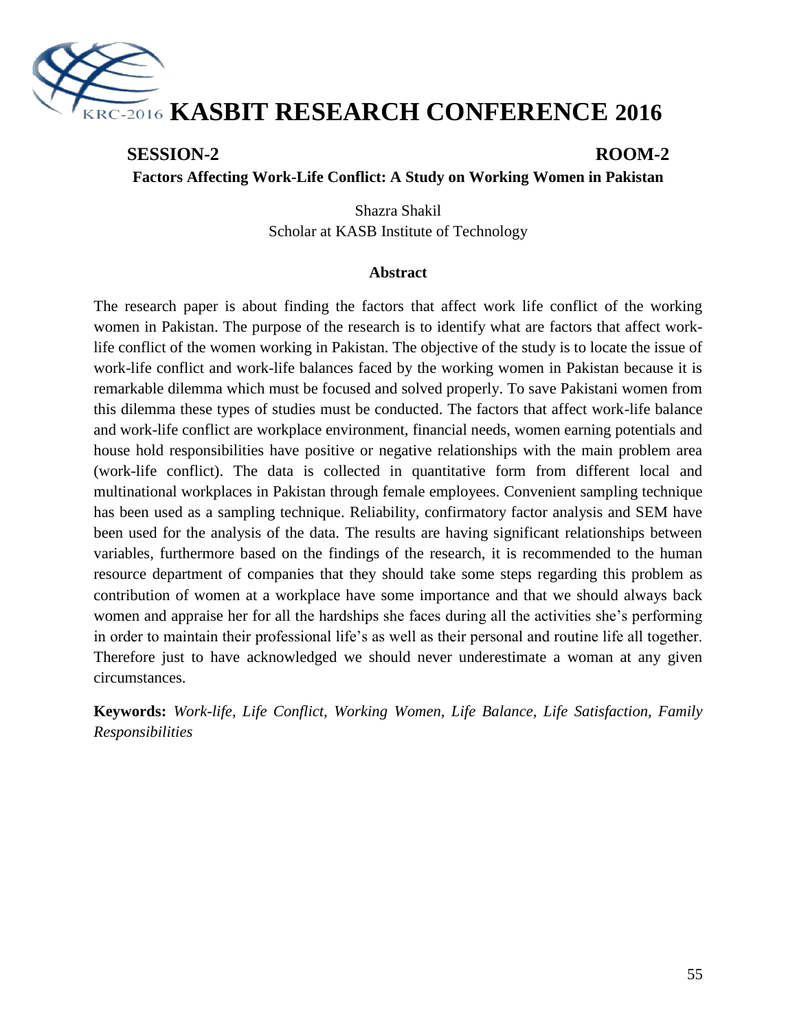# KASBIT RESEARCH CONFERENCE 2016

**SESSION-2** **ROOM-2**

## Factors Affecting Work-Life Conflict: A Study on Working Women in Pakistan

Shazra Shakil
Scholar at KASB Institute of Technology

### Abstract

The research paper is about finding the factors that affect work life conflict of the working women in Pakistan. The purpose of the research is to identify what are factors that affect work-life conflict of the women working in Pakistan. The objective of the study is to locate the issue of work-life conflict and work-life balances faced by the working women in Pakistan because it is remarkable dilemma which must be focused and solved properly. To save Pakistani women from this dilemma these types of studies must be conducted. The factors that affect work-life balance and work-life conflict are workplace environment, financial needs, women earning potentials and house hold responsibilities have positive or negative relationships with the main problem area (work-life conflict). The data is collected in quantitative form from different local and multinational workplaces in Pakistan through female employees. Convenient sampling technique has been used as a sampling technique. Reliability, confirmatory factor analysis and SEM have been used for the analysis of the data. The results are having significant relationships between variables, furthermore based on the findings of the research, it is recommended to the human resource department of companies that they should take some steps regarding this problem as contribution of women at a workplace have some importance and that we should always back women and appraise her for all the hardships she faces during all the activities she's performing in order to maintain their professional life's as well as their personal and routine life all together. Therefore just to have acknowledged we should never underestimate a woman at any given circumstances.

**Keywords:** *Work-life, Life Conflict, Working Women, Life Balance, Life Satisfaction, Family Responsibilities*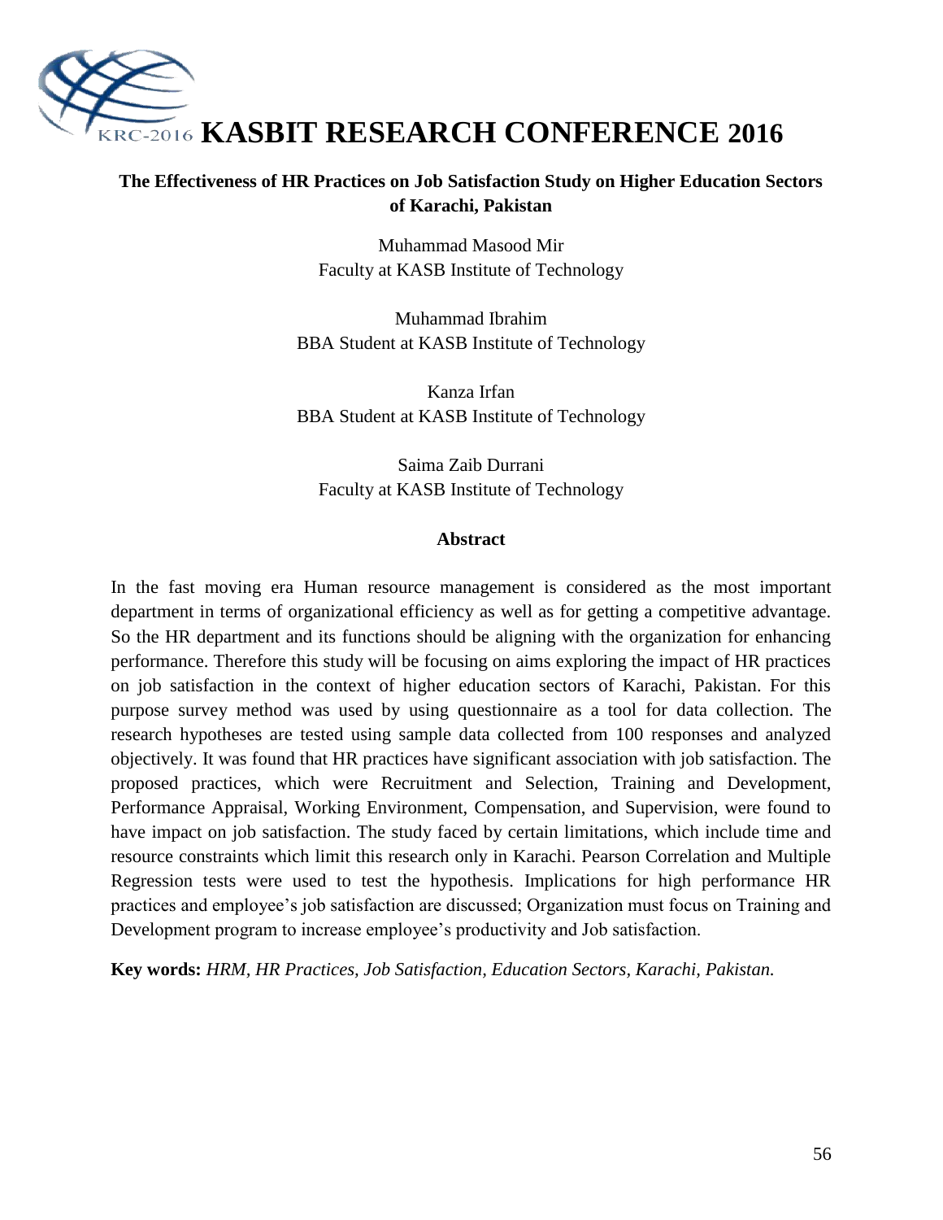# The Effectiveness of HR Practices on Job Satisfaction Study on Higher Education Sectors of Karachi, Pakistan

Muhammad Masood Mir
Faculty at KASB Institute of Technology

Muhammad Ibrahim
BBA Student at KASB Institute of Technology

Kanza Irfan
BBA Student at KASB Institute of Technology

Saima Zaib Durrani
Faculty at KASB Institute of Technology

## Abstract

In the fast moving era Human resource management is considered as the most important department in terms of organizational efficiency as well as for getting a competitive advantage. So the HR department and its functions should be aligning with the organization for enhancing performance. Therefore this study will be focusing on aims exploring the impact of HR practices on job satisfaction in the context of higher education sectors of Karachi, Pakistan. For this purpose survey method was used by using questionnaire as a tool for data collection. The research hypotheses are tested using sample data collected from 100 responses and analyzed objectively. It was found that HR practices have significant association with job satisfaction. The proposed practices, which were Recruitment and Selection, Training and Development, Performance Appraisal, Working Environment, Compensation, and Supervision, were found to have impact on job satisfaction. The study faced by certain limitations, which include time and resource constraints which limit this research only in Karachi. Pearson Correlation and Multiple Regression tests were used to test the hypothesis. Implications for high performance HR practices and employee's job satisfaction are discussed; Organization must focus on Training and Development program to increase employee's productivity and Job satisfaction.

**Key words:** *HRM, HR Practices, Job Satisfaction, Education Sectors, Karachi, Pakistan.*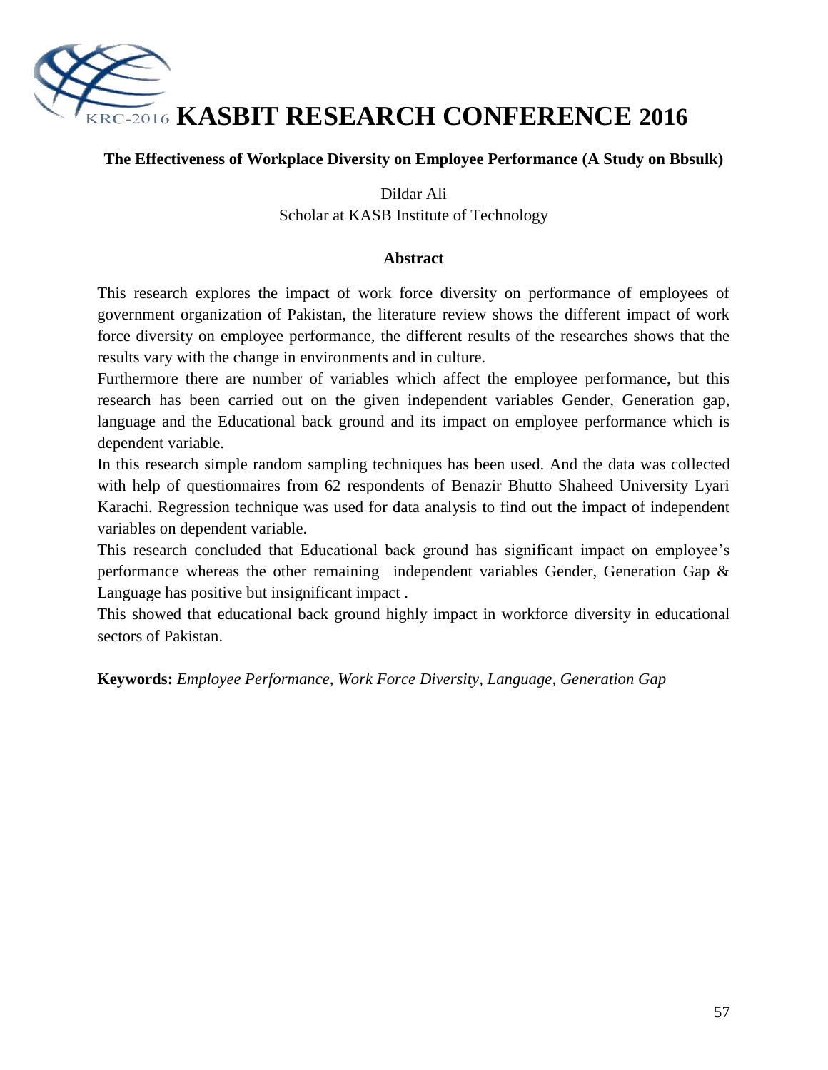## The Effectiveness of Workplace Diversity on Employee Performance (A Study on Bbsulk)

Dildar Ali
Scholar at KASB Institute of Technology

### Abstract

This research explores the impact of work force diversity on performance of employees of government organization of Pakistan, the literature review shows the different impact of work force diversity on employee performance, the different results of the researches shows that the results vary with the change in environments and in culture.

Furthermore there are number of variables which affect the employee performance, but this research has been carried out on the given independent variables Gender, Generation gap, language and the Educational back ground and its impact on employee performance which is dependent variable.

In this research simple random sampling techniques has been used. And the data was collected with help of questionnaires from 62 respondents of Benazir Bhutto Shaheed University Lyari Karachi. Regression technique was used for data analysis to find out the impact of independent variables on dependent variable.

This research concluded that Educational back ground has significant impact on employee's performance whereas the other remaining independent variables Gender, Generation Gap & Language has positive but insignificant impact .

This showed that educational back ground highly impact in workforce diversity in educational sectors of Pakistan.

**Keywords:** *Employee Performance, Work Force Diversity, Language, Generation Gap*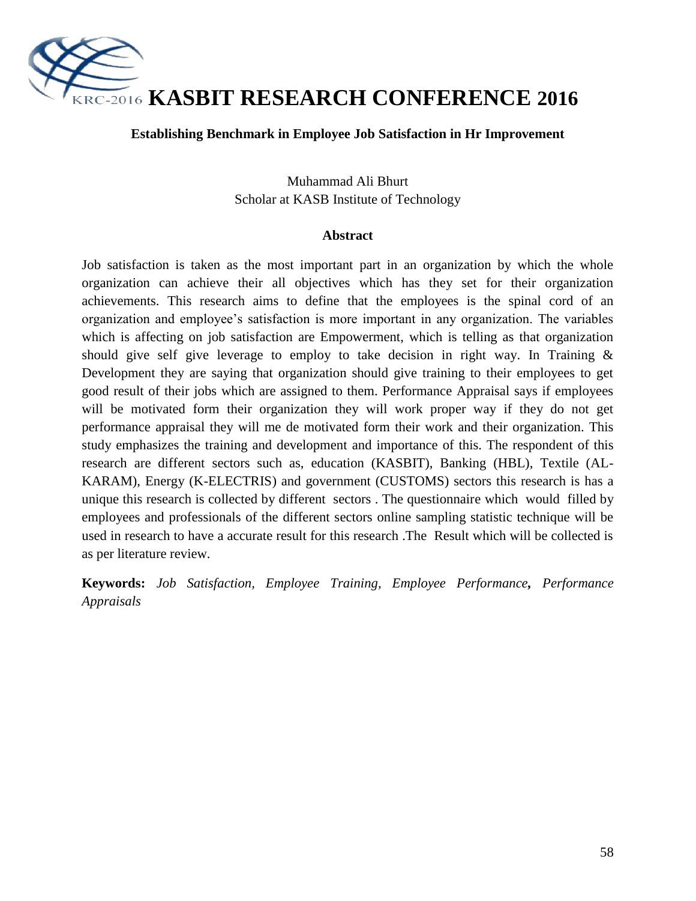# Establishing Benchmark in Employee Job Satisfaction in Hr Improvement

Muhammad Ali Bhurt
Scholar at KASB Institute of Technology

## Abstract

Job satisfaction is taken as the most important part in an organization by which the whole organization can achieve their all objectives which has they set for their organization achievements. This research aims to define that the employees is the spinal cord of an organization and employee's satisfaction is more important in any organization. The variables which is affecting on job satisfaction are Empowerment, which is telling as that organization should give self give leverage to employ to take decision in right way. In Training & Development they are saying that organization should give training to their employees to get good result of their jobs which are assigned to them. Performance Appraisal says if employees will be motivated form their organization they will work proper way if they do not get performance appraisal they will me de motivated form their work and their organization. This study emphasizes the training and development and importance of this. The respondent of this research are different sectors such as, education (KASBIT), Banking (HBL), Textile (AL-KARAM), Energy (K-ELECTRIS) and government (CUSTOMS) sectors this research is has a unique this research is collected by different sectors . The questionnaire which would filled by employees and professionals of the different sectors online sampling statistic technique will be used in research to have a accurate result for this research .The Result which will be collected is as per literature review.

**Keywords:** *Job Satisfaction*, *Employee Training*, *Employee Performance***,** *Performance Appraisals*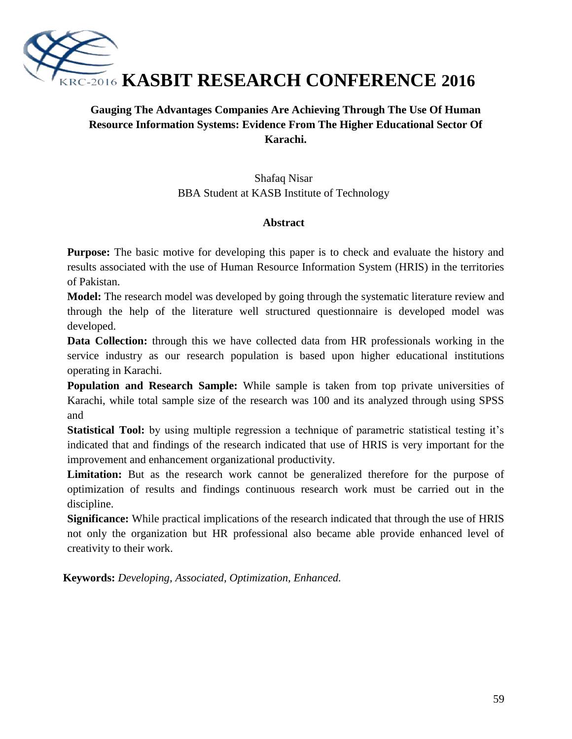## Gauging The Advantages Companies Are Achieving Through The Use Of Human Resource Information Systems: Evidence From The Higher Educational Sector Of Karachi.

Shafaq Nisar
BBA Student at KASB Institute of Technology

### Abstract

**Purpose:** The basic motive for developing this paper is to check and evaluate the history and results associated with the use of Human Resource Information System (HRIS) in the territories of Pakistan.

**Model:** The research model was developed by going through the systematic literature review and through the help of the literature well structured questionnaire is developed model was developed.

**Data Collection:** through this we have collected data from HR professionals working in the service industry as our research population is based upon higher educational institutions operating in Karachi.

**Population and Research Sample:** While sample is taken from top private universities of Karachi, while total sample size of the research was 100 and its analyzed through using SPSS and

**Statistical Tool:** by using multiple regression a technique of parametric statistical testing it's indicated that and findings of the research indicated that use of HRIS is very important for the improvement and enhancement organizational productivity.

**Limitation:** But as the research work cannot be generalized therefore for the purpose of optimization of results and findings continuous research work must be carried out in the discipline.

**Significance:** While practical implications of the research indicated that through the use of HRIS not only the organization but HR professional also became able provide enhanced level of creativity to their work.

**Keywords:** *Developing, Associated, Optimization, Enhanced.*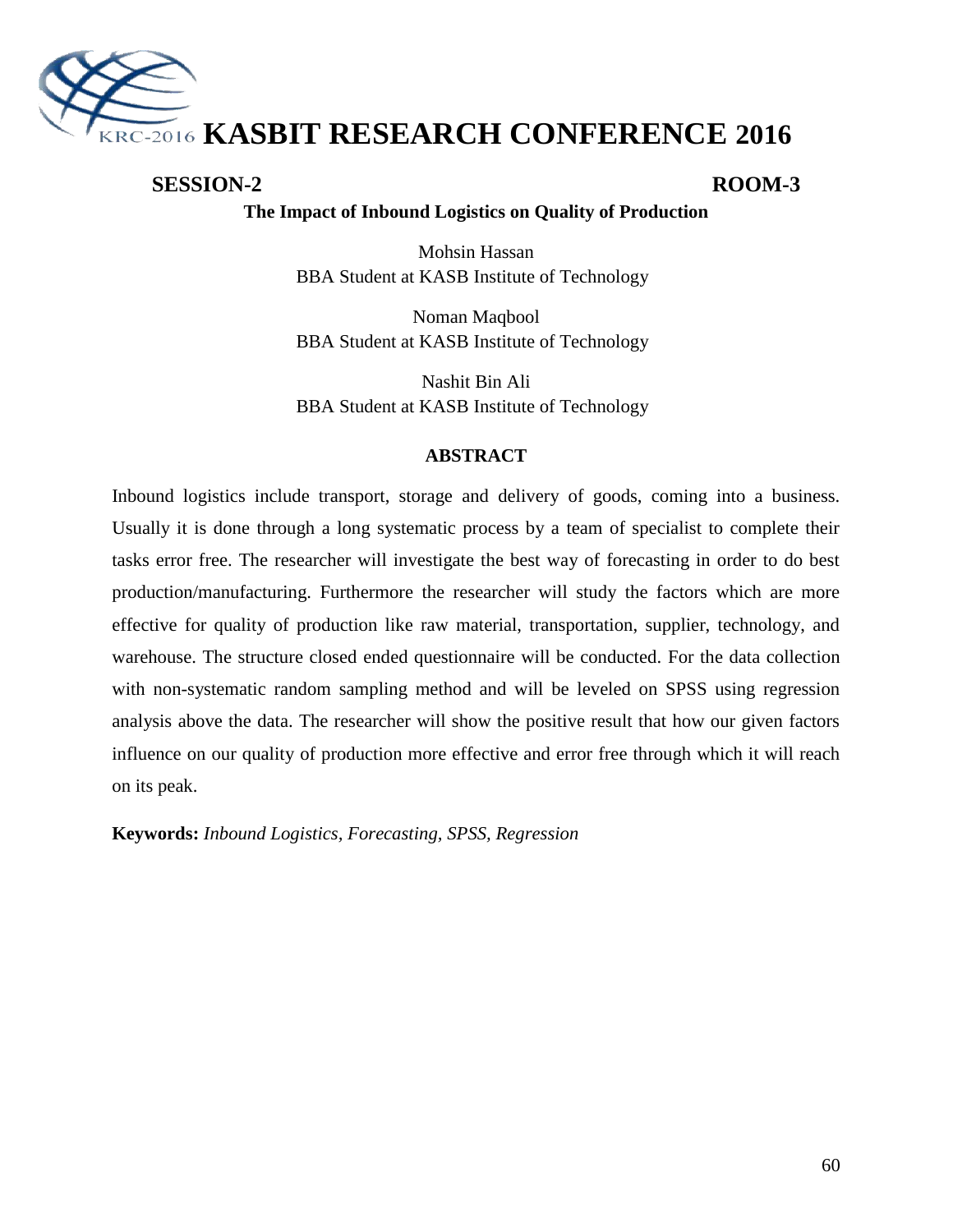# KASBIT RESEARCH CONFERENCE 2016

**SESSION-2** **ROOM-3**

## The Impact of Inbound Logistics on Quality of Production

Mohsin Hassan
BBA Student at KASB Institute of Technology

Noman Maqbool
BBA Student at KASB Institute of Technology

Nashit Bin Ali
BBA Student at KASB Institute of Technology

### ABSTRACT

Inbound logistics include transport, storage and delivery of goods, coming into a business. Usually it is done through a long systematic process by a team of specialist to complete their tasks error free. The researcher will investigate the best way of forecasting in order to do best production/manufacturing. Furthermore the researcher will study the factors which are more effective for quality of production like raw material, transportation, supplier, technology, and warehouse. The structure closed ended questionnaire will be conducted. For the data collection with non-systematic random sampling method and will be leveled on SPSS using regression analysis above the data. The researcher will show the positive result that how our given factors influence on our quality of production more effective and error free through which it will reach on its peak.

**Keywords:** *Inbound Logistics, Forecasting, SPSS, Regression*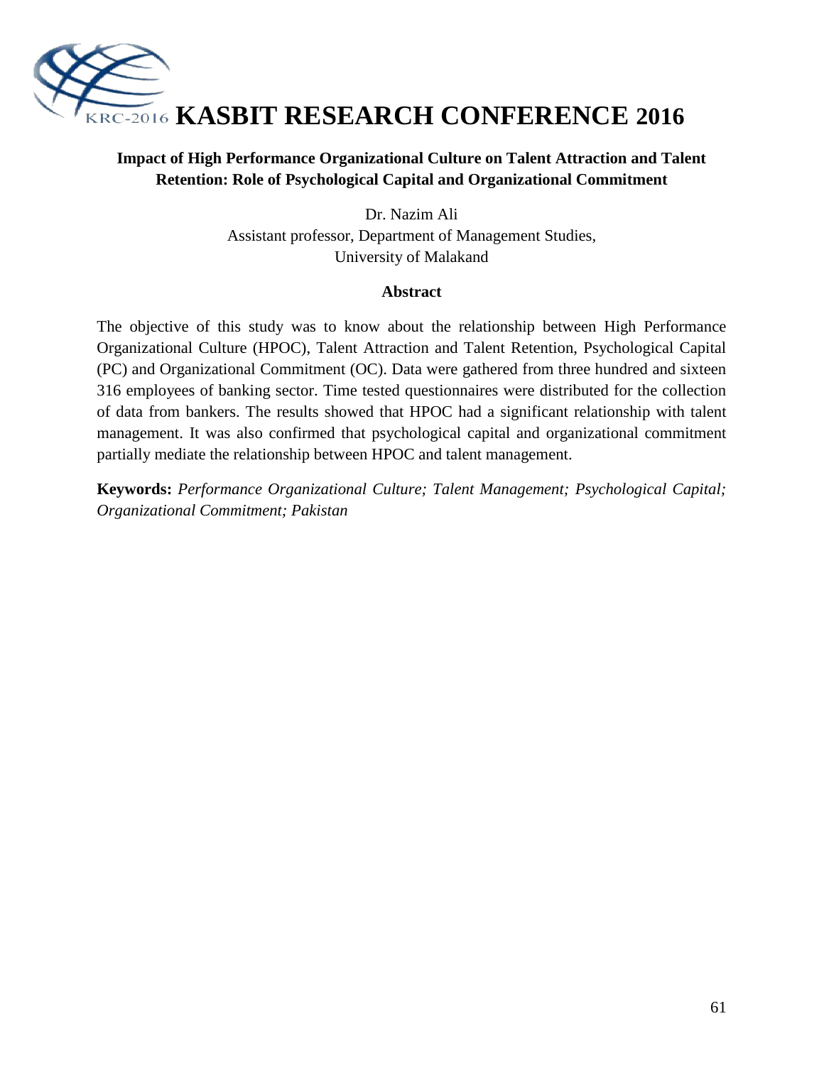## Impact of High Performance Organizational Culture on Talent Attraction and Talent Retention: Role of Psychological Capital and Organizational Commitment

Dr. Nazim Ali
Assistant professor, Department of Management Studies,
University of Malakand

### Abstract

The objective of this study was to know about the relationship between High Performance Organizational Culture (HPOC), Talent Attraction and Talent Retention, Psychological Capital (PC) and Organizational Commitment (OC). Data were gathered from three hundred and sixteen 316 employees of banking sector. Time tested questionnaires were distributed for the collection of data from bankers. The results showed that HPOC had a significant relationship with talent management. It was also confirmed that psychological capital and organizational commitment partially mediate the relationship between HPOC and talent management.

**Keywords:** *Performance Organizational Culture; Talent Management; Psychological Capital; Organizational Commitment; Pakistan*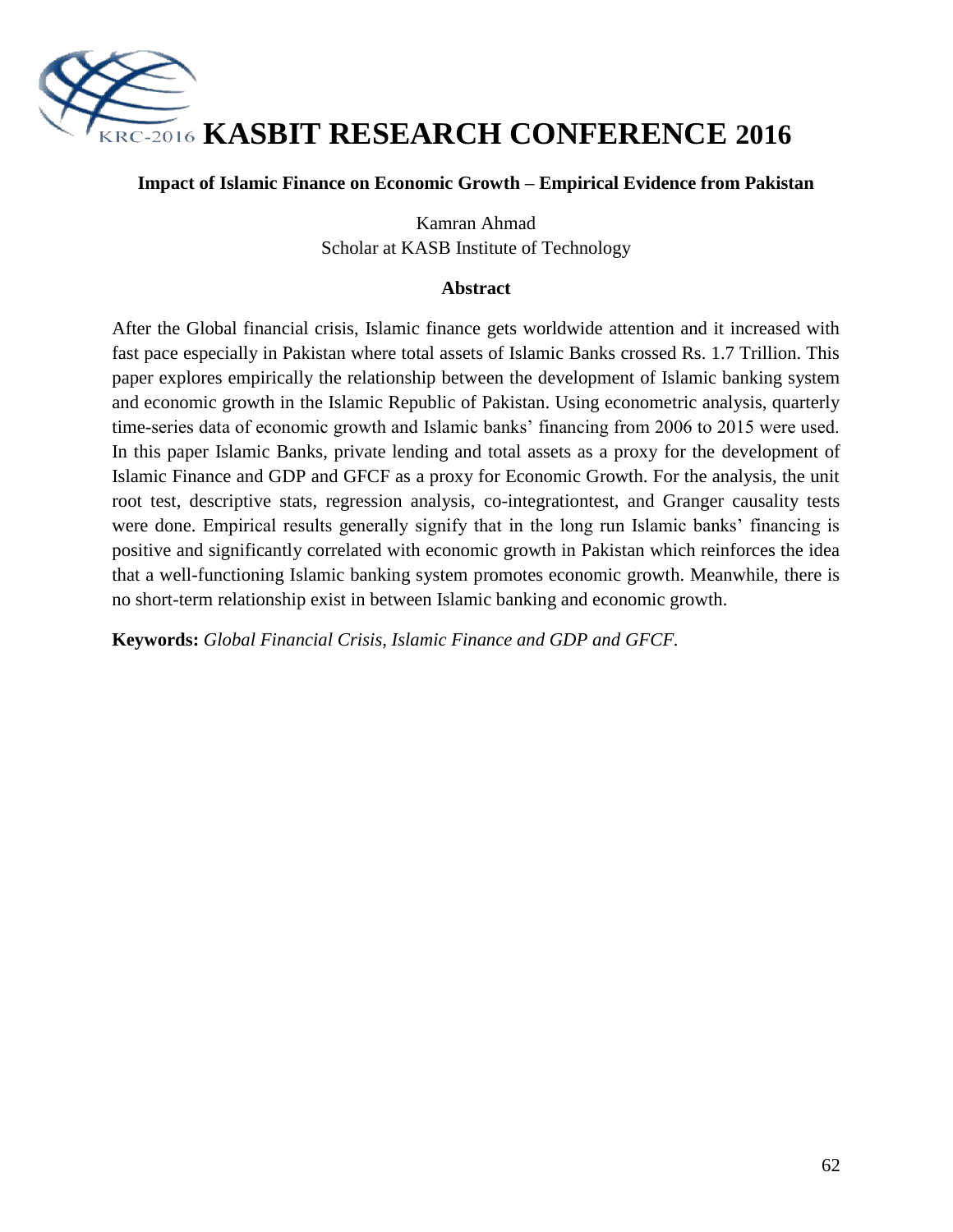## Impact of Islamic Finance on Economic Growth – Empirical Evidence from Pakistan

Kamran Ahmad
Scholar at KASB Institute of Technology

### Abstract

After the Global financial crisis, Islamic finance gets worldwide attention and it increased with fast pace especially in Pakistan where total assets of Islamic Banks crossed Rs. 1.7 Trillion. This paper explores empirically the relationship between the development of Islamic banking system and economic growth in the Islamic Republic of Pakistan. Using econometric analysis, quarterly time-series data of economic growth and Islamic banks' financing from 2006 to 2015 were used. In this paper Islamic Banks, private lending and total assets as a proxy for the development of Islamic Finance and GDP and GFCF as a proxy for Economic Growth. For the analysis, the unit root test, descriptive stats, regression analysis, co-integrationtest, and Granger causality tests were done. Empirical results generally signify that in the long run Islamic banks' financing is positive and significantly correlated with economic growth in Pakistan which reinforces the idea that a well-functioning Islamic banking system promotes economic growth. Meanwhile, there is no short-term relationship exist in between Islamic banking and economic growth.

**Keywords:** *Global Financial Crisis, Islamic Finance and GDP and GFCF.*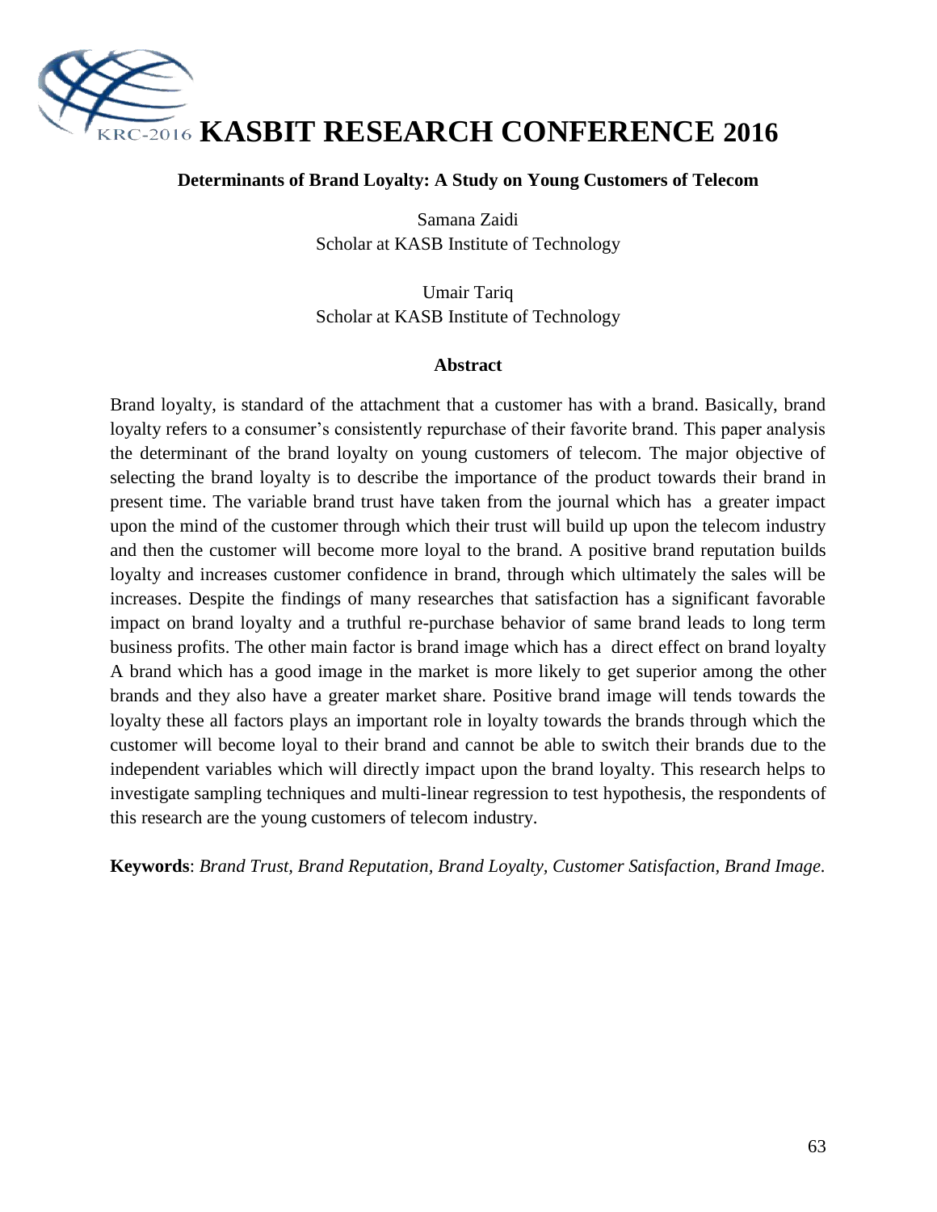# KASBIT RESEARCH CONFERENCE 2016

## Determinants of Brand Loyalty: A Study on Young Customers of Telecom

Samana Zaidi
Scholar at KASB Institute of Technology

Umair Tariq
Scholar at KASB Institute of Technology

### Abstract

Brand loyalty, is standard of the attachment that a customer has with a brand. Basically, brand loyalty refers to a consumer's consistently repurchase of their favorite brand. This paper analysis the determinant of the brand loyalty on young customers of telecom. The major objective of selecting the brand loyalty is to describe the importance of the product towards their brand in present time. The variable brand trust have taken from the journal which has a greater impact upon the mind of the customer through which their trust will build up upon the telecom industry and then the customer will become more loyal to the brand. A positive brand reputation builds loyalty and increases customer confidence in brand, through which ultimately the sales will be increases. Despite the findings of many researches that satisfaction has a significant favorable impact on brand loyalty and a truthful re-purchase behavior of same brand leads to long term business profits. The other main factor is brand image which has a direct effect on brand loyalty A brand which has a good image in the market is more likely to get superior among the other brands and they also have a greater market share. Positive brand image will tends towards the loyalty these all factors plays an important role in loyalty towards the brands through which the customer will become loyal to their brand and cannot be able to switch their brands due to the independent variables which will directly impact upon the brand loyalty. This research helps to investigate sampling techniques and multi-linear regression to test hypothesis, the respondents of this research are the young customers of telecom industry.

**Keywords**: *Brand Trust, Brand Reputation, Brand Loyalty, Customer Satisfaction, Brand Image.*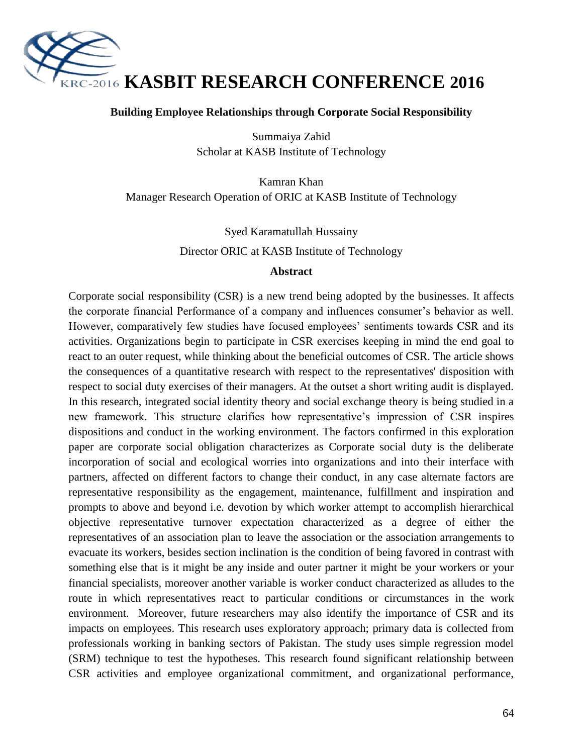# KASBIT RESEARCH CONFERENCE 2016

## Building Employee Relationships through Corporate Social Responsibility

Summaiya Zahid  
Scholar at KASB Institute of Technology

Kamran Khan  
Manager Research Operation of ORIC at KASB Institute of Technology

Syed Karamatullah Hussainy  
Director ORIC at KASB Institute of Technology

### Abstract

Corporate social responsibility (CSR) is a new trend being adopted by the businesses. It affects the corporate financial Performance of a company and influences consumer's behavior as well. However, comparatively few studies have focused employees' sentiments towards CSR and its activities. Organizations begin to participate in CSR exercises keeping in mind the end goal to react to an outer request, while thinking about the beneficial outcomes of CSR. The article shows the consequences of a quantitative research with respect to the representatives' disposition with respect to social duty exercises of their managers. At the outset a short writing audit is displayed. In this research, integrated social identity theory and social exchange theory is being studied in a new framework. This structure clarifies how representative's impression of CSR inspires dispositions and conduct in the working environment. The factors confirmed in this exploration paper are corporate social obligation characterizes as Corporate social duty is the deliberate incorporation of social and ecological worries into organizations and into their interface with partners, affected on different factors to change their conduct, in any case alternate factors are representative responsibility as the engagement, maintenance, fulfillment and inspiration and prompts to above and beyond i.e. devotion by which worker attempt to accomplish hierarchical objective representative turnover expectation characterized as a degree of either the representatives of an association plan to leave the association or the association arrangements to evacuate its workers, besides section inclination is the condition of being favored in contrast with something else that is it might be any inside and outer partner it might be your workers or your financial specialists, moreover another variable is worker conduct characterized as alludes to the route in which representatives react to particular conditions or circumstances in the work environment. Moreover, future researchers may also identify the importance of CSR and its impacts on employees. This research uses exploratory approach; primary data is collected from professionals working in banking sectors of Pakistan. The study uses simple regression model (SRM) technique to test the hypotheses. This research found significant relationship between CSR activities and employee organizational commitment, and organizational performance,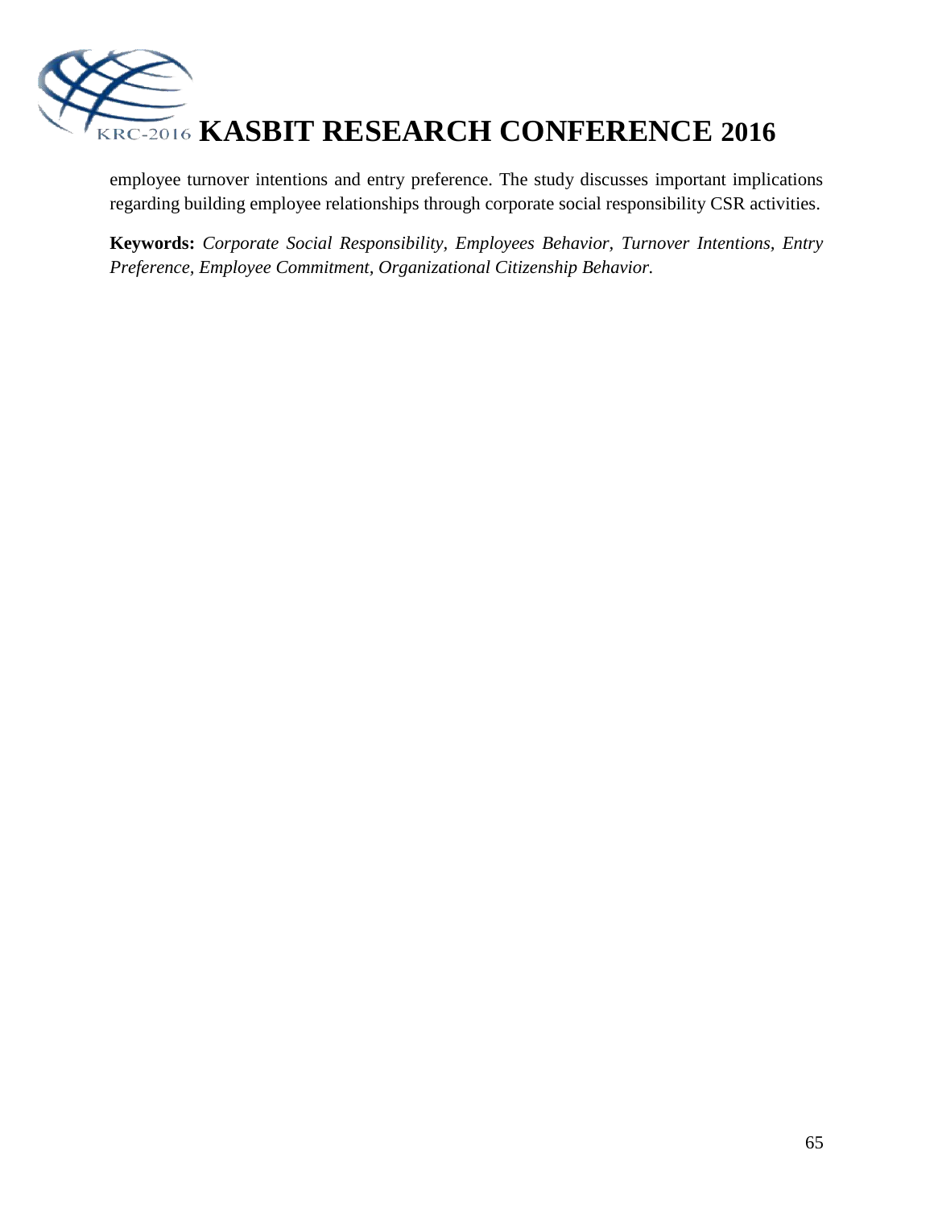employee turnover intentions and entry preference. The study discusses important implications regarding building employee relationships through corporate social responsibility CSR activities.

**Keywords:** *Corporate Social Responsibility, Employees Behavior, Turnover Intentions, Entry Preference, Employee Commitment, Organizational Citizenship Behavior.*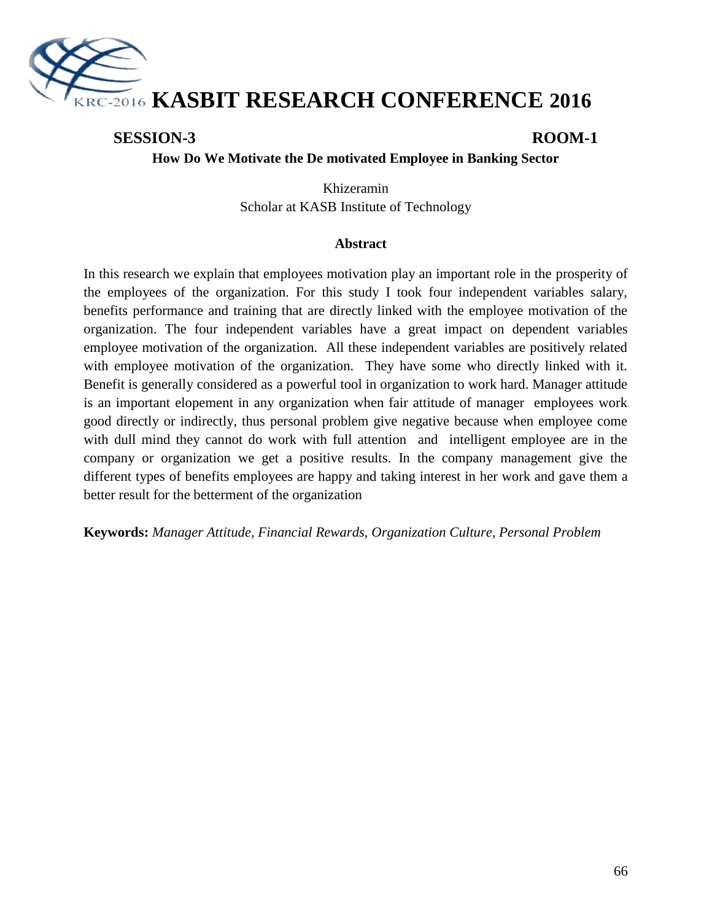# KASBIT RESEARCH CONFERENCE 2016

**SESSION-3** **ROOM-1**

## How Do We Motivate the De motivated Employee in Banking Sector

Khizeramin
Scholar at KASB Institute of Technology

### Abstract

In this research we explain that employees motivation play an important role in the prosperity of the employees of the organization. For this study I took four independent variables salary, benefits performance and training that are directly linked with the employee motivation of the organization. The four independent variables have a great impact on dependent variables employee motivation of the organization. All these independent variables are positively related with employee motivation of the organization. They have some who directly linked with it. Benefit is generally considered as a powerful tool in organization to work hard. Manager attitude is an important elopement in any organization when fair attitude of manager employees work good directly or indirectly, thus personal problem give negative because when employee come with dull mind they cannot do work with full attention and intelligent employee are in the company or organization we get a positive results. In the company management give the different types of benefits employees are happy and taking interest in her work and gave them a better result for the betterment of the organization

**Keywords:** *Manager Attitude, Financial Rewards, Organization Culture, Personal Problem*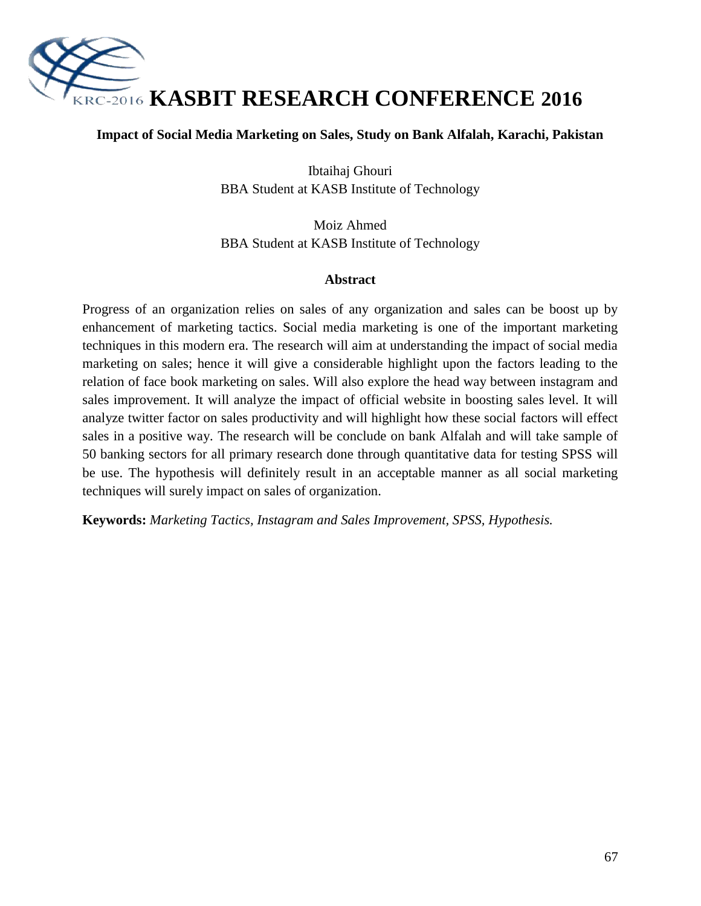## Impact of Social Media Marketing on Sales, Study on Bank Alfalah, Karachi, Pakistan

Ibtaihaj Ghouri
BBA Student at KASB Institute of Technology

Moiz Ahmed
BBA Student at KASB Institute of Technology

### Abstract

Progress of an organization relies on sales of any organization and sales can be boost up by enhancement of marketing tactics. Social media marketing is one of the important marketing techniques in this modern era. The research will aim at understanding the impact of social media marketing on sales; hence it will give a considerable highlight upon the factors leading to the relation of face book marketing on sales. Will also explore the head way between instagram and sales improvement. It will analyze the impact of official website in boosting sales level. It will analyze twitter factor on sales productivity and will highlight how these social factors will effect sales in a positive way. The research will be conclude on bank Alfalah and will take sample of 50 banking sectors for all primary research done through quantitative data for testing SPSS will be use. The hypothesis will definitely result in an acceptable manner as all social marketing techniques will surely impact on sales of organization.

**Keywords:** *Marketing Tactics, Instagram and Sales Improvement, SPSS, Hypothesis.*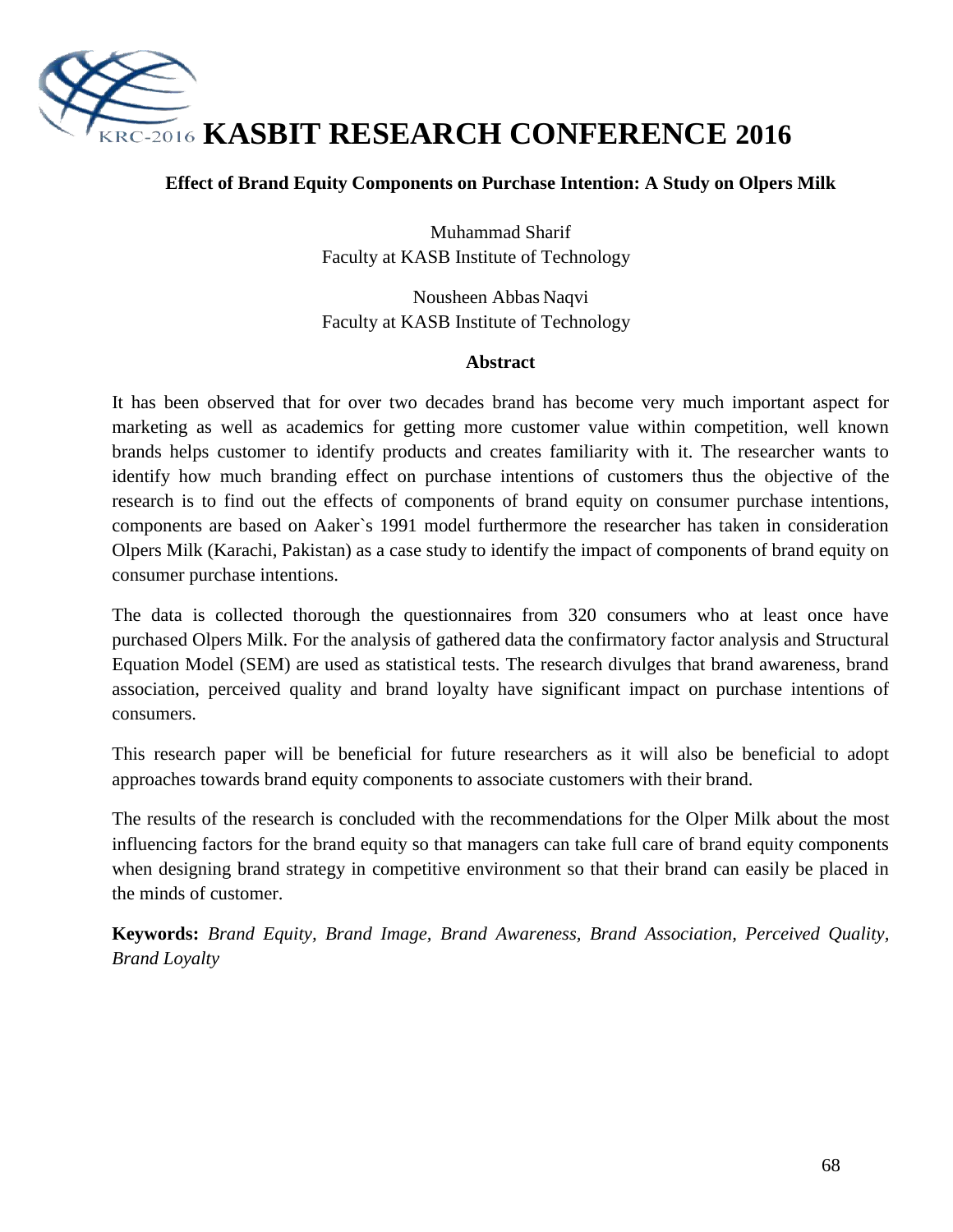## Effect of Brand Equity Components on Purchase Intention: A Study on Olpers Milk

Muhammad Sharif
Faculty at KASB Institute of Technology

Nousheen Abbas Naqvi
Faculty at KASB Institute of Technology

### Abstract

It has been observed that for over two decades brand has become very much important aspect for marketing as well as academics for getting more customer value within competition, well known brands helps customer to identify products and creates familiarity with it. The researcher wants to identify how much branding effect on purchase intentions of customers thus the objective of the research is to find out the effects of components of brand equity on consumer purchase intentions, components are based on Aaker`s 1991 model furthermore the researcher has taken in consideration Olpers Milk (Karachi, Pakistan) as a case study to identify the impact of components of brand equity on consumer purchase intentions.

The data is collected thorough the questionnaires from 320 consumers who at least once have purchased Olpers Milk. For the analysis of gathered data the confirmatory factor analysis and Structural Equation Model (SEM) are used as statistical tests. The research divulges that brand awareness, brand association, perceived quality and brand loyalty have significant impact on purchase intentions of consumers.

This research paper will be beneficial for future researchers as it will also be beneficial to adopt approaches towards brand equity components to associate customers with their brand.

The results of the research is concluded with the recommendations for the Olper Milk about the most influencing factors for the brand equity so that managers can take full care of brand equity components when designing brand strategy in competitive environment so that their brand can easily be placed in the minds of customer.

**Keywords:** *Brand Equity, Brand Image, Brand Awareness, Brand Association, Perceived Quality, Brand Loyalty*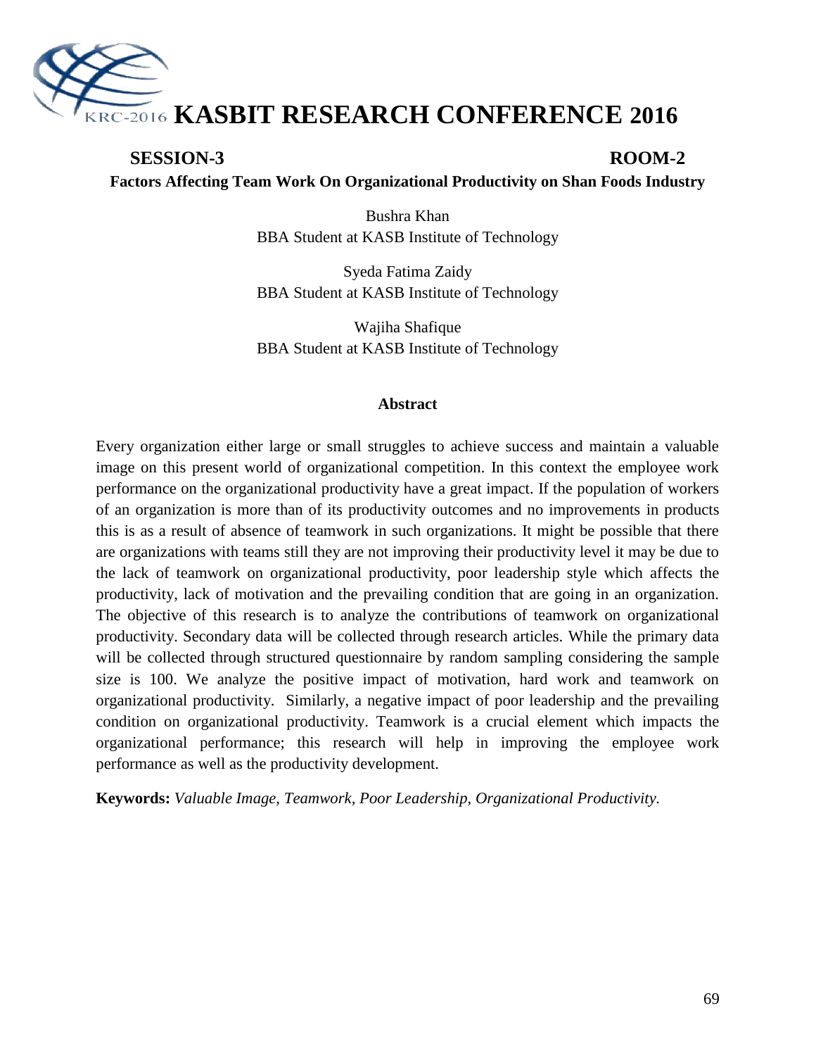# KASBIT RESEARCH CONFERENCE 2016

**SESSION-3** **ROOM-2**

## Factors Affecting Team Work On Organizational Productivity on Shan Foods Industry

Bushra Khan
BBA Student at KASB Institute of Technology

Syeda Fatima Zaidy
BBA Student at KASB Institute of Technology

Wajiha Shafique
BBA Student at KASB Institute of Technology

### Abstract

Every organization either large or small struggles to achieve success and maintain a valuable image on this present world of organizational competition. In this context the employee work performance on the organizational productivity have a great impact. If the population of workers of an organization is more than of its productivity outcomes and no improvements in products this is as a result of absence of teamwork in such organizations. It might be possible that there are organizations with teams still they are not improving their productivity level it may be due to the lack of teamwork on organizational productivity, poor leadership style which affects the productivity, lack of motivation and the prevailing condition that are going in an organization. The objective of this research is to analyze the contributions of teamwork on organizational productivity. Secondary data will be collected through research articles. While the primary data will be collected through structured questionnaire by random sampling considering the sample size is 100. We analyze the positive impact of motivation, hard work and teamwork on organizational productivity. Similarly, a negative impact of poor leadership and the prevailing condition on organizational productivity. Teamwork is a crucial element which impacts the organizational performance; this research will help in improving the employee work performance as well as the productivity development.

**Keywords:** *Valuable Image, Teamwork, Poor Leadership, Organizational Productivity.*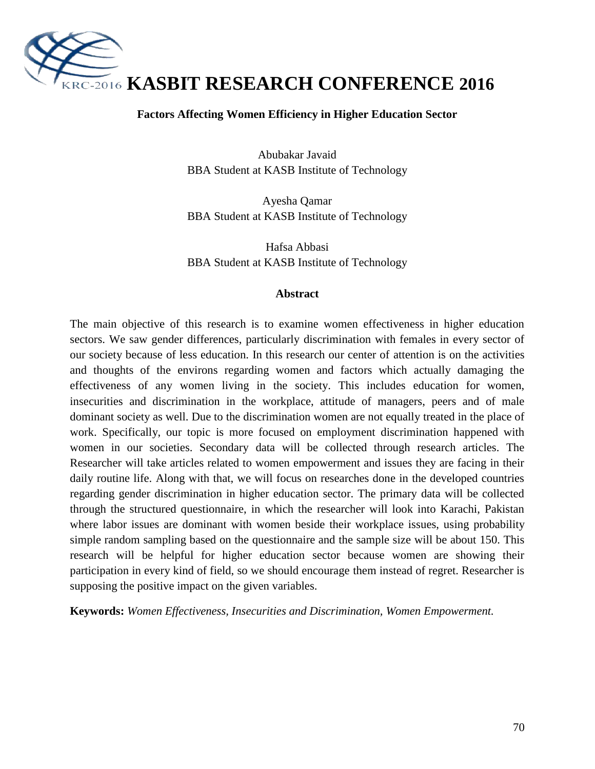# KASBIT RESEARCH CONFERENCE 2016

## Factors Affecting Women Efficiency in Higher Education Sector

Abubakar Javaid
BBA Student at KASB Institute of Technology

Ayesha Qamar
BBA Student at KASB Institute of Technology

Hafsa Abbasi
BBA Student at KASB Institute of Technology

### Abstract

The main objective of this research is to examine women effectiveness in higher education sectors. We saw gender differences, particularly discrimination with females in every sector of our society because of less education. In this research our center of attention is on the activities and thoughts of the environs regarding women and factors which actually damaging the effectiveness of any women living in the society. This includes education for women, insecurities and discrimination in the workplace, attitude of managers, peers and of male dominant society as well. Due to the discrimination women are not equally treated in the place of work. Specifically, our topic is more focused on employment discrimination happened with women in our societies. Secondary data will be collected through research articles. The Researcher will take articles related to women empowerment and issues they are facing in their daily routine life. Along with that, we will focus on researches done in the developed countries regarding gender discrimination in higher education sector. The primary data will be collected through the structured questionnaire, in which the researcher will look into Karachi, Pakistan where labor issues are dominant with women beside their workplace issues, using probability simple random sampling based on the questionnaire and the sample size will be about 150. This research will be helpful for higher education sector because women are showing their participation in every kind of field, so we should encourage them instead of regret. Researcher is supposing the positive impact on the given variables.

**Keywords:** *Women Effectiveness, Insecurities and Discrimination, Women Empowerment.*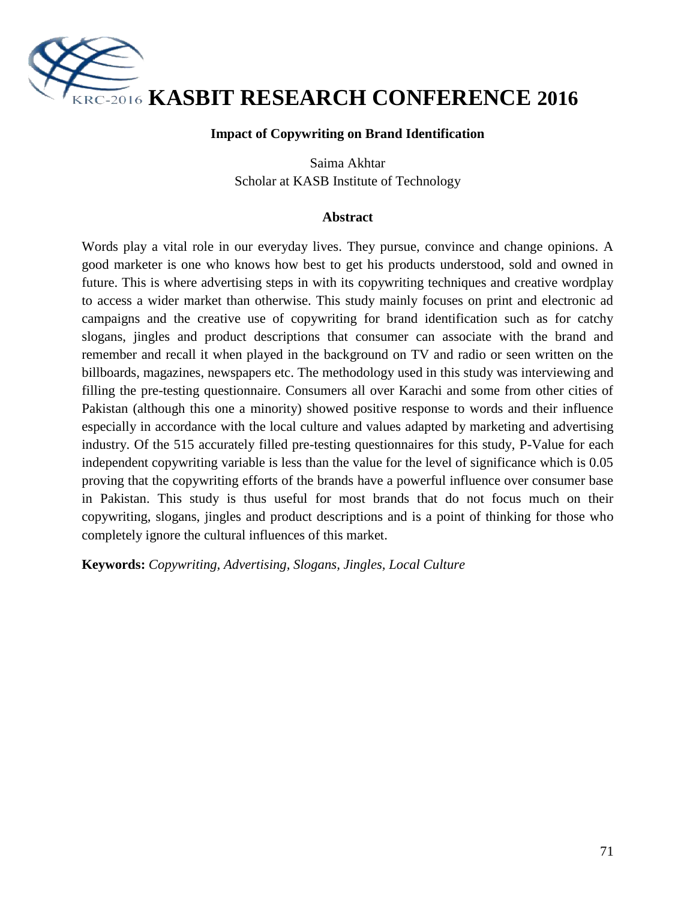# KASBIT RESEARCH CONFERENCE 2016

## Impact of Copywriting on Brand Identification

Saima Akhtar
Scholar at KASB Institute of Technology

### Abstract

Words play a vital role in our everyday lives. They pursue, convince and change opinions. A good marketer is one who knows how best to get his products understood, sold and owned in future. This is where advertising steps in with its copywriting techniques and creative wordplay to access a wider market than otherwise. This study mainly focuses on print and electronic ad campaigns and the creative use of copywriting for brand identification such as for catchy slogans, jingles and product descriptions that consumer can associate with the brand and remember and recall it when played in the background on TV and radio or seen written on the billboards, magazines, newspapers etc. The methodology used in this study was interviewing and filling the pre-testing questionnaire. Consumers all over Karachi and some from other cities of Pakistan (although this one a minority) showed positive response to words and their influence especially in accordance with the local culture and values adapted by marketing and advertising industry. Of the 515 accurately filled pre-testing questionnaires for this study, P-Value for each independent copywriting variable is less than the value for the level of significance which is 0.05 proving that the copywriting efforts of the brands have a powerful influence over consumer base in Pakistan. This study is thus useful for most brands that do not focus much on their copywriting, slogans, jingles and product descriptions and is a point of thinking for those who completely ignore the cultural influences of this market.

**Keywords:** *Copywriting, Advertising, Slogans, Jingles, Local Culture*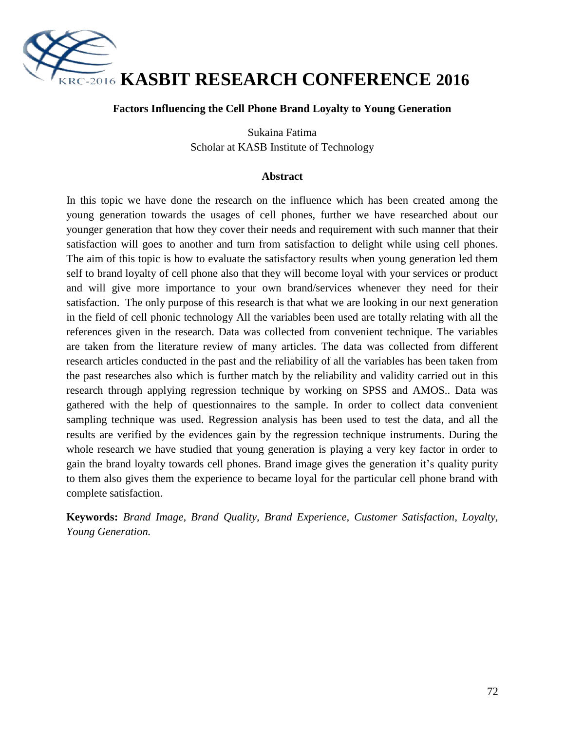**Factors Influencing the Cell Phone Brand Loyalty to Young Generation**

Sukaina Fatima
Scholar at KASB Institute of Technology

## Abstract

In this topic we have done the research on the influence which has been created among the young generation towards the usages of cell phones, further we have researched about our younger generation that how they cover their needs and requirement with such manner that their satisfaction will goes to another and turn from satisfaction to delight while using cell phones. The aim of this topic is how to evaluate the satisfactory results when young generation led them self to brand loyalty of cell phone also that they will become loyal with your services or product and will give more importance to your own brand/services whenever they need for their satisfaction. The only purpose of this research is that what we are looking in our next generation in the field of cell phonic technology All the variables been used are totally relating with all the references given in the research. Data was collected from convenient technique. The variables are taken from the literature review of many articles. The data was collected from different research articles conducted in the past and the reliability of all the variables has been taken from the past researches also which is further match by the reliability and validity carried out in this research through applying regression technique by working on SPSS and AMOS.. Data was gathered with the help of questionnaires to the sample. In order to collect data convenient sampling technique was used. Regression analysis has been used to test the data, and all the results are verified by the evidences gain by the regression technique instruments. During the whole research we have studied that young generation is playing a very key factor in order to gain the brand loyalty towards cell phones. Brand image gives the generation it's quality purity to them also gives them the experience to became loyal for the particular cell phone brand with complete satisfaction.

**Keywords:** *Brand Image, Brand Quality, Brand Experience, Customer Satisfaction, Loyalty, Young Generation.*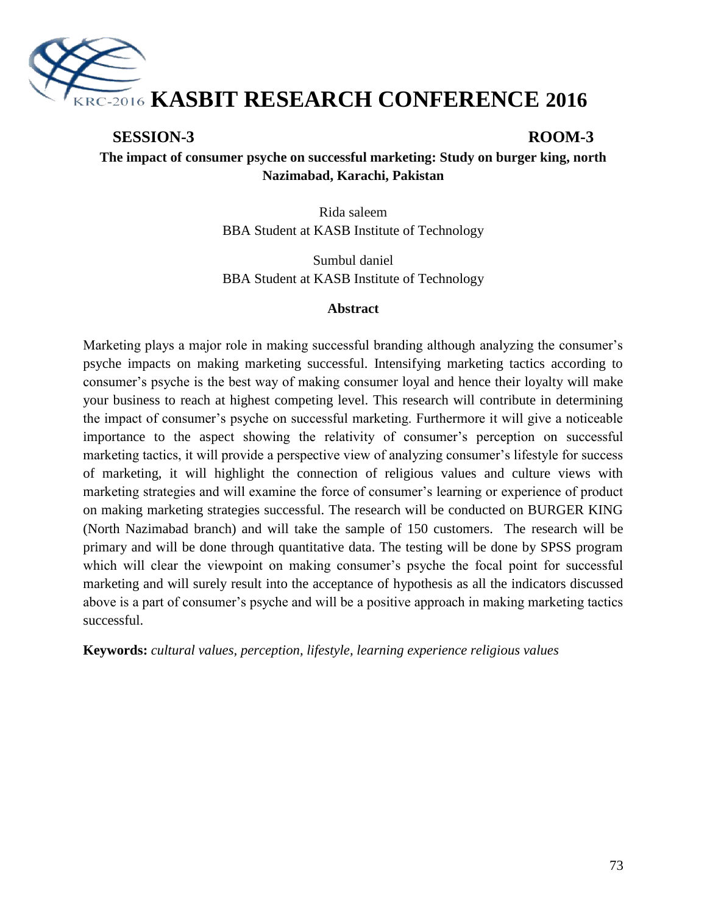# KRC-2016 KASBIT RESEARCH CONFERENCE 2016

**SESSION-3** **ROOM-3**

## The impact of consumer psyche on successful marketing: Study on burger king, north Nazimabad, Karachi, Pakistan

Rida saleem
BBA Student at KASB Institute of Technology

Sumbul daniel
BBA Student at KASB Institute of Technology

### Abstract

Marketing plays a major role in making successful branding although analyzing the consumer's psyche impacts on making marketing successful. Intensifying marketing tactics according to consumer's psyche is the best way of making consumer loyal and hence their loyalty will make your business to reach at highest competing level. This research will contribute in determining the impact of consumer's psyche on successful marketing. Furthermore it will give a noticeable importance to the aspect showing the relativity of consumer's perception on successful marketing tactics, it will provide a perspective view of analyzing consumer's lifestyle for success of marketing, it will highlight the connection of religious values and culture views with marketing strategies and will examine the force of consumer's learning or experience of product on making marketing strategies successful. The research will be conducted on BURGER KING (North Nazimabad branch) and will take the sample of 150 customers. The research will be primary and will be done through quantitative data. The testing will be done by SPSS program which will clear the viewpoint on making consumer's psyche the focal point for successful marketing and will surely result into the acceptance of hypothesis as all the indicators discussed above is a part of consumer's psyche and will be a positive approach in making marketing tactics successful.

**Keywords:** *cultural values, perception, lifestyle, learning experience religious values*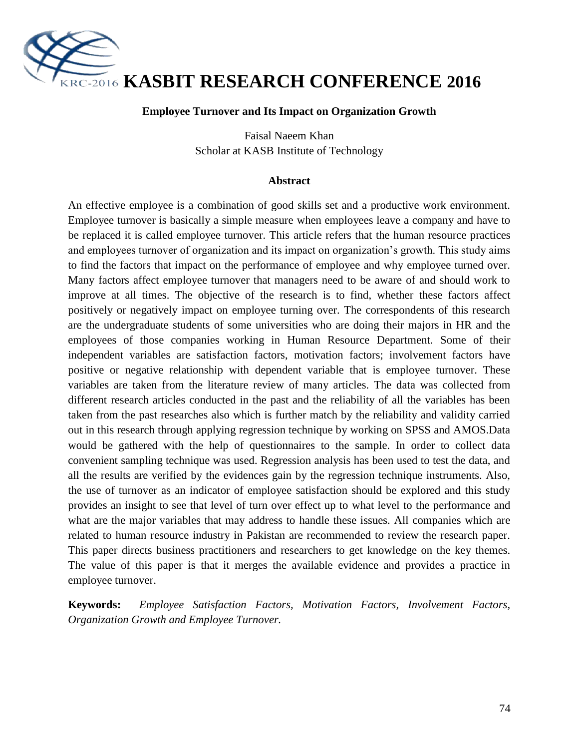## Employee Turnover and Its Impact on Organization Growth

Faisal Naeem Khan
Scholar at KASB Institute of Technology

### Abstract

An effective employee is a combination of good skills set and a productive work environment. Employee turnover is basically a simple measure when employees leave a company and have to be replaced it is called employee turnover. This article refers that the human resource practices and employees turnover of organization and its impact on organization's growth. This study aims to find the factors that impact on the performance of employee and why employee turned over. Many factors affect employee turnover that managers need to be aware of and should work to improve at all times. The objective of the research is to find, whether these factors affect positively or negatively impact on employee turning over. The correspondents of this research are the undergraduate students of some universities who are doing their majors in HR and the employees of those companies working in Human Resource Department. Some of their independent variables are satisfaction factors, motivation factors; involvement factors have positive or negative relationship with dependent variable that is employee turnover. These variables are taken from the literature review of many articles. The data was collected from different research articles conducted in the past and the reliability of all the variables has been taken from the past researches also which is further match by the reliability and validity carried out in this research through applying regression technique by working on SPSS and AMOS.Data would be gathered with the help of questionnaires to the sample. In order to collect data convenient sampling technique was used. Regression analysis has been used to test the data, and all the results are verified by the evidences gain by the regression technique instruments. Also, the use of turnover as an indicator of employee satisfaction should be explored and this study provides an insight to see that level of turn over effect up to what level to the performance and what are the major variables that may address to handle these issues. All companies which are related to human resource industry in Pakistan are recommended to review the research paper. This paper directs business practitioners and researchers to get knowledge on the key themes. The value of this paper is that it merges the available evidence and provides a practice in employee turnover.

**Keywords:** *Employee Satisfaction Factors, Motivation Factors, Involvement Factors, Organization Growth and Employee Turnover.*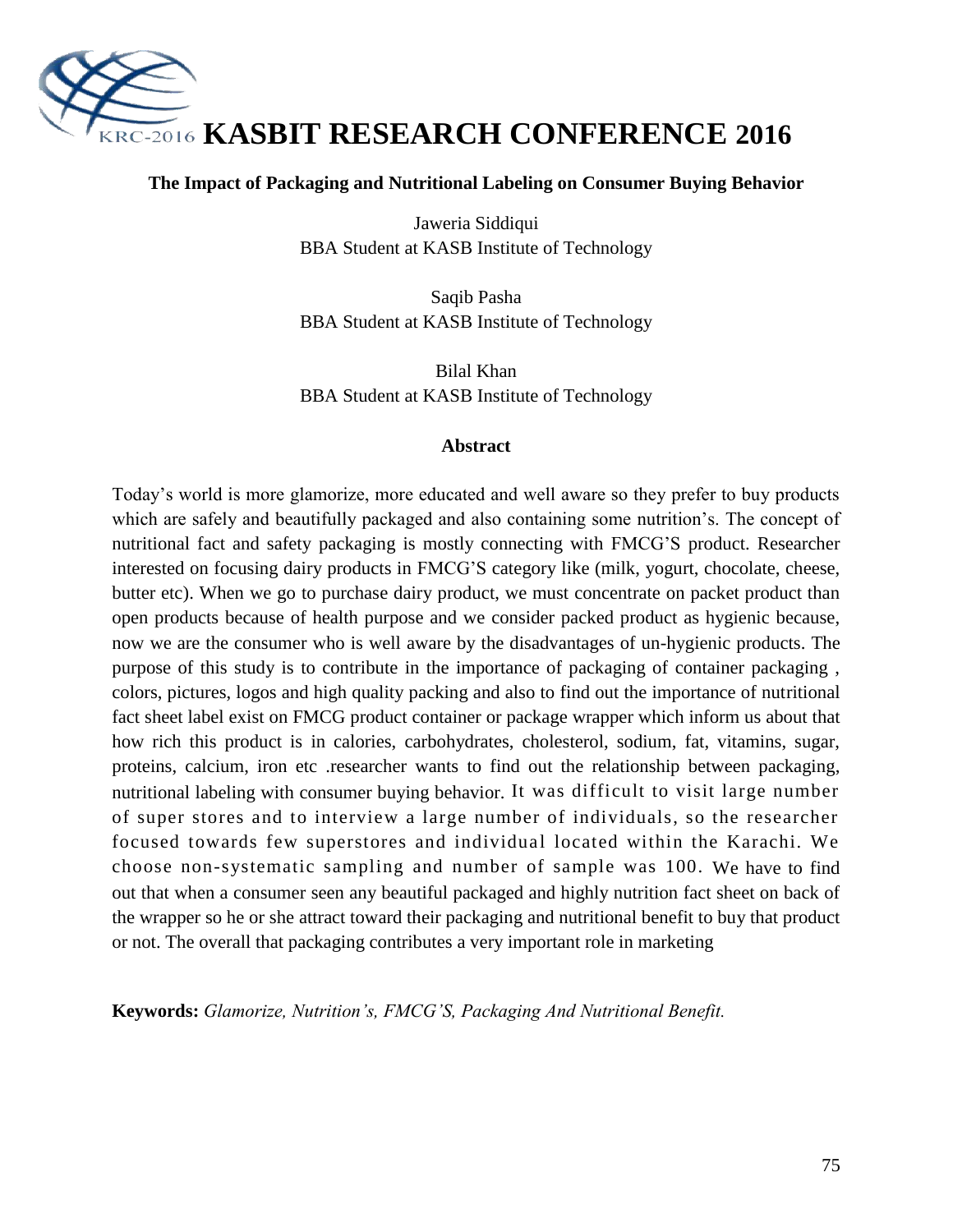# KASBIT RESEARCH CONFERENCE 2016

## The Impact of Packaging and Nutritional Labeling on Consumer Buying Behavior

Jaweria Siddiqui
BBA Student at KASB Institute of Technology

Saqib Pasha
BBA Student at KASB Institute of Technology

Bilal Khan
BBA Student at KASB Institute of Technology

### Abstract

Today's world is more glamorize, more educated and well aware so they prefer to buy products which are safely and beautifully packaged and also containing some nutrition's. The concept of nutritional fact and safety packaging is mostly connecting with FMCG'S product. Researcher interested on focusing dairy products in FMCG'S category like (milk, yogurt, chocolate, cheese, butter etc). When we go to purchase dairy product, we must concentrate on packet product than open products because of health purpose and we consider packed product as hygienic because, now we are the consumer who is well aware by the disadvantages of un-hygienic products. The purpose of this study is to contribute in the importance of packaging of container packaging , colors, pictures, logos and high quality packing and also to find out the importance of nutritional fact sheet label exist on FMCG product container or package wrapper which inform us about that how rich this product is in calories, carbohydrates, cholesterol, sodium, fat, vitamins, sugar, proteins, calcium, iron etc .researcher wants to find out the relationship between packaging, nutritional labeling with consumer buying behavior. It was difficult to visit large number of super stores and to interview a large number of individuals, so the researcher focused towards few superstores and individual located within the Karachi. We choose non-systematic sampling and number of sample was 100. We have to find out that when a consumer seen any beautiful packaged and highly nutrition fact sheet on back of the wrapper so he or she attract toward their packaging and nutritional benefit to buy that product or not. The overall that packaging contributes a very important role in marketing

**Keywords:** *Glamorize, Nutrition's, FMCG'S, Packaging And Nutritional Benefit.*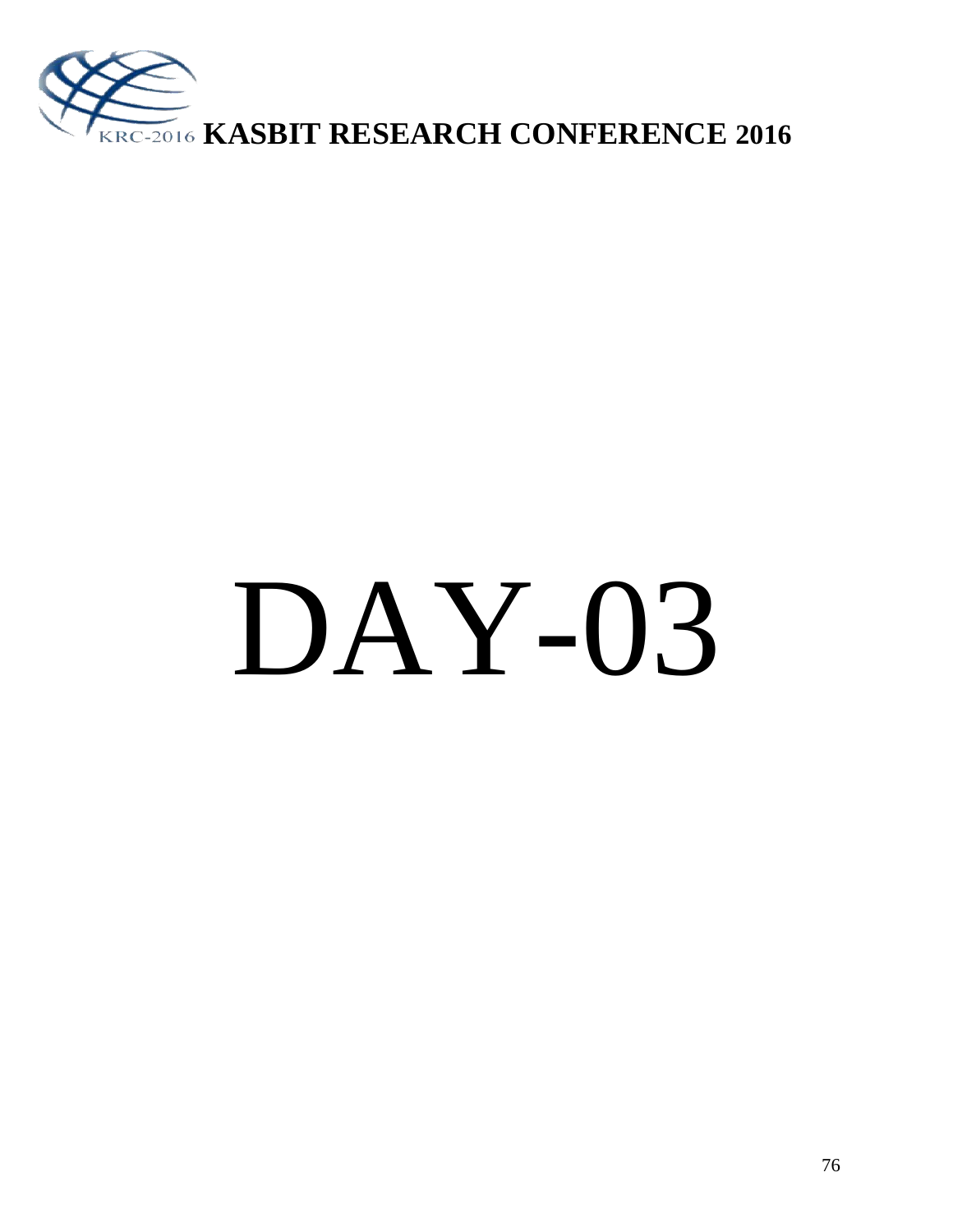# DAY-03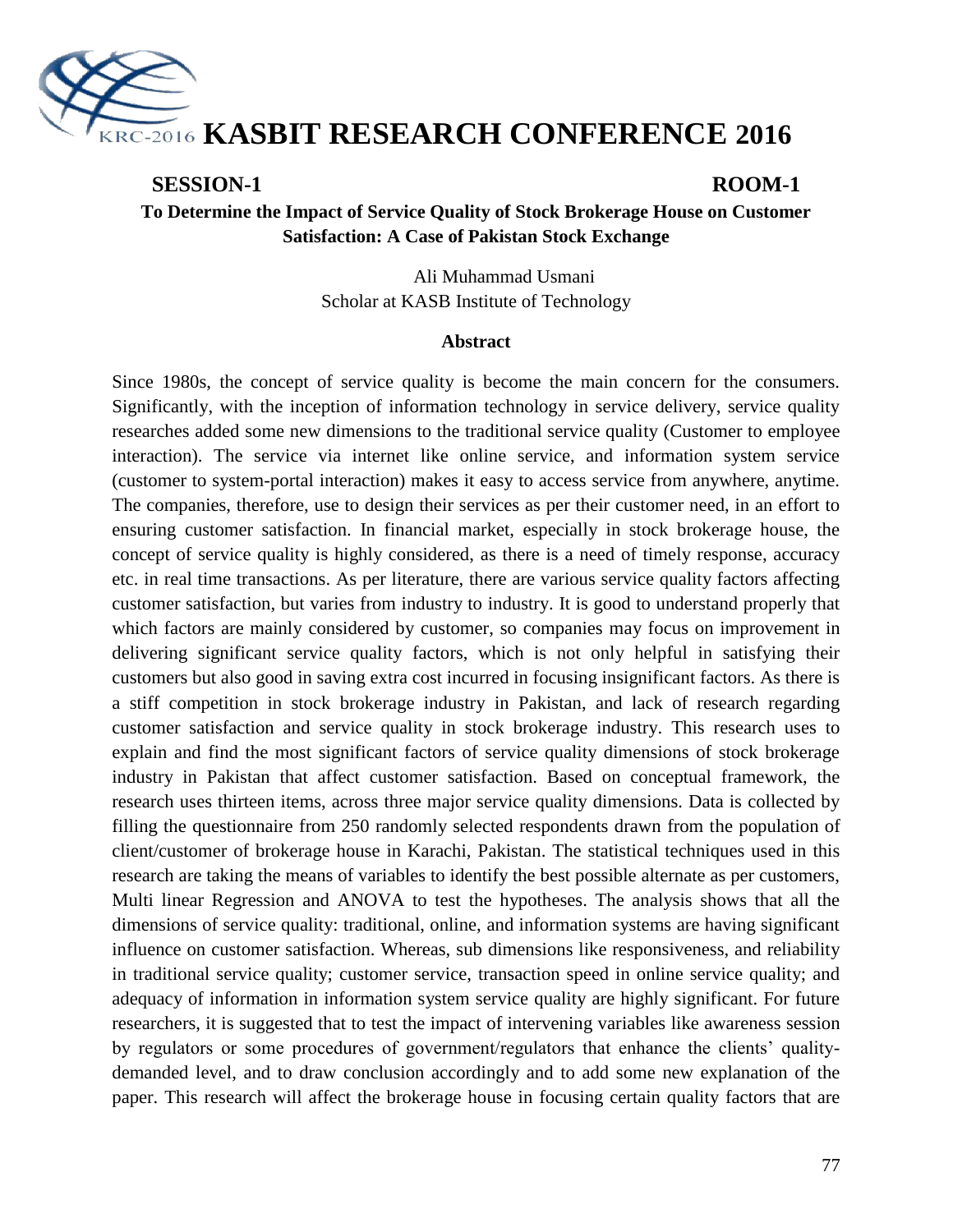# KASBIT RESEARCH CONFERENCE 2016

**SESSION-1** **ROOM-1**

## To Determine the Impact of Service Quality of Stock Brokerage House on Customer Satisfaction: A Case of Pakistan Stock Exchange

Ali Muhammad Usmani
Scholar at KASB Institute of Technology

### Abstract

Since 1980s, the concept of service quality is become the main concern for the consumers. Significantly, with the inception of information technology in service delivery, service quality researches added some new dimensions to the traditional service quality (Customer to employee interaction). The service via internet like online service, and information system service (customer to system-portal interaction) makes it easy to access service from anywhere, anytime. The companies, therefore, use to design their services as per their customer need, in an effort to ensuring customer satisfaction. In financial market, especially in stock brokerage house, the concept of service quality is highly considered, as there is a need of timely response, accuracy etc. in real time transactions. As per literature, there are various service quality factors affecting customer satisfaction, but varies from industry to industry. It is good to understand properly that which factors are mainly considered by customer, so companies may focus on improvement in delivering significant service quality factors, which is not only helpful in satisfying their customers but also good in saving extra cost incurred in focusing insignificant factors. As there is a stiff competition in stock brokerage industry in Pakistan, and lack of research regarding customer satisfaction and service quality in stock brokerage industry. This research uses to explain and find the most significant factors of service quality dimensions of stock brokerage industry in Pakistan that affect customer satisfaction. Based on conceptual framework, the research uses thirteen items, across three major service quality dimensions. Data is collected by filling the questionnaire from 250 randomly selected respondents drawn from the population of client/customer of brokerage house in Karachi, Pakistan. The statistical techniques used in this research are taking the means of variables to identify the best possible alternate as per customers, Multi linear Regression and ANOVA to test the hypotheses. The analysis shows that all the dimensions of service quality: traditional, online, and information systems are having significant influence on customer satisfaction. Whereas, sub dimensions like responsiveness, and reliability in traditional service quality; customer service, transaction speed in online service quality; and adequacy of information in information system service quality are highly significant. For future researchers, it is suggested that to test the impact of intervening variables like awareness session by regulators or some procedures of government/regulators that enhance the clients' quality-demanded level, and to draw conclusion accordingly and to add some new explanation of the paper. This research will affect the brokerage house in focusing certain quality factors that are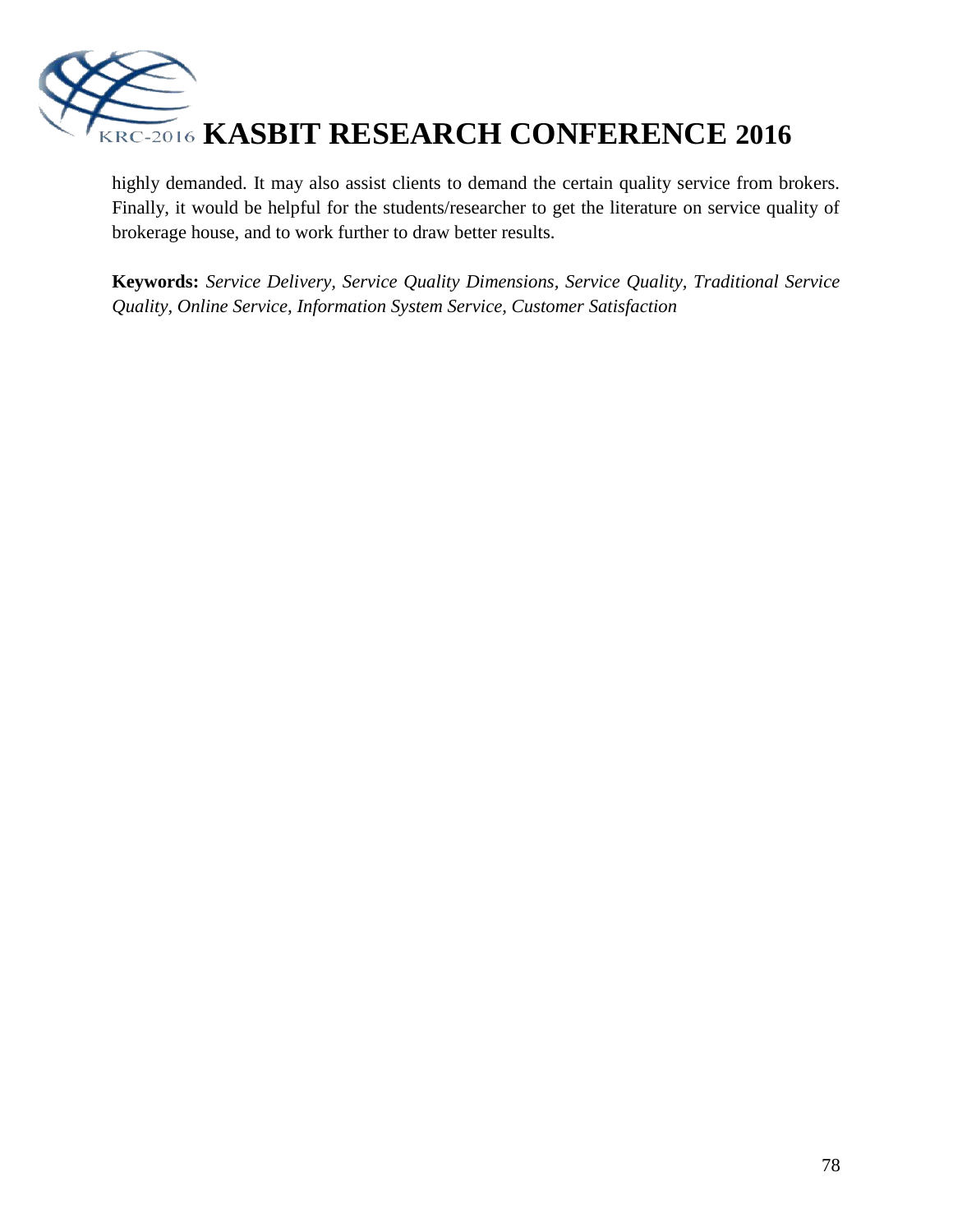highly demanded. It may also assist clients to demand the certain quality service from brokers. Finally, it would be helpful for the students/researcher to get the literature on service quality of brokerage house, and to work further to draw better results.

**Keywords:** *Service Delivery, Service Quality Dimensions, Service Quality, Traditional Service Quality, Online Service, Information System Service, Customer Satisfaction*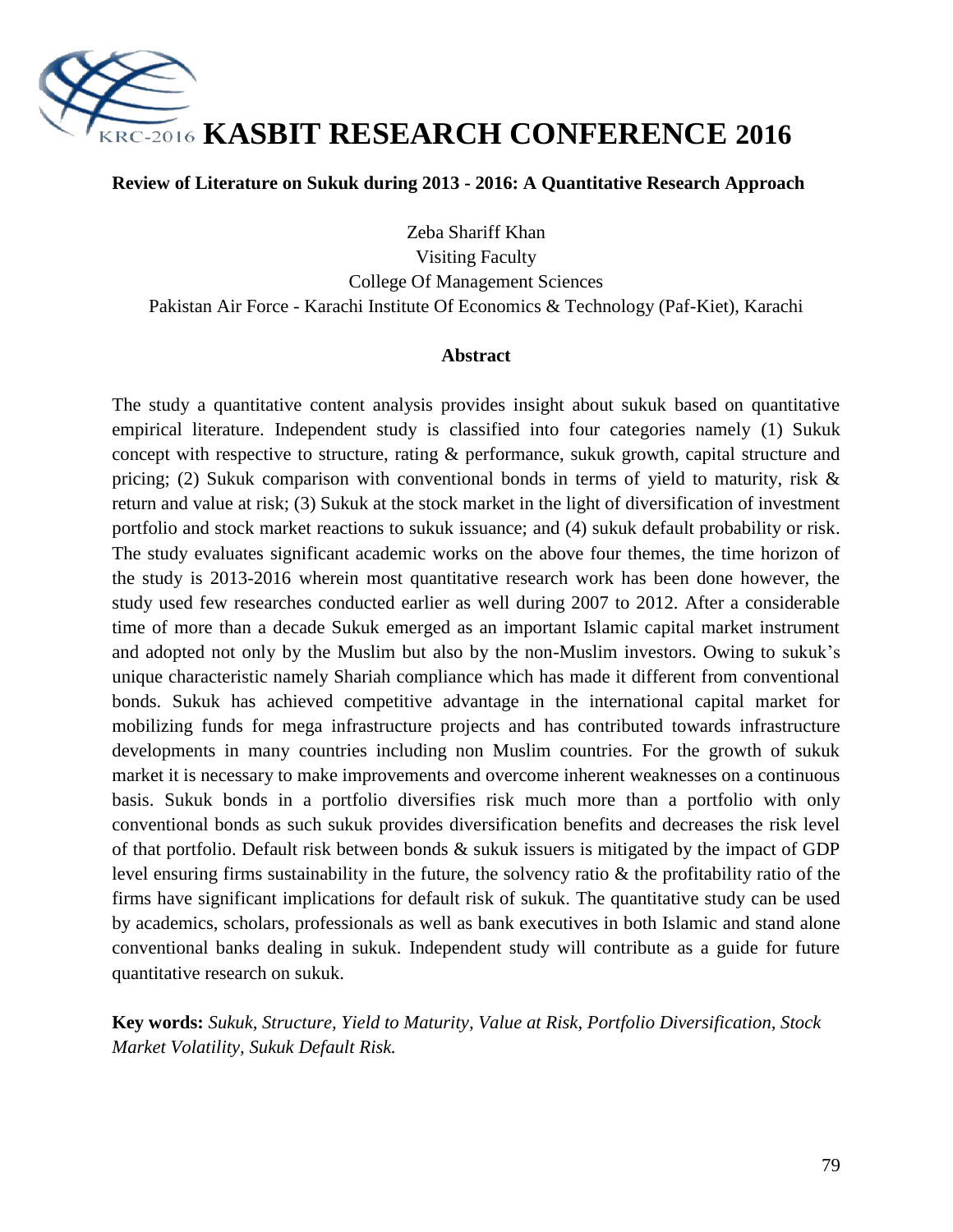# Review of Literature on Sukuk during 2013 - 2016: A Quantitative Research Approach

Zeba Shariff Khan
Visiting Faculty
College Of Management Sciences
Pakistan Air Force - Karachi Institute Of Economics & Technology (Paf-Kiet), Karachi

## Abstract

The study a quantitative content analysis provides insight about sukuk based on quantitative empirical literature. Independent study is classified into four categories namely (1) Sukuk concept with respective to structure, rating & performance, sukuk growth, capital structure and pricing; (2) Sukuk comparison with conventional bonds in terms of yield to maturity, risk & return and value at risk; (3) Sukuk at the stock market in the light of diversification of investment portfolio and stock market reactions to sukuk issuance; and (4) sukuk default probability or risk. The study evaluates significant academic works on the above four themes, the time horizon of the study is 2013-2016 wherein most quantitative research work has been done however, the study used few researches conducted earlier as well during 2007 to 2012. After a considerable time of more than a decade Sukuk emerged as an important Islamic capital market instrument and adopted not only by the Muslim but also by the non-Muslim investors. Owing to sukuk's unique characteristic namely Shariah compliance which has made it different from conventional bonds. Sukuk has achieved competitive advantage in the international capital market for mobilizing funds for mega infrastructure projects and has contributed towards infrastructure developments in many countries including non Muslim countries. For the growth of sukuk market it is necessary to make improvements and overcome inherent weaknesses on a continuous basis. Sukuk bonds in a portfolio diversifies risk much more than a portfolio with only conventional bonds as such sukuk provides diversification benefits and decreases the risk level of that portfolio. Default risk between bonds & sukuk issuers is mitigated by the impact of GDP level ensuring firms sustainability in the future, the solvency ratio & the profitability ratio of the firms have significant implications for default risk of sukuk. The quantitative study can be used by academics, scholars, professionals as well as bank executives in both Islamic and stand alone conventional banks dealing in sukuk. Independent study will contribute as a guide for future quantitative research on sukuk.

**Key words:** *Sukuk, Structure, Yield to Maturity, Value at Risk, Portfolio Diversification, Stock Market Volatility, Sukuk Default Risk.*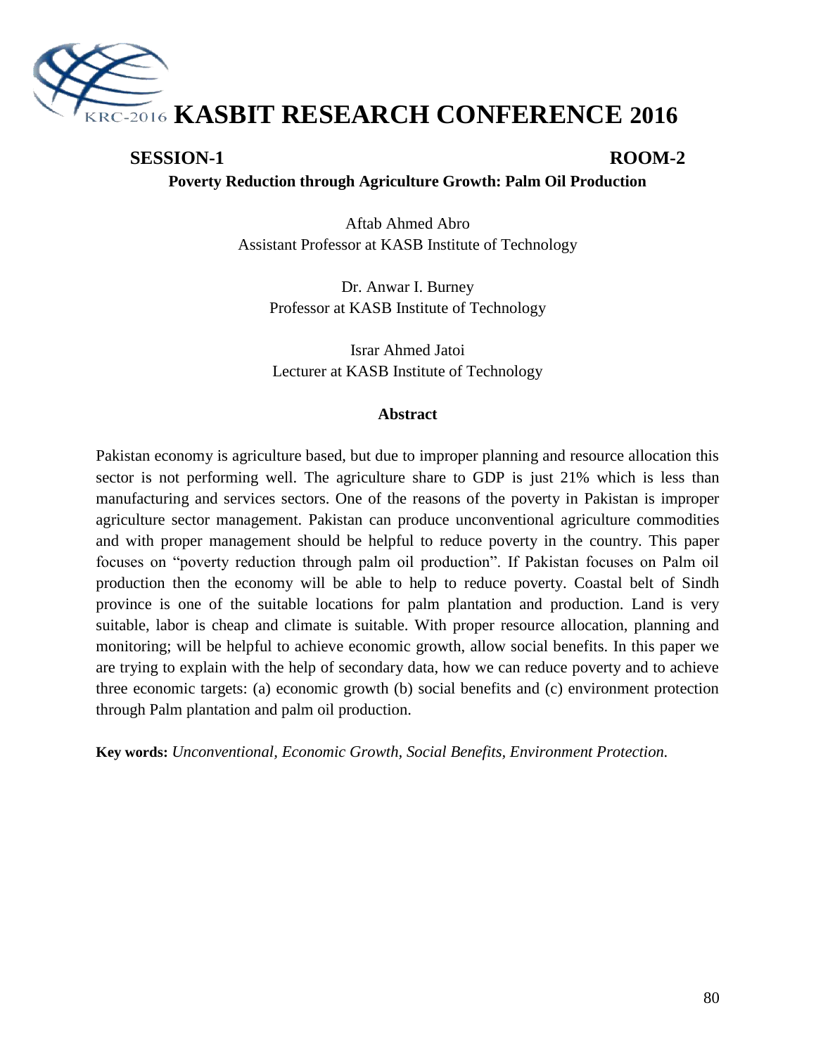# KASBIT RESEARCH CONFERENCE 2016

**SESSION-1** **ROOM-2**

## Poverty Reduction through Agriculture Growth: Palm Oil Production

Aftab Ahmed Abro
Assistant Professor at KASB Institute of Technology

Dr. Anwar I. Burney
Professor at KASB Institute of Technology

Israr Ahmed Jatoi
Lecturer at KASB Institute of Technology

### Abstract

Pakistan economy is agriculture based, but due to improper planning and resource allocation this sector is not performing well. The agriculture share to GDP is just 21% which is less than manufacturing and services sectors. One of the reasons of the poverty in Pakistan is improper agriculture sector management. Pakistan can produce unconventional agriculture commodities and with proper management should be helpful to reduce poverty in the country. This paper focuses on "poverty reduction through palm oil production". If Pakistan focuses on Palm oil production then the economy will be able to help to reduce poverty. Coastal belt of Sindh province is one of the suitable locations for palm plantation and production. Land is very suitable, labor is cheap and climate is suitable. With proper resource allocation, planning and monitoring; will be helpful to achieve economic growth, allow social benefits. In this paper we are trying to explain with the help of secondary data, how we can reduce poverty and to achieve three economic targets: (a) economic growth (b) social benefits and (c) environment protection through Palm plantation and palm oil production.

**Key words:** *Unconventional, Economic Growth, Social Benefits, Environment Protection.*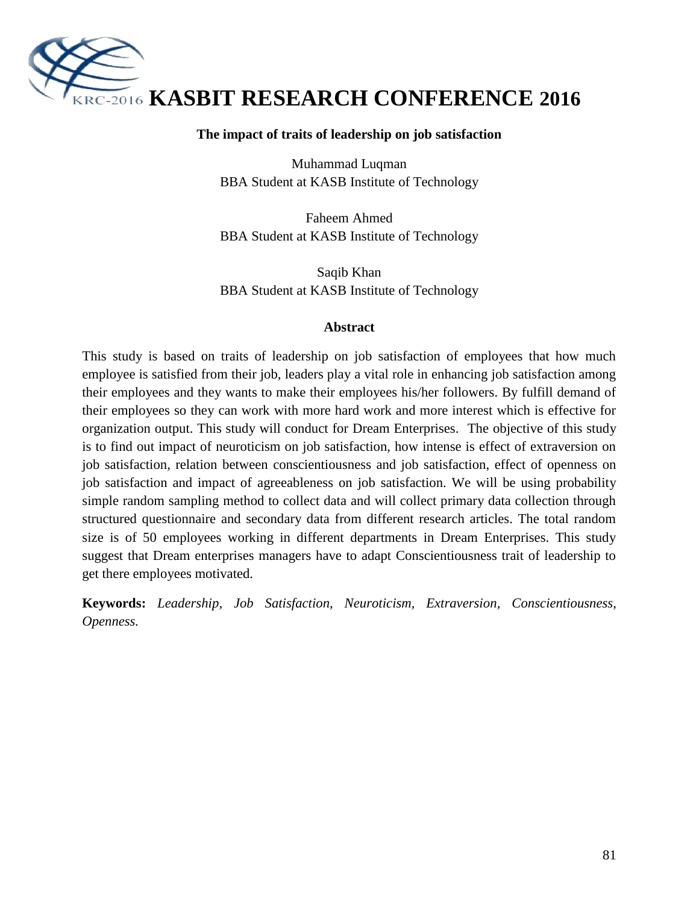# The impact of traits of leadership on job satisfaction

Muhammad Luqman
BBA Student at KASB Institute of Technology

Faheem Ahmed
BBA Student at KASB Institute of Technology

Saqib Khan
BBA Student at KASB Institute of Technology

## Abstract

This study is based on traits of leadership on job satisfaction of employees that how much employee is satisfied from their job, leaders play a vital role in enhancing job satisfaction among their employees and they wants to make their employees his/her followers. By fulfill demand of their employees so they can work with more hard work and more interest which is effective for organization output. This study will conduct for Dream Enterprises. The objective of this study is to find out impact of neuroticism on job satisfaction, how intense is effect of extraversion on job satisfaction, relation between conscientiousness and job satisfaction, effect of openness on job satisfaction and impact of agreeableness on job satisfaction. We will be using probability simple random sampling method to collect data and will collect primary data collection through structured questionnaire and secondary data from different research articles. The total random size is of 50 employees working in different departments in Dream Enterprises. This study suggest that Dream enterprises managers have to adapt Conscientiousness trait of leadership to get there employees motivated.

**Keywords:** *Leadership, Job Satisfaction, Neuroticism, Extraversion, Conscientiousness, Openness.*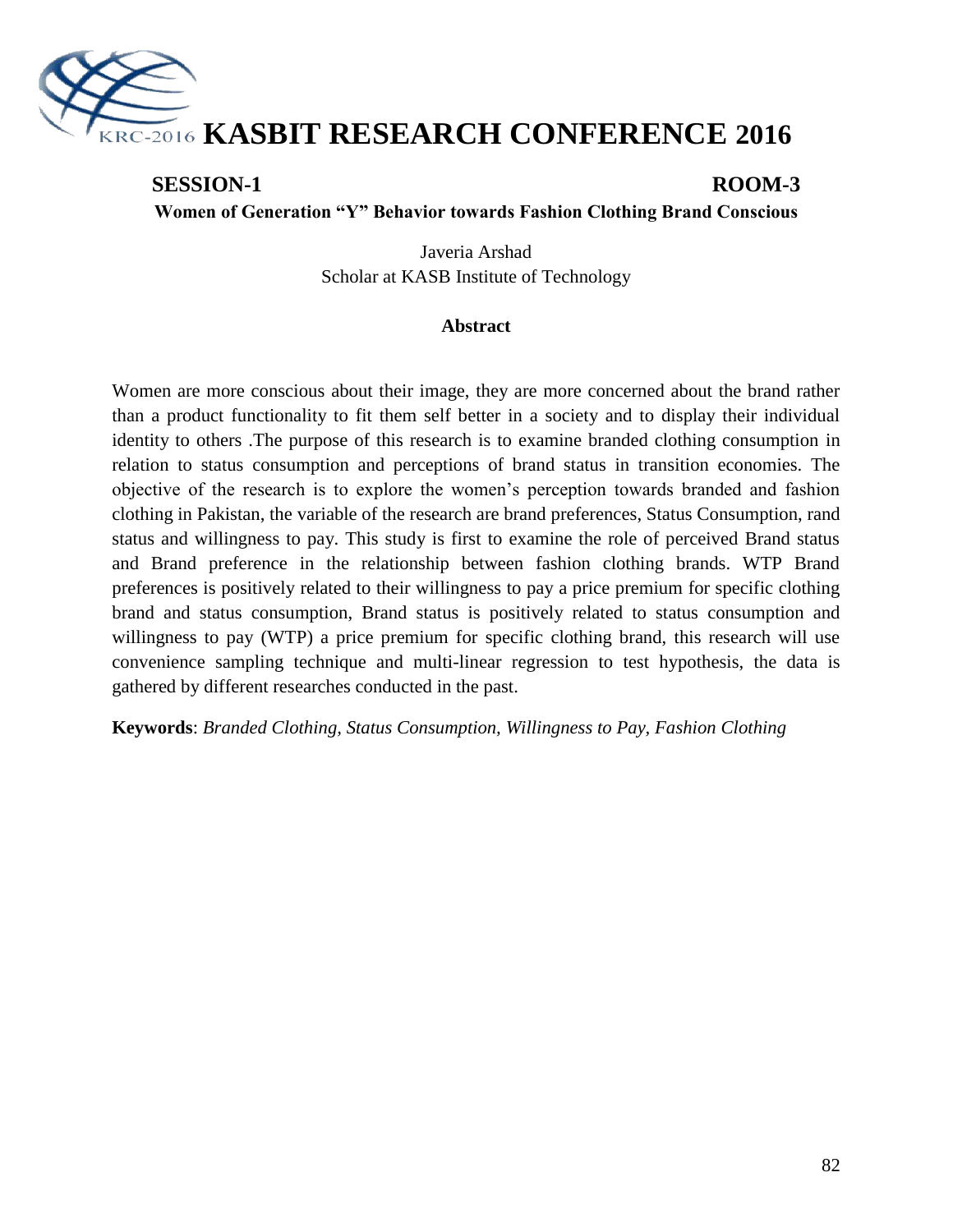**SESSION-1** **ROOM-3**

## Women of Generation "Y" Behavior towards Fashion Clothing Brand Conscious

Javeria Arshad
Scholar at KASB Institute of Technology

### Abstract

Women are more conscious about their image, they are more concerned about the brand rather than a product functionality to fit them self better in a society and to display their individual identity to others .The purpose of this research is to examine branded clothing consumption in relation to status consumption and perceptions of brand status in transition economies. The objective of the research is to explore the women's perception towards branded and fashion clothing in Pakistan, the variable of the research are brand preferences, Status Consumption, rand status and willingness to pay. This study is first to examine the role of perceived Brand status and Brand preference in the relationship between fashion clothing brands. WTP Brand preferences is positively related to their willingness to pay a price premium for specific clothing brand and status consumption, Brand status is positively related to status consumption and willingness to pay (WTP) a price premium for specific clothing brand, this research will use convenience sampling technique and multi-linear regression to test hypothesis, the data is gathered by different researches conducted in the past.

**Keywords**: *Branded Clothing, Status Consumption, Willingness to Pay, Fashion Clothing*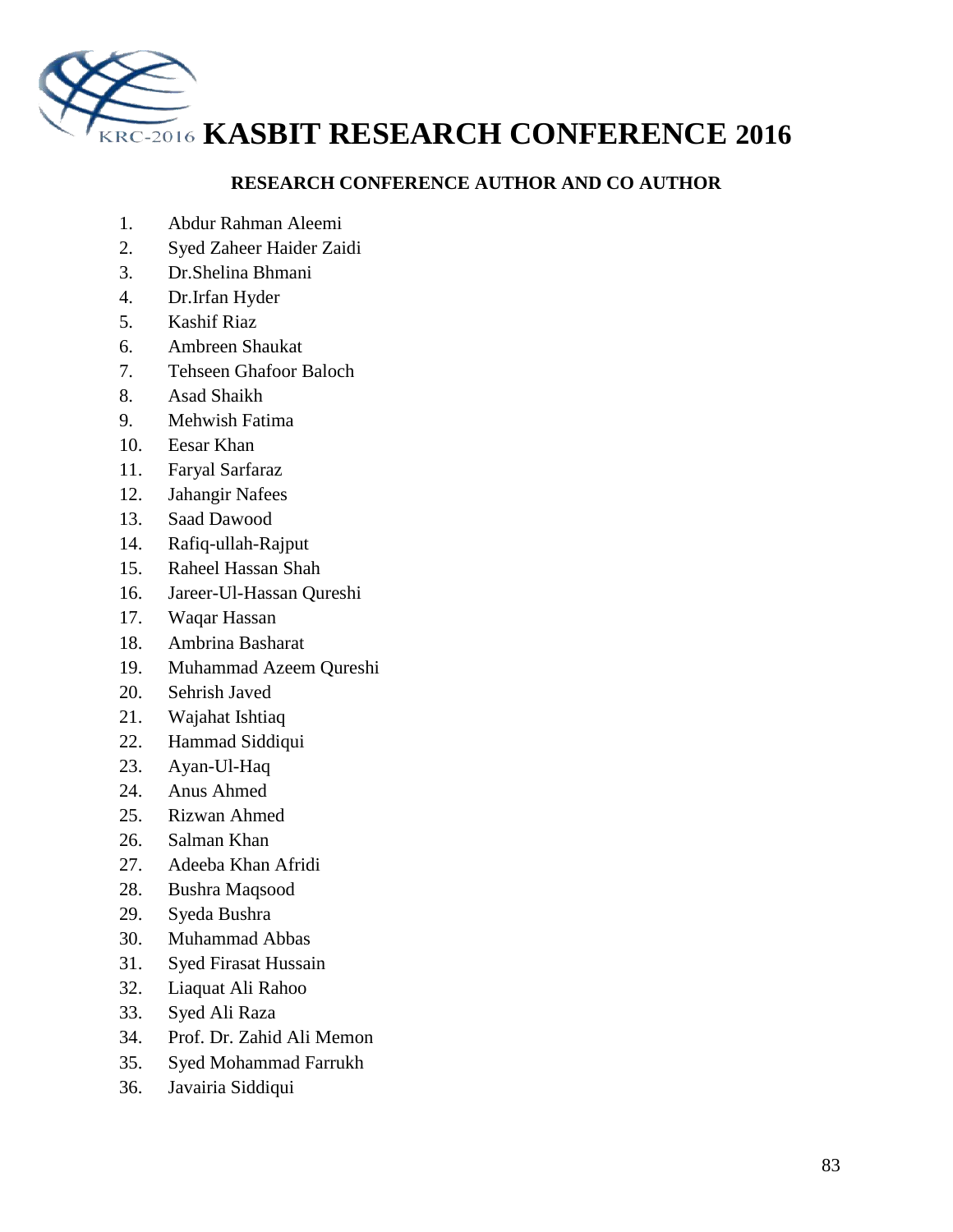# KASBIT RESEARCH CONFERENCE 2016

## RESEARCH CONFERENCE AUTHOR AND CO AUTHOR

1. Abdur Rahman Aleemi
2. Syed Zaheer Haider Zaidi
3. Dr.Shelina Bhmani
4. Dr.Irfan Hyder
5. Kashif Riaz
6. Ambreen Shaukat
7. Tehseen Ghafoor Baloch
8. Asad Shaikh
9. Mehwish Fatima
10. Eesar Khan
11. Faryal Sarfaraz
12. Jahangir Nafees
13. Saad Dawood
14. Rafiq-ullah-Rajput
15. Raheel Hassan Shah
16. Jareer-Ul-Hassan Qureshi
17. Waqar Hassan
18. Ambrina Basharat
19. Muhammad Azeem Qureshi
20. Sehrish Javed
21. Wajahat Ishtiaq
22. Hammad Siddiqui
23. Ayan-Ul-Haq
24. Anus Ahmed
25. Rizwan Ahmed
26. Salman Khan
27. Adeeba Khan Afridi
28. Bushra Maqsood
29. Syeda Bushra
30. Muhammad Abbas
31. Syed Firasat Hussain
32. Liaquat Ali Rahoo
33. Syed Ali Raza
34. Prof. Dr. Zahid Ali Memon
35. Syed Mohammad Farrukh
36. Javairia Siddiqui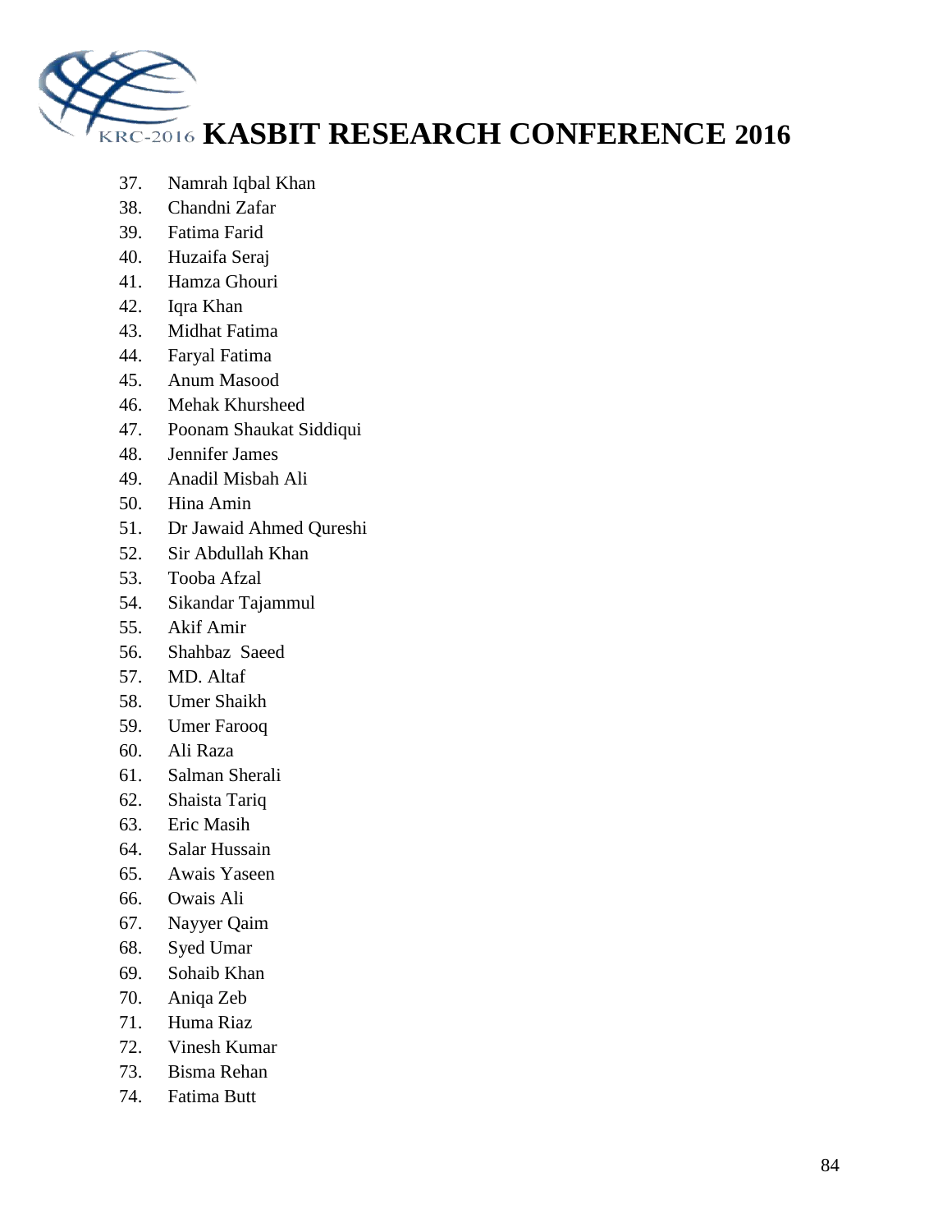37. Namrah Iqbal Khan
38. Chandni Zafar
39. Fatima Farid
40. Huzaifa Seraj
41. Hamza Ghouri
42. Iqra Khan
43. Midhat Fatima
44. Faryal Fatima
45. Anum Masood
46. Mehak Khursheed
47. Poonam Shaukat Siddiqui
48. Jennifer James
49. Anadil Misbah Ali
50. Hina Amin
51. Dr Jawaid Ahmed Qureshi
52. Sir Abdullah Khan
53. Tooba Afzal
54. Sikandar Tajammul
55. Akif Amir
56. Shahbaz Saeed
57. MD. Altaf
58. Umer Shaikh
59. Umer Farooq
60. Ali Raza
61. Salman Sherali
62. Shaista Tariq
63. Eric Masih
64. Salar Hussain
65. Awais Yaseen
66. Owais Ali
67. Nayyer Qaim
68. Syed Umar
69. Sohaib Khan
70. Aniqa Zeb
71. Huma Riaz
72. Vinesh Kumar
73. Bisma Rehan
74. Fatima Butt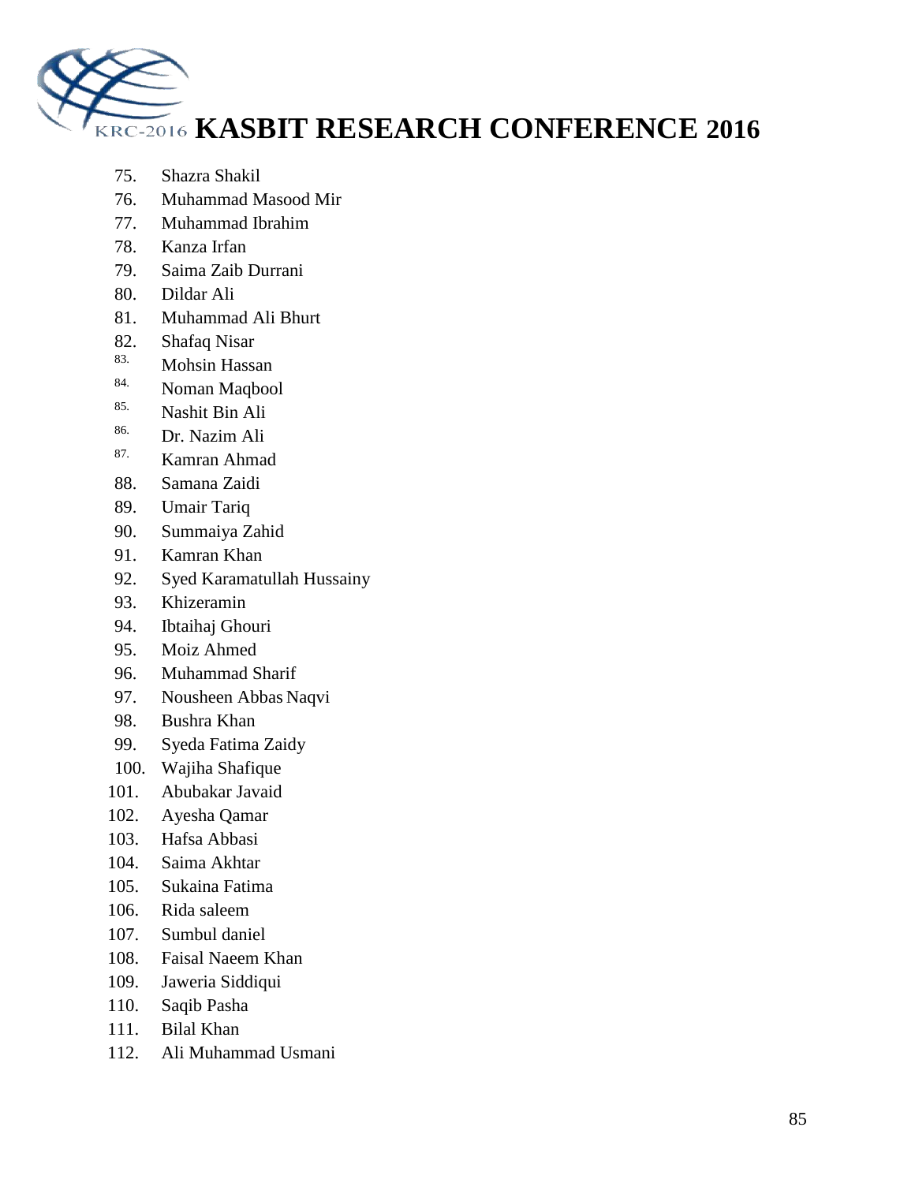75. Shazra Shakil
76. Muhammad Masood Mir
77. Muhammad Ibrahim
78. Kanza Irfan
79. Saima Zaib Durrani
80. Dildar Ali
81. Muhammad Ali Bhurt
82. Shafaq Nisar
83. Mohsin Hassan
84. Noman Maqbool
85. Nashit Bin Ali
86. Dr. Nazim Ali
87. Kamran Ahmad
88. Samana Zaidi
89. Umair Tariq
90. Summaiya Zahid
91. Kamran Khan
92. Syed Karamatullah Hussainy
93. Khizeramin
94. Ibtaihaj Ghouri
95. Moiz Ahmed
96. Muhammad Sharif
97. Nousheen Abbas Naqvi
98. Bushra Khan
99. Syeda Fatima Zaidy
100. Wajiha Shafique
101. Abubakar Javaid
102. Ayesha Qamar
103. Hafsa Abbasi
104. Saima Akhtar
105. Sukaina Fatima
106. Rida saleem
107. Sumbul daniel
108. Faisal Naeem Khan
109. Jaweria Siddiqui
110. Saqib Pasha
111. Bilal Khan
112. Ali Muhammad Usmani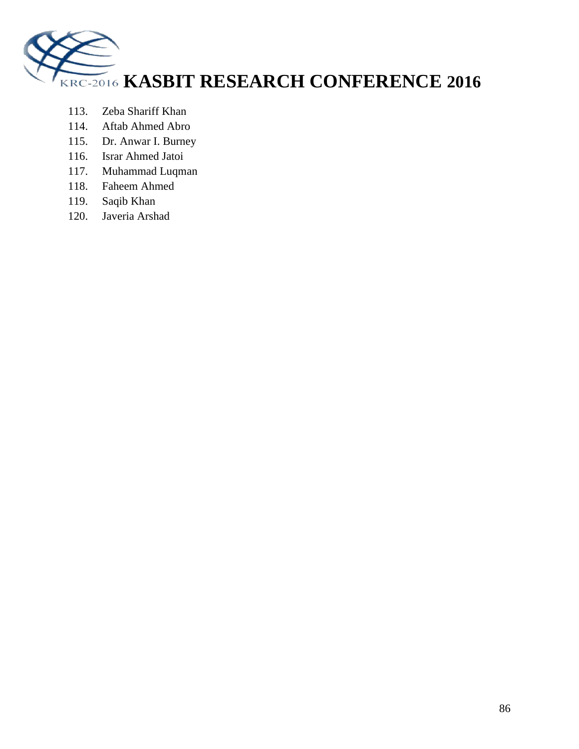113. Zeba Shariff Khan
114. Aftab Ahmed Abro
115. Dr. Anwar I. Burney
116. Israr Ahmed Jatoi
117. Muhammad Luqman
118. Faheem Ahmed
119. Saqib Khan
120. Javeria Arshad